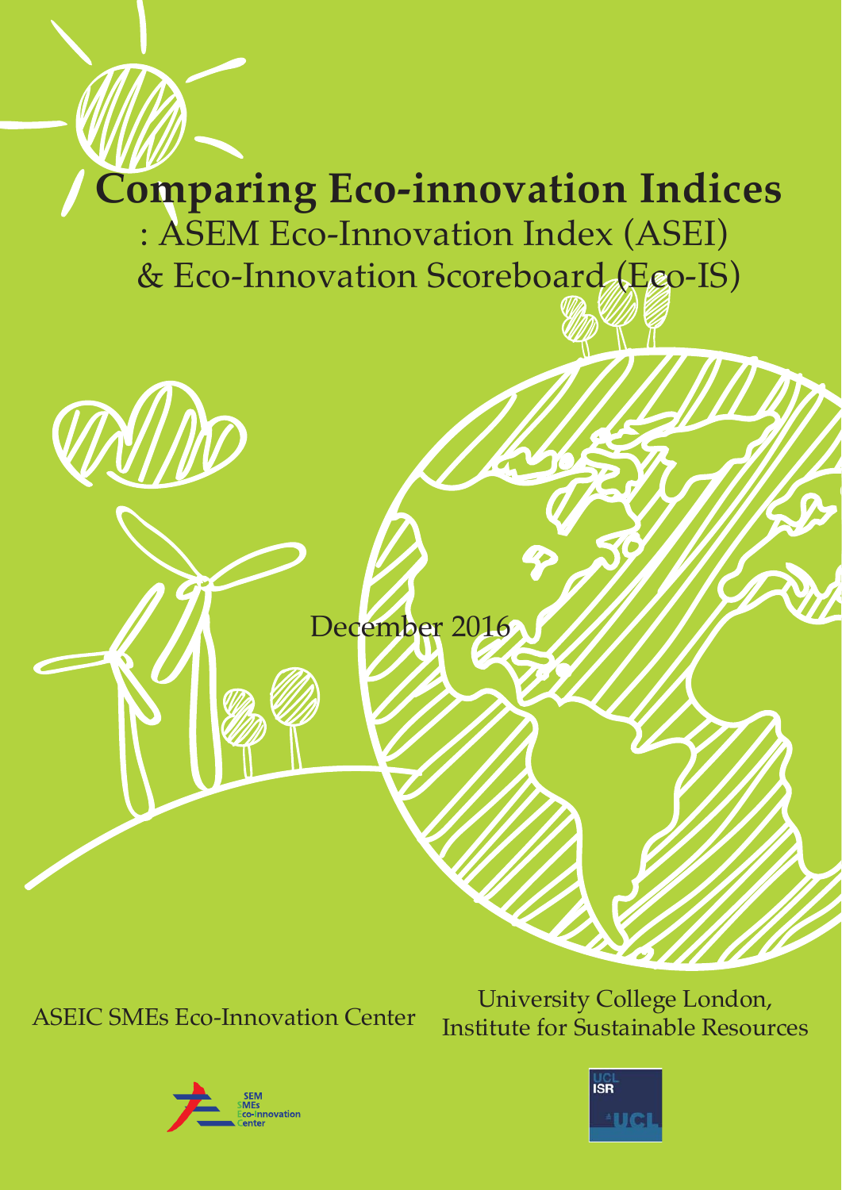# Comparing Eco-innovation Indices

## : ASEM Eco-Innovation Index (ASEI) & Eco-Innovation Scoreboard (Eco-IS)

December 2016

ASEIC SMEs Eco-Innovation Center

University College London, Institute for Sustainable Resources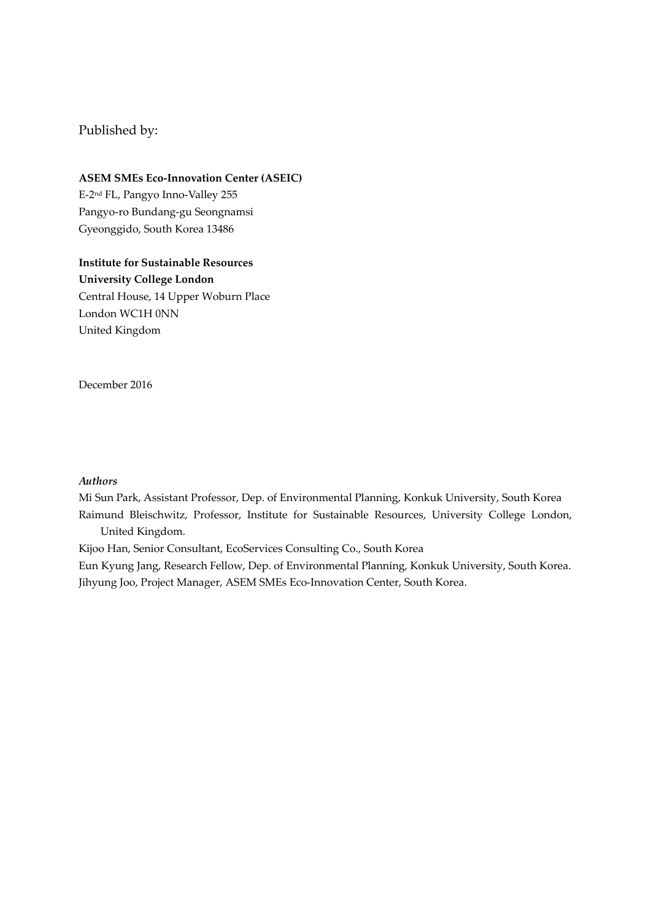Published by:

**ASEM SMEs Eco-Innovation Center (ASEIC)**
E-2nd FL, Pangyo Inno-Valley 255
Pangyo-ro Bundang-gu Seongnamsi
Gyeonggido, South Korea 13486

**Institute for Sustainable Resources**
**University College London**
Central House, 14 Upper Woburn Place
London WC1H 0NN
United Kingdom

December 2016

*Authors*

Mi Sun Park, Assistant Professor, Dep. of Environmental Planning, Konkuk University, South Korea
Raimund Bleischwitz, Professor, Institute for Sustainable Resources, University College London, United Kingdom.
Kijoo Han, Senior Consultant, EcoServices Consulting Co., South Korea
Eun Kyung Jang, Research Fellow, Dep. of Environmental Planning, Konkuk University, South Korea.
Jihyung Joo, Project Manager, ASEM SMEs Eco-Innovation Center, South Korea.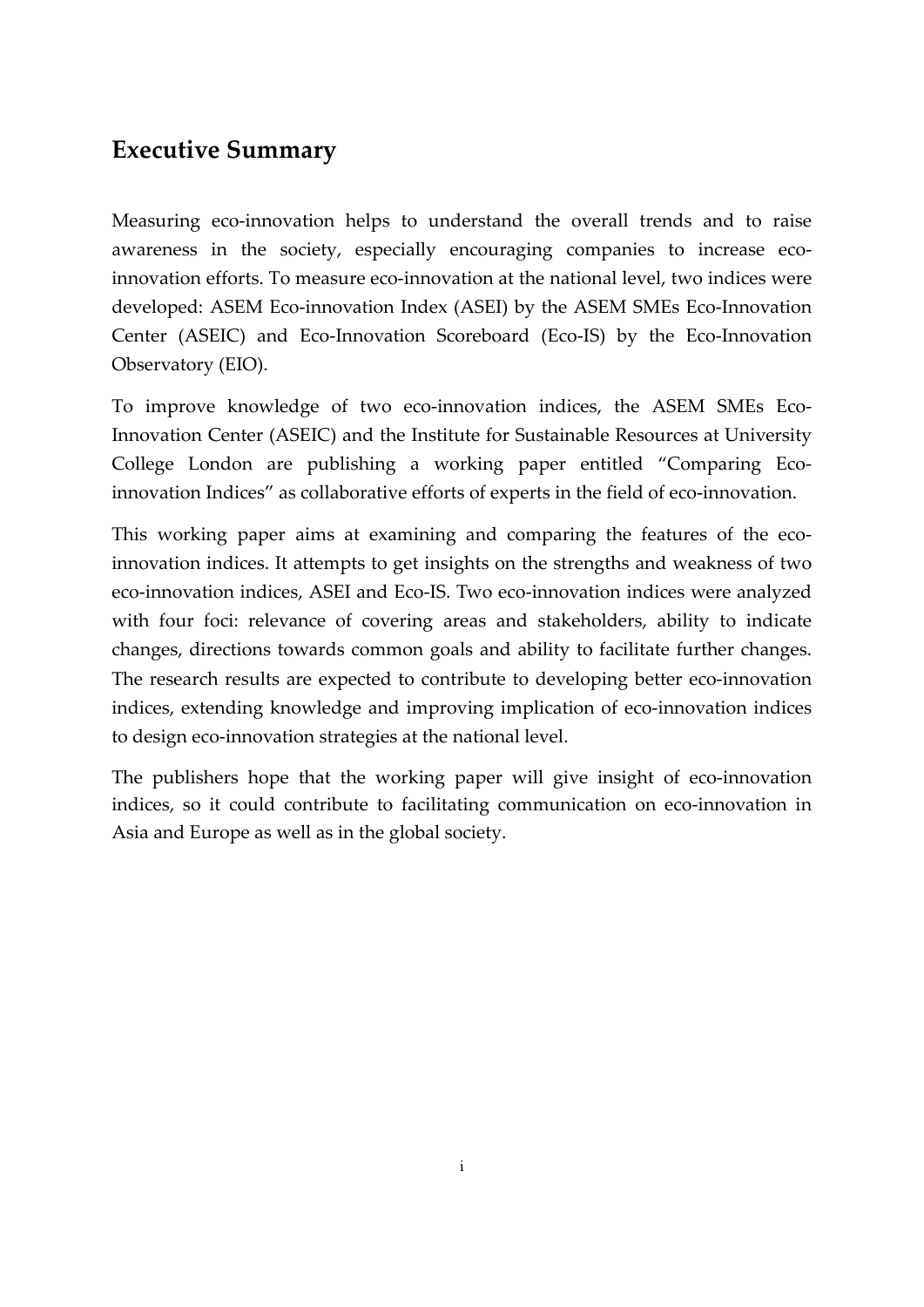## Executive Summary

Measuring eco-innovation helps to understand the overall trends and to raise awareness in the society, especially encouraging companies to increase eco-innovation efforts. To measure eco-innovation at the national level, two indices were developed: ASEM Eco-innovation Index (ASEI) by the ASEM SMEs Eco-Innovation Center (ASEIC) and Eco-Innovation Scoreboard (Eco-IS) by the Eco-Innovation Observatory (EIO).

To improve knowledge of two eco-innovation indices, the ASEM SMEs Eco-Innovation Center (ASEIC) and the Institute for Sustainable Resources at University College London are publishing a working paper entitled "Comparing Eco-innovation Indices" as collaborative efforts of experts in the field of eco-innovation.

This working paper aims at examining and comparing the features of the eco-innovation indices. It attempts to get insights on the strengths and weakness of two eco-innovation indices, ASEI and Eco-IS. Two eco-innovation indices were analyzed with four foci: relevance of covering areas and stakeholders, ability to indicate changes, directions towards common goals and ability to facilitate further changes. The research results are expected to contribute to developing better eco-innovation indices, extending knowledge and improving implication of eco-innovation indices to design eco-innovation strategies at the national level.

The publishers hope that the working paper will give insight of eco-innovation indices, so it could contribute to facilitating communication on eco-innovation in Asia and Europe as well as in the global society.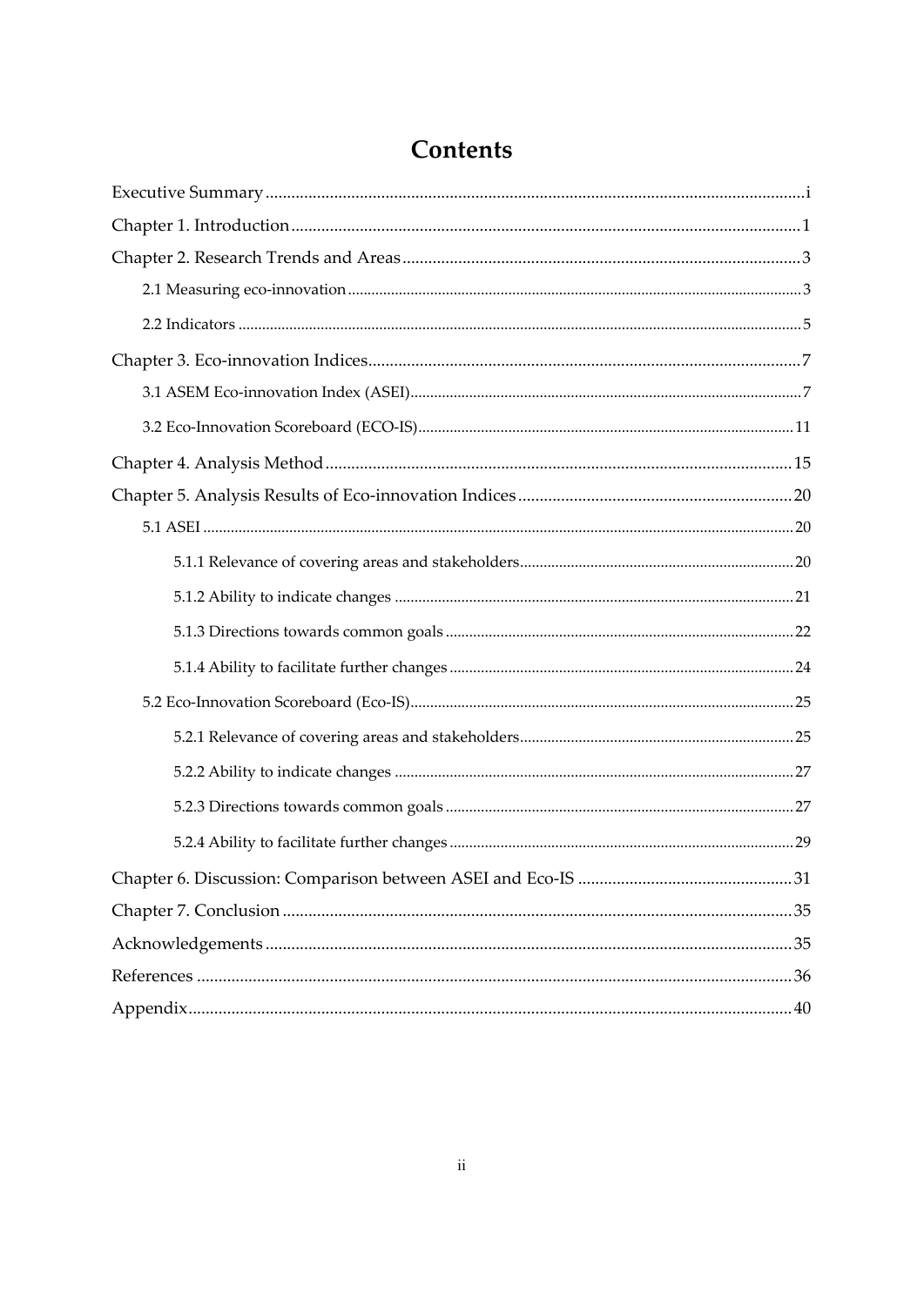# Contents

Executive Summary ........ i

Chapter 1. Introduction ........ 1

Chapter 2. Research Trends and Areas ........ 3

- 2.1 Measuring eco-innovation ........ 3
- 2.2 Indicators ........ 5

Chapter 3. Eco-innovation Indices ........ 7

- 3.1 ASEM Eco-innovation Index (ASEI) ........ 7
- 3.2 Eco-Innovation Scoreboard (ECO-IS) ........ 11

Chapter 4. Analysis Method ........ 15

Chapter 5. Analysis Results of Eco-innovation Indices ........ 20

- 5.1 ASEI ........ 20
  - 5.1.1 Relevance of covering areas and stakeholders ........ 20
  - 5.1.2 Ability to indicate changes ........ 21
  - 5.1.3 Directions towards common goals ........ 22
  - 5.1.4 Ability to facilitate further changes ........ 24
- 5.2 Eco-Innovation Scoreboard (Eco-IS) ........ 25
  - 5.2.1 Relevance of covering areas and stakeholders ........ 25
  - 5.2.2 Ability to indicate changes ........ 27
  - 5.2.3 Directions towards common goals ........ 27
  - 5.2.4 Ability to facilitate further changes ........ 29

Chapter 6. Discussion: Comparison between ASEI and Eco-IS ........ 31

Chapter 7. Conclusion ........ 35

Acknowledgements ........ 35

References ........ 36

Appendix ........ 40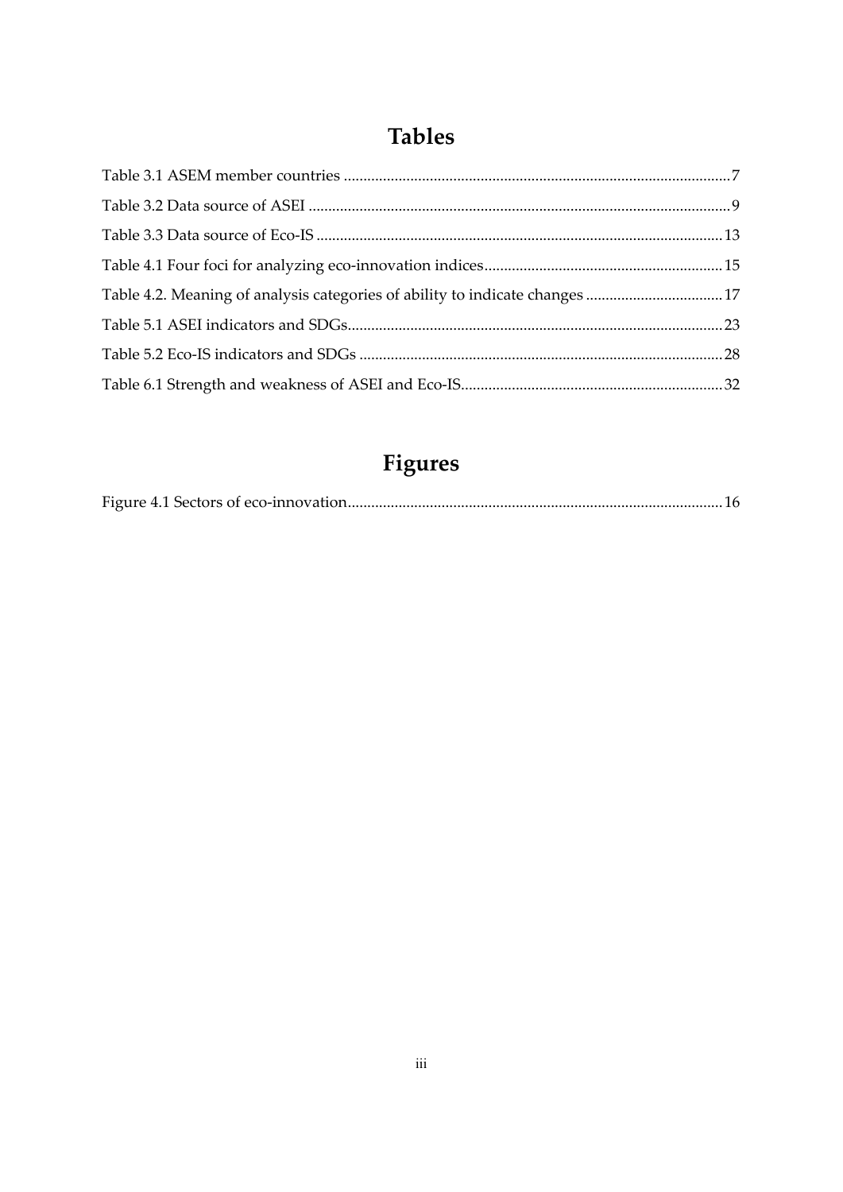# Tables

Table 3.1 ASEM member countries ..........7

Table 3.2 Data source of ASEI ..........9

Table 3.3 Data source of Eco-IS ..........13

Table 4.1 Four foci for analyzing eco-innovation indices ..........15

Table 4.2. Meaning of analysis categories of ability to indicate changes ..........17

Table 5.1 ASEI indicators and SDGs ..........23

Table 5.2 Eco-IS indicators and SDGs ..........28

Table 6.1 Strength and weakness of ASEI and Eco-IS ..........32

# Figures

Figure 4.1 Sectors of eco-innovation ..........16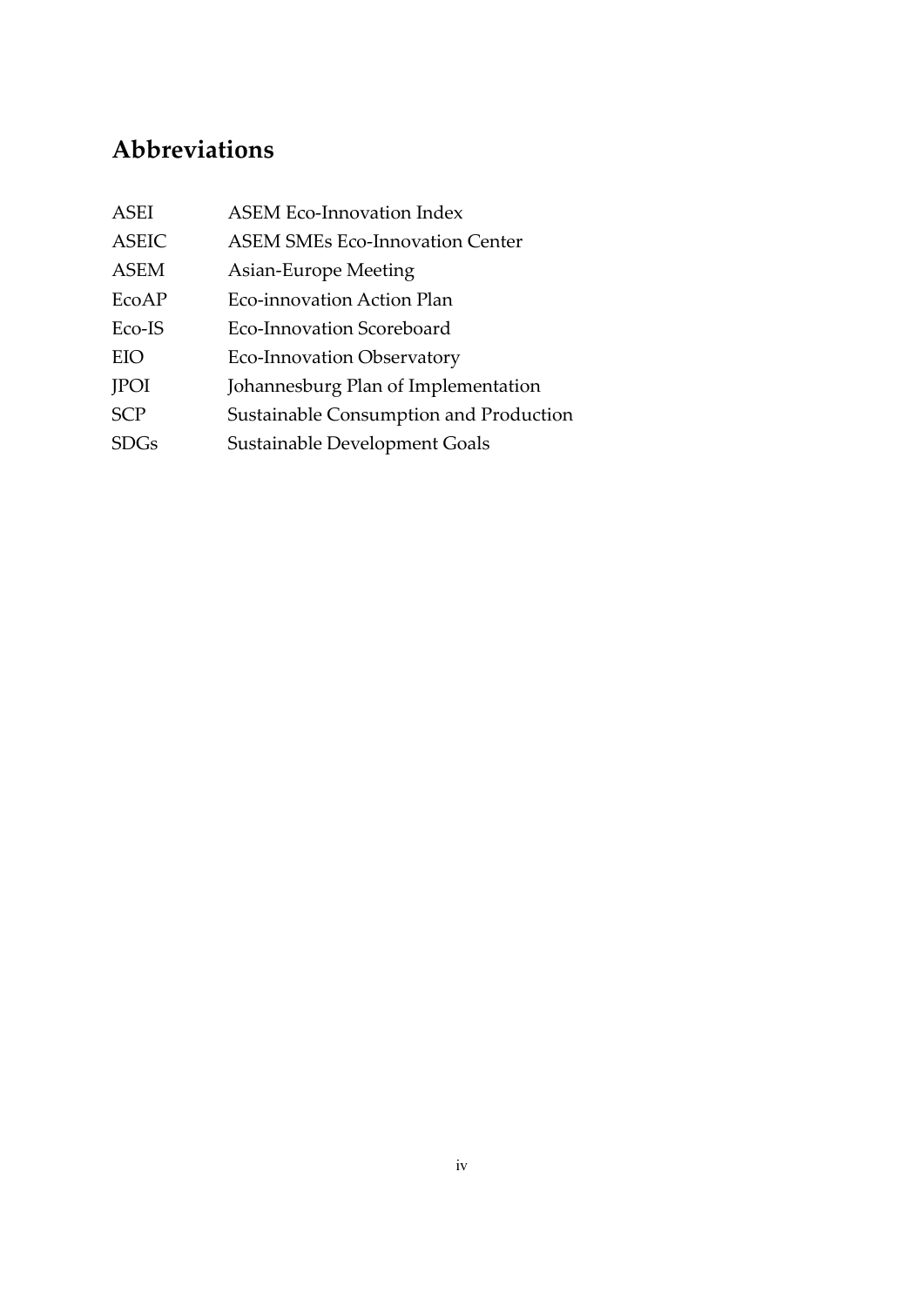## Abbreviations

| | |
|---|---|
| ASEI | ASEM Eco-Innovation Index |
| ASEIC | ASEM SMEs Eco-Innovation Center |
| ASEM | Asian-Europe Meeting |
| EcoAP | Eco-innovation Action Plan |
| Eco-IS | Eco-Innovation Scoreboard |
| EIO | Eco-Innovation Observatory |
| JPOI | Johannesburg Plan of Implementation |
| SCP | Sustainable Consumption and Production |
| SDGs | Sustainable Development Goals |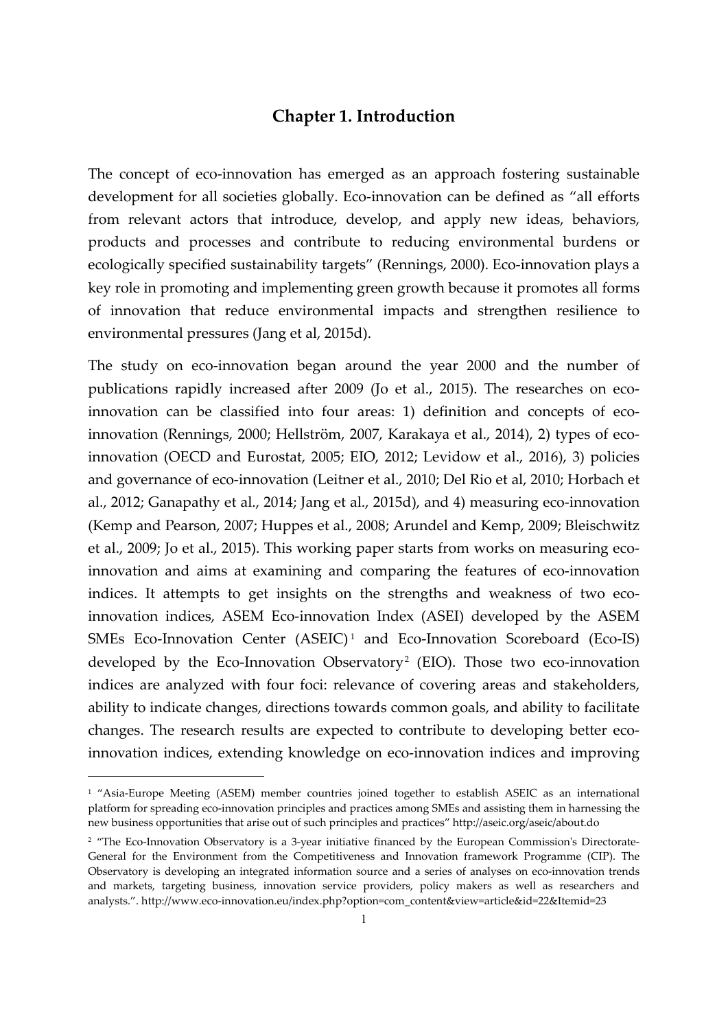# Chapter 1. Introduction

The concept of eco-innovation has emerged as an approach fostering sustainable development for all societies globally. Eco-innovation can be defined as "all efforts from relevant actors that introduce, develop, and apply new ideas, behaviors, products and processes and contribute to reducing environmental burdens or ecologically specified sustainability targets" (Rennings, 2000). Eco-innovation plays a key role in promoting and implementing green growth because it promotes all forms of innovation that reduce environmental impacts and strengthen resilience to environmental pressures (Jang et al, 2015d).

The study on eco-innovation began around the year 2000 and the number of publications rapidly increased after 2009 (Jo et al., 2015). The researches on eco-innovation can be classified into four areas: 1) definition and concepts of eco-innovation (Rennings, 2000; Hellström, 2007, Karakaya et al., 2014), 2) types of eco-innovation (OECD and Eurostat, 2005; EIO, 2012; Levidow et al., 2016), 3) policies and governance of eco-innovation (Leitner et al., 2010; Del Rio et al, 2010; Horbach et al., 2012; Ganapathy et al., 2014; Jang et al., 2015d), and 4) measuring eco-innovation (Kemp and Pearson, 2007; Huppes et al., 2008; Arundel and Kemp, 2009; Bleischwitz et al., 2009; Jo et al., 2015). This working paper starts from works on measuring eco-innovation and aims at examining and comparing the features of eco-innovation indices. It attempts to get insights on the strengths and weakness of two eco-innovation indices, ASEM Eco-innovation Index (ASEI) developed by the ASEM SMEs Eco-Innovation Center (ASEIC)[1] and Eco-Innovation Scoreboard (Eco-IS) developed by the Eco-Innovation Observatory[2] (EIO). Those two eco-innovation indices are analyzed with four foci: relevance of covering areas and stakeholders, ability to indicate changes, directions towards common goals, and ability to facilitate changes. The research results are expected to contribute to developing better eco-innovation indices, extending knowledge on eco-innovation indices and improving

[1] "Asia-Europe Meeting (ASEM) member countries joined together to establish ASEIC as an international platform for spreading eco-innovation principles and practices among SMEs and assisting them in harnessing the new business opportunities that arise out of such principles and practices" http://aseic.org/aseic/about.do

[2] "The Eco-Innovation Observatory is a 3-year initiative financed by the European Commission's Directorate-General for the Environment from the Competitiveness and Innovation framework Programme (CIP). The Observatory is developing an integrated information source and a series of analyses on eco-innovation trends and markets, targeting business, innovation service providers, policy makers as well as researchers and analysts.". http://www.eco-innovation.eu/index.php?option=com_content&view=article&id=22&Itemid=23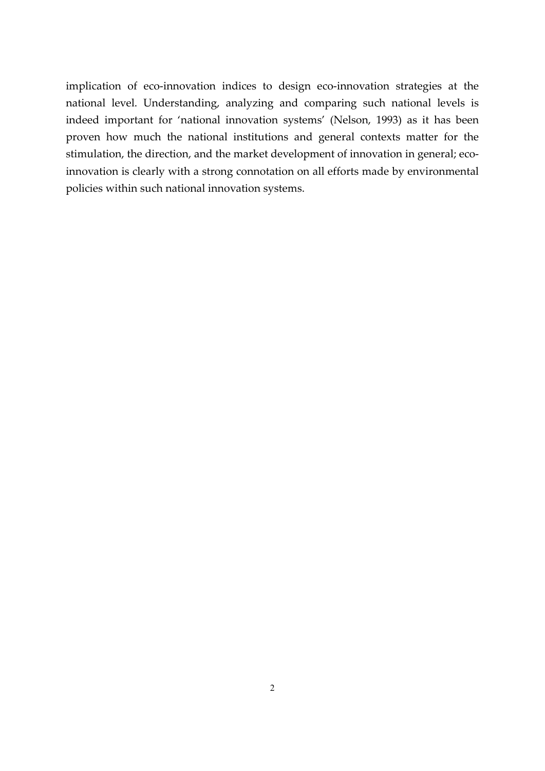implication of eco-innovation indices to design eco-innovation strategies at the national level. Understanding, analyzing and comparing such national levels is indeed important for 'national innovation systems' (Nelson, 1993) as it has been proven how much the national institutions and general contexts matter for the stimulation, the direction, and the market development of innovation in general; eco-innovation is clearly with a strong connotation on all efforts made by environmental policies within such national innovation systems.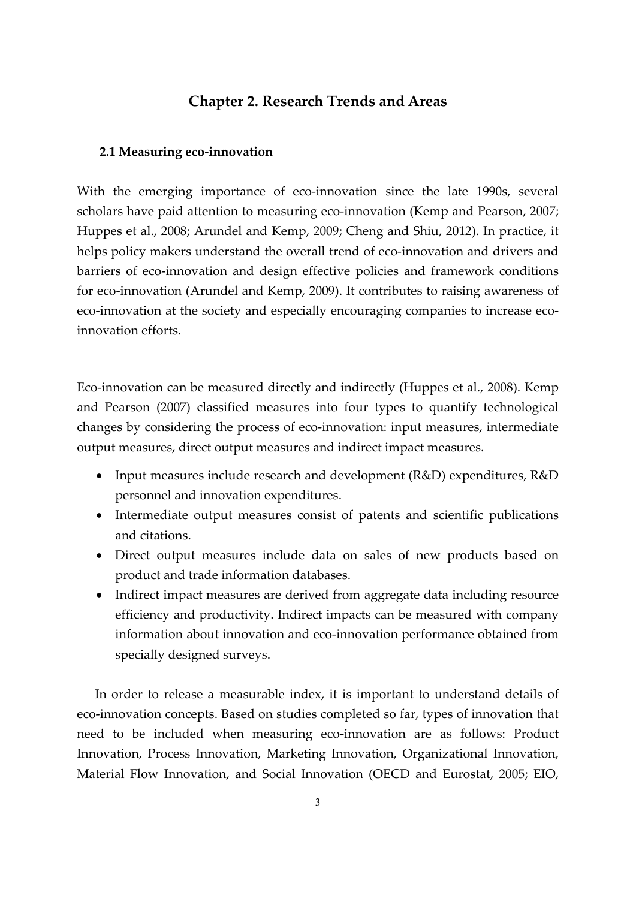# Chapter 2. Research Trends and Areas

## 2.1 Measuring eco-innovation

With the emerging importance of eco-innovation since the late 1990s, several scholars have paid attention to measuring eco-innovation (Kemp and Pearson, 2007; Huppes et al., 2008; Arundel and Kemp, 2009; Cheng and Shiu, 2012). In practice, it helps policy makers understand the overall trend of eco-innovation and drivers and barriers of eco-innovation and design effective policies and framework conditions for eco-innovation (Arundel and Kemp, 2009). It contributes to raising awareness of eco-innovation at the society and especially encouraging companies to increase eco-innovation efforts.

Eco-innovation can be measured directly and indirectly (Huppes et al., 2008). Kemp and Pearson (2007) classified measures into four types to quantify technological changes by considering the process of eco-innovation: input measures, intermediate output measures, direct output measures and indirect impact measures.

- Input measures include research and development (R&D) expenditures, R&D personnel and innovation expenditures.
- Intermediate output measures consist of patents and scientific publications and citations.
- Direct output measures include data on sales of new products based on product and trade information databases.
- Indirect impact measures are derived from aggregate data including resource efficiency and productivity. Indirect impacts can be measured with company information about innovation and eco-innovation performance obtained from specially designed surveys.

In order to release a measurable index, it is important to understand details of eco-innovation concepts. Based on studies completed so far, types of innovation that need to be included when measuring eco-innovation are as follows: Product Innovation, Process Innovation, Marketing Innovation, Organizational Innovation, Material Flow Innovation, and Social Innovation (OECD and Eurostat, 2005; EIO,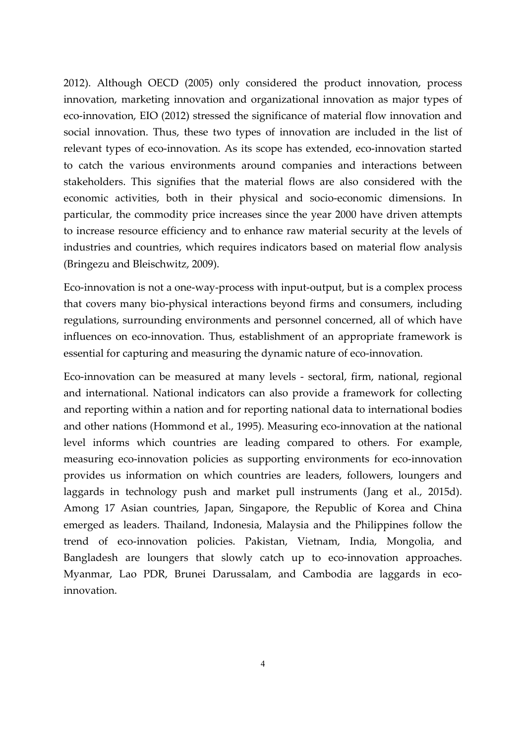2012). Although OECD (2005) only considered the product innovation, process innovation, marketing innovation and organizational innovation as major types of eco-innovation, EIO (2012) stressed the significance of material flow innovation and social innovation. Thus, these two types of innovation are included in the list of relevant types of eco-innovation. As its scope has extended, eco-innovation started to catch the various environments around companies and interactions between stakeholders. This signifies that the material flows are also considered with the economic activities, both in their physical and socio-economic dimensions. In particular, the commodity price increases since the year 2000 have driven attempts to increase resource efficiency and to enhance raw material security at the levels of industries and countries, which requires indicators based on material flow analysis (Bringezu and Bleischwitz, 2009).

Eco-innovation is not a one-way-process with input-output, but is a complex process that covers many bio-physical interactions beyond firms and consumers, including regulations, surrounding environments and personnel concerned, all of which have influences on eco-innovation. Thus, establishment of an appropriate framework is essential for capturing and measuring the dynamic nature of eco-innovation.

Eco-innovation can be measured at many levels - sectoral, firm, national, regional and international. National indicators can also provide a framework for collecting and reporting within a nation and for reporting national data to international bodies and other nations (Hommond et al., 1995). Measuring eco-innovation at the national level informs which countries are leading compared to others. For example, measuring eco-innovation policies as supporting environments for eco-innovation provides us information on which countries are leaders, followers, loungers and laggards in technology push and market pull instruments (Jang et al., 2015d). Among 17 Asian countries, Japan, Singapore, the Republic of Korea and China emerged as leaders. Thailand, Indonesia, Malaysia and the Philippines follow the trend of eco-innovation policies. Pakistan, Vietnam, India, Mongolia, and Bangladesh are loungers that slowly catch up to eco-innovation approaches. Myanmar, Lao PDR, Brunei Darussalam, and Cambodia are laggards in eco-innovation.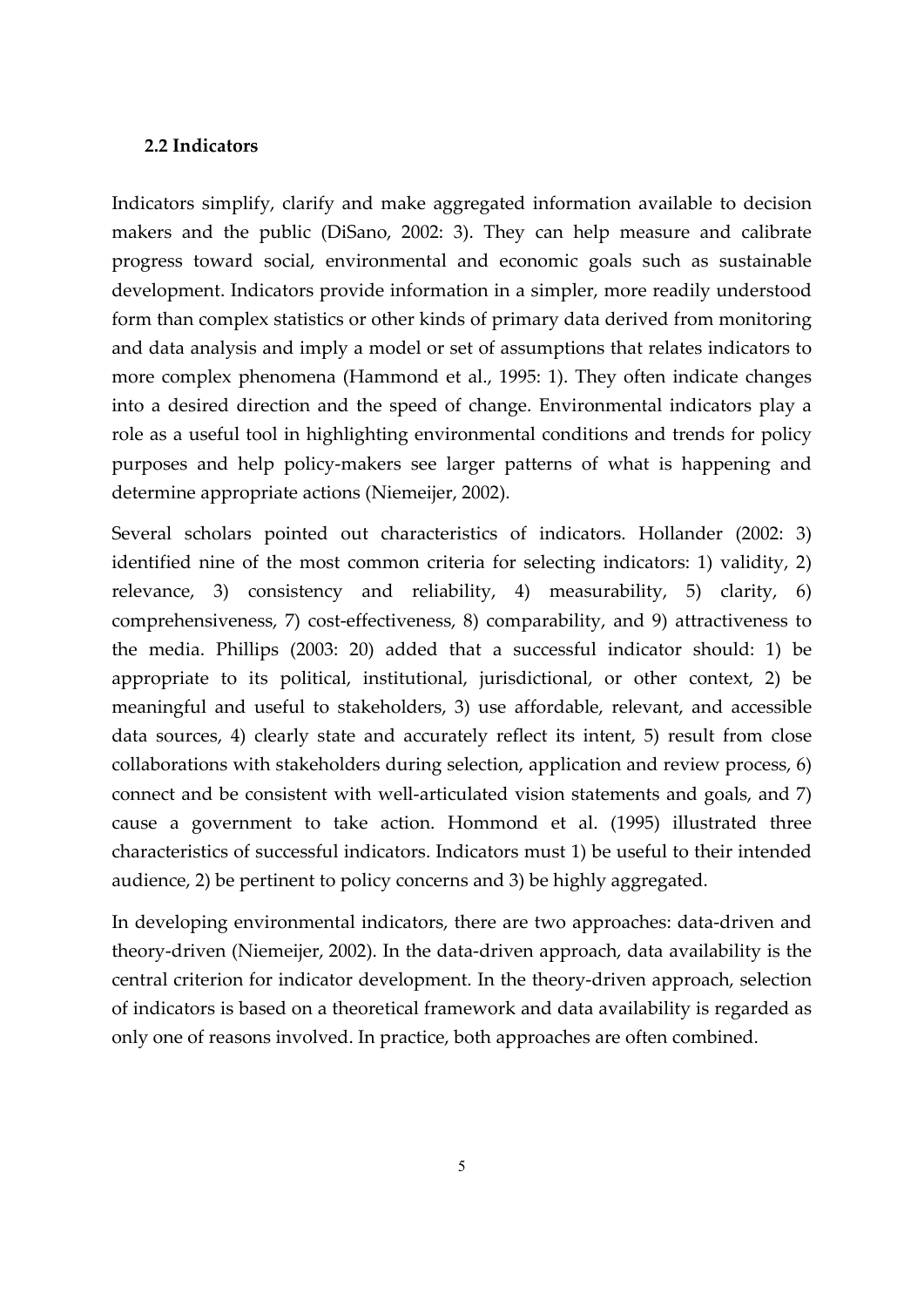### 2.2 Indicators

Indicators simplify, clarify and make aggregated information available to decision makers and the public (DiSano, 2002: 3). They can help measure and calibrate progress toward social, environmental and economic goals such as sustainable development. Indicators provide information in a simpler, more readily understood form than complex statistics or other kinds of primary data derived from monitoring and data analysis and imply a model or set of assumptions that relates indicators to more complex phenomena (Hammond et al., 1995: 1). They often indicate changes into a desired direction and the speed of change. Environmental indicators play a role as a useful tool in highlighting environmental conditions and trends for policy purposes and help policy-makers see larger patterns of what is happening and determine appropriate actions (Niemeijer, 2002).

Several scholars pointed out characteristics of indicators. Hollander (2002: 3) identified nine of the most common criteria for selecting indicators: 1) validity, 2) relevance, 3) consistency and reliability, 4) measurability, 5) clarity, 6) comprehensiveness, 7) cost-effectiveness, 8) comparability, and 9) attractiveness to the media. Phillips (2003: 20) added that a successful indicator should: 1) be appropriate to its political, institutional, jurisdictional, or other context, 2) be meaningful and useful to stakeholders, 3) use affordable, relevant, and accessible data sources, 4) clearly state and accurately reflect its intent, 5) result from close collaborations with stakeholders during selection, application and review process, 6) connect and be consistent with well-articulated vision statements and goals, and 7) cause a government to take action. Hommond et al. (1995) illustrated three characteristics of successful indicators. Indicators must 1) be useful to their intended audience, 2) be pertinent to policy concerns and 3) be highly aggregated.

In developing environmental indicators, there are two approaches: data-driven and theory-driven (Niemeijer, 2002). In the data-driven approach, data availability is the central criterion for indicator development. In the theory-driven approach, selection of indicators is based on a theoretical framework and data availability is regarded as only one of reasons involved. In practice, both approaches are often combined.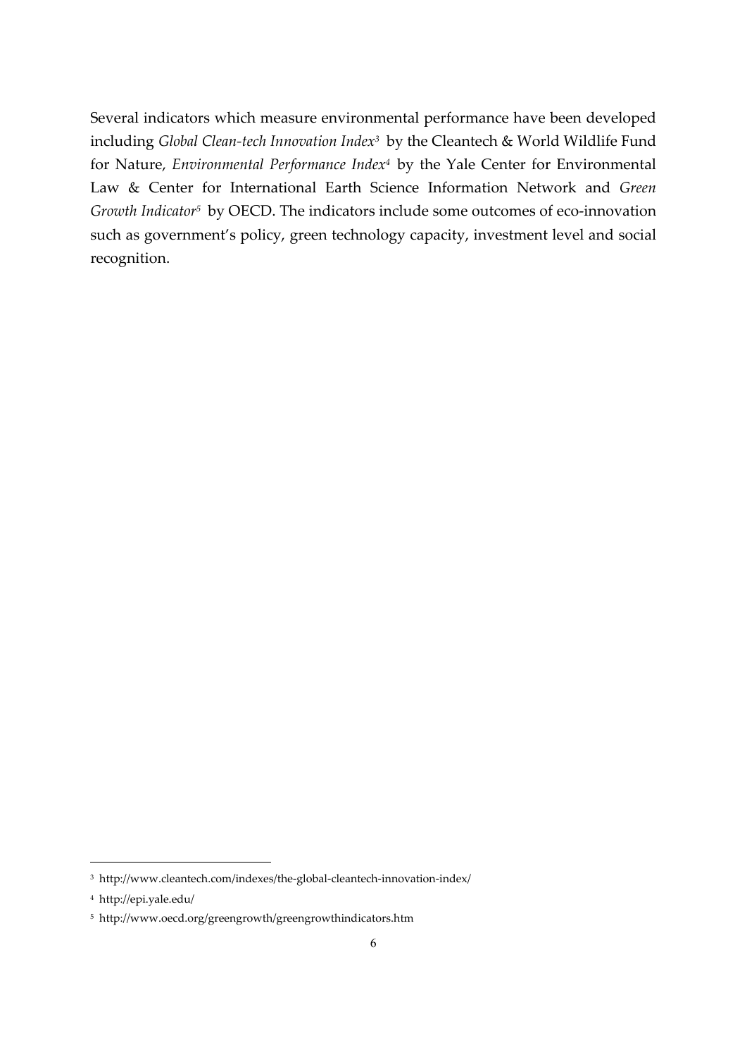Several indicators which measure environmental performance have been developed including *Global Clean-tech Innovation Index*[3] by the Cleantech & World Wildlife Fund for Nature, *Environmental Performance Index*[4] by the Yale Center for Environmental Law & Center for International Earth Science Information Network and *Green Growth Indicator*[5] by OECD. The indicators include some outcomes of eco-innovation such as government's policy, green technology capacity, investment level and social recognition.

---

[3] http://www.cleantech.com/indexes/the-global-cleantech-innovation-index/

[4] http://epi.yale.edu/

[5] http://www.oecd.org/greengrowth/greengrowthindicators.htm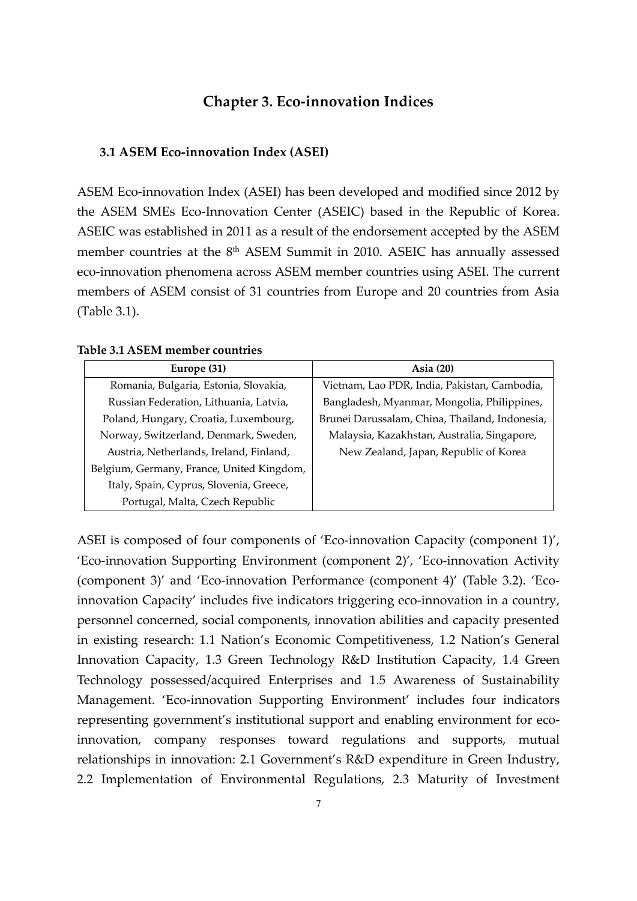# Chapter 3. Eco-innovation Indices

## 3.1 ASEM Eco-innovation Index (ASEI)

ASEM Eco-innovation Index (ASEI) has been developed and modified since 2012 by the ASEM SMEs Eco-Innovation Center (ASEIC) based in the Republic of Korea. ASEIC was established in 2011 as a result of the endorsement accepted by the ASEM member countries at the 8th ASEM Summit in 2010. ASEIC has annually assessed eco-innovation phenomena across ASEM member countries using ASEI. The current members of ASEM consist of 31 countries from Europe and 20 countries from Asia (Table 3.1).

**Table 3.1 ASEM member countries**

| Europe (31) | Asia (20) |
|---|---|
| Romania, Bulgaria, Estonia, Slovakia, Russian Federation, Lithuania, Latvia, Poland, Hungary, Croatia, Luxembourg, Norway, Switzerland, Denmark, Sweden, Austria, Netherlands, Ireland, Finland, Belgium, Germany, France, United Kingdom, Italy, Spain, Cyprus, Slovenia, Greece, Portugal, Malta, Czech Republic | Vietnam, Lao PDR, India, Pakistan, Cambodia, Bangladesh, Myanmar, Mongolia, Philippines, Brunei Darussalam, China, Thailand, Indonesia, Malaysia, Kazakhstan, Australia, Singapore, New Zealand, Japan, Republic of Korea |

ASEI is composed of four components of 'Eco-innovation Capacity (component 1)', 'Eco-innovation Supporting Environment (component 2)', 'Eco-innovation Activity (component 3)' and 'Eco-innovation Performance (component 4)' (Table 3.2). 'Eco-innovation Capacity' includes five indicators triggering eco-innovation in a country, personnel concerned, social components, innovation abilities and capacity presented in existing research: 1.1 Nation's Economic Competitiveness, 1.2 Nation's General Innovation Capacity, 1.3 Green Technology R&D Institution Capacity, 1.4 Green Technology possessed/acquired Enterprises and 1.5 Awareness of Sustainability Management. 'Eco-innovation Supporting Environment' includes four indicators representing government's institutional support and enabling environment for eco-innovation, company responses toward regulations and supports, mutual relationships in innovation: 2.1 Government's R&D expenditure in Green Industry, 2.2 Implementation of Environmental Regulations, 2.3 Maturity of Investment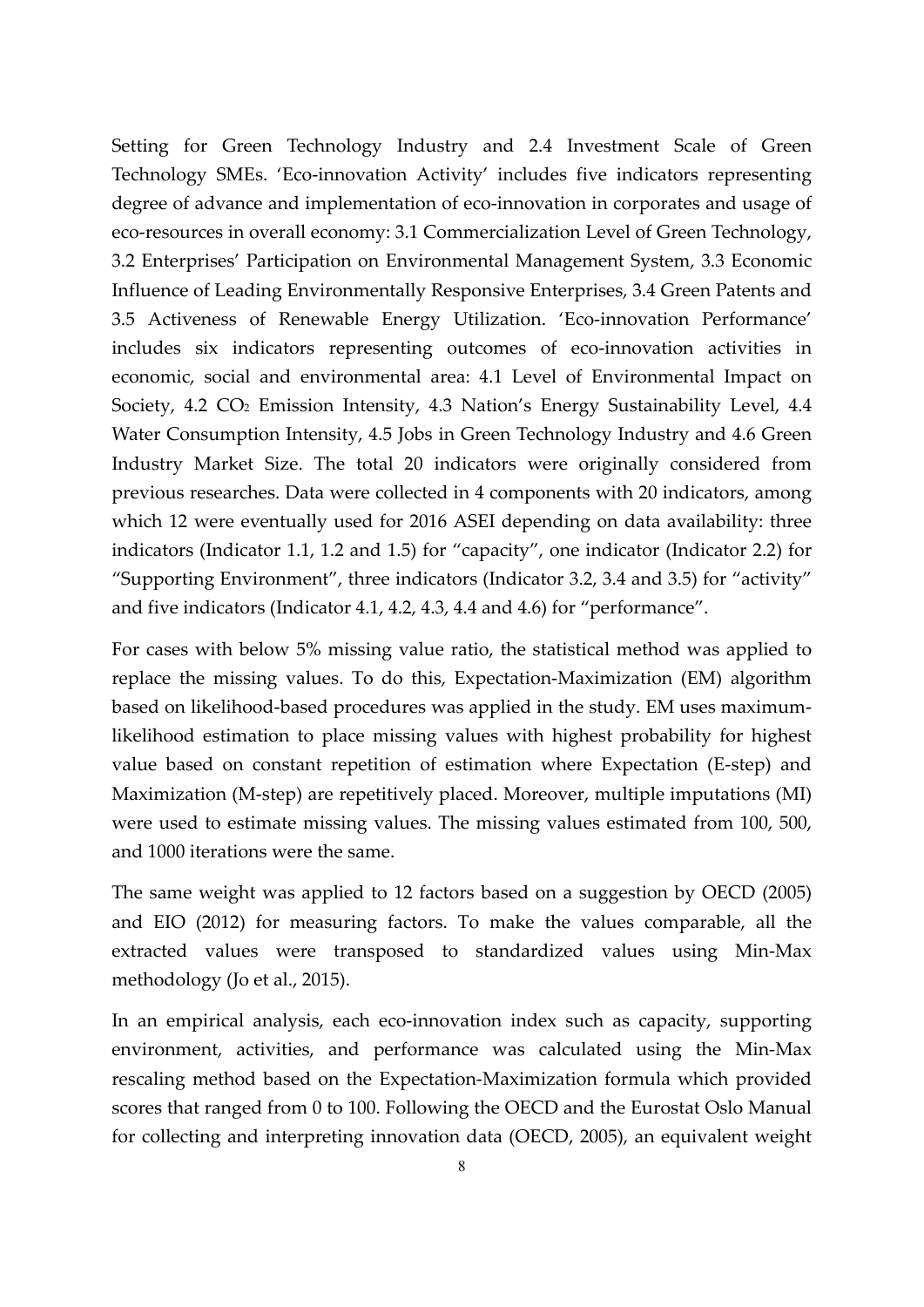Setting for Green Technology Industry and 2.4 Investment Scale of Green Technology SMEs. 'Eco-innovation Activity' includes five indicators representing degree of advance and implementation of eco-innovation in corporates and usage of eco-resources in overall economy: 3.1 Commercialization Level of Green Technology, 3.2 Enterprises' Participation on Environmental Management System, 3.3 Economic Influence of Leading Environmentally Responsive Enterprises, 3.4 Green Patents and 3.5 Activeness of Renewable Energy Utilization. 'Eco-innovation Performance' includes six indicators representing outcomes of eco-innovation activities in economic, social and environmental area: 4.1 Level of Environmental Impact on Society, 4.2 $CO_2$ Emission Intensity, 4.3 Nation's Energy Sustainability Level, 4.4 Water Consumption Intensity, 4.5 Jobs in Green Technology Industry and 4.6 Green Industry Market Size. The total 20 indicators were originally considered from previous researches. Data were collected in 4 components with 20 indicators, among which 12 were eventually used for 2016 ASEI depending on data availability: three indicators (Indicator 1.1, 1.2 and 1.5) for "capacity", one indicator (Indicator 2.2) for "Supporting Environment", three indicators (Indicator 3.2, 3.4 and 3.5) for "activity" and five indicators (Indicator 4.1, 4.2, 4.3, 4.4 and 4.6) for "performance".

For cases with below 5% missing value ratio, the statistical method was applied to replace the missing values. To do this, Expectation-Maximization (EM) algorithm based on likelihood-based procedures was applied in the study. EM uses maximum-likelihood estimation to place missing values with highest probability for highest value based on constant repetition of estimation where Expectation (E-step) and Maximization (M-step) are repetitively placed. Moreover, multiple imputations (MI) were used to estimate missing values. The missing values estimated from 100, 500, and 1000 iterations were the same.

The same weight was applied to 12 factors based on a suggestion by OECD (2005) and EIO (2012) for measuring factors. To make the values comparable, all the extracted values were transposed to standardized values using Min-Max methodology (Jo et al., 2015).

In an empirical analysis, each eco-innovation index such as capacity, supporting environment, activities, and performance was calculated using the Min-Max rescaling method based on the Expectation-Maximization formula which provided scores that ranged from 0 to 100. Following the OECD and the Eurostat Oslo Manual for collecting and interpreting innovation data (OECD, 2005), an equivalent weight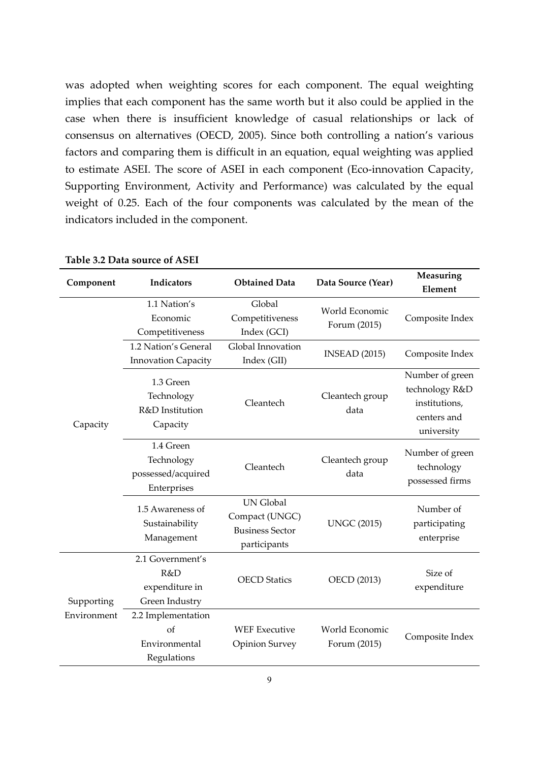was adopted when weighting scores for each component. The equal weighting implies that each component has the same worth but it also could be applied in the case when there is insufficient knowledge of casual relationships or lack of consensus on alternatives (OECD, 2005). Since both controlling a nation's various factors and comparing them is difficult in an equation, equal weighting was applied to estimate ASEI. The score of ASEI in each component (Eco-innovation Capacity, Supporting Environment, Activity and Performance) was calculated by the equal weight of 0.25. Each of the four components was calculated by the mean of the indicators included in the component.

**Table 3.2 Data source of ASEI**

| Component | Indicators | Obtained Data | Data Source (Year) | Measuring Element |
|---|---|---|---|---|
| Capacity | 1.1 Nation's Economic Competitiveness | Global Competitiveness Index (GCI) | World Economic Forum (2015) | Composite Index |
| | 1.2 Nation's General Innovation Capacity | Global Innovation Index (GII) | INSEAD (2015) | Composite Index |
| | 1.3 Green Technology R&D Institution Capacity | Cleantech | Cleantech group data | Number of green technology R&D institutions, centers and university |
| | 1.4 Green Technology possessed/acquired Enterprises | Cleantech | Cleantech group data | Number of green technology possessed firms |
| | 1.5 Awareness of Sustainability Management | UN Global Compact (UNGC) Business Sector participants | UNGC (2015) | Number of participating enterprise |
| Supporting Environment | 2.1 Government's R&D expenditure in Green Industry | OECD Statics | OECD (2013) | Size of expenditure |
| | 2.2 Implementation of Environmental Regulations | WEF Executive Opinion Survey | World Economic Forum (2015) | Composite Index |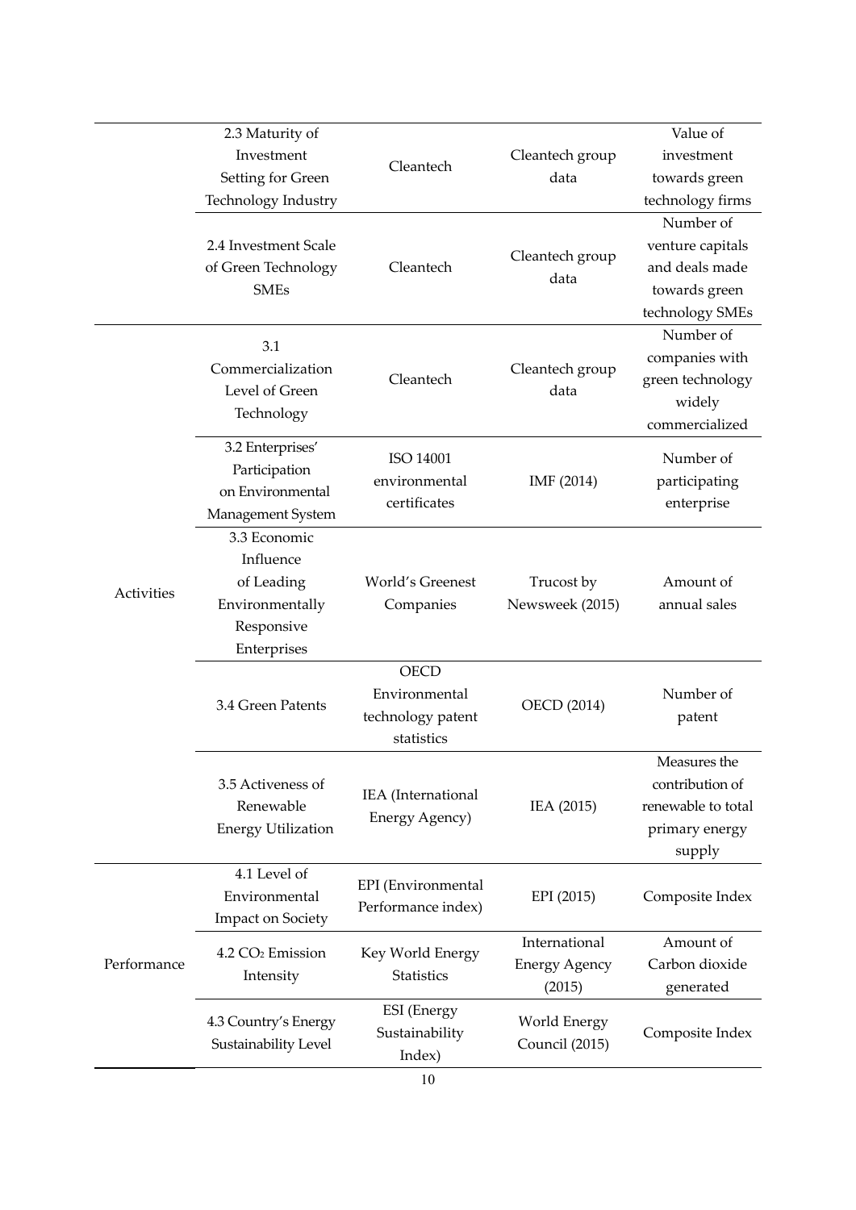| | | | | |
|---|---|---|---|---|
| | 2.3 Maturity of Investment Setting for Green Technology Industry | Cleantech | Cleantech group data | Value of investment towards green technology firms |
| | 2.4 Investment Scale of Green Technology SMEs | Cleantech | Cleantech group data | Number of venture capitals and deals made towards green technology SMEs |
| Activities | 3.1 Commercialization Level of Green Technology | Cleantech | Cleantech group data | Number of companies with green technology widely commercialized |
| | 3.2 Enterprises' Participation on Environmental Management System | ISO 14001 environmental certificates | IMF (2014) | Number of participating enterprise |
| | 3.3 Economic Influence of Leading Environmentally Responsive Enterprises | World's Greenest Companies | Trucost by Newsweek (2015) | Amount of annual sales |
| | 3.4 Green Patents | OECD Environmental technology patent statistics | OECD (2014) | Number of patent |
| | 3.5 Activeness of Renewable Energy Utilization | IEA (International Energy Agency) | IEA (2015) | Measures the contribution of renewable to total primary energy supply |
| Performance | 4.1 Level of Environmental Impact on Society | EPI (Environmental Performance index) | EPI (2015) | Composite Index |
| | 4.2 $CO_2$ Emission Intensity | Key World Energy Statistics | International Energy Agency (2015) | Amount of Carbon dioxide generated |
| | 4.3 Country's Energy Sustainability Level | ESI (Energy Sustainability Index) | World Energy Council (2015) | Composite Index |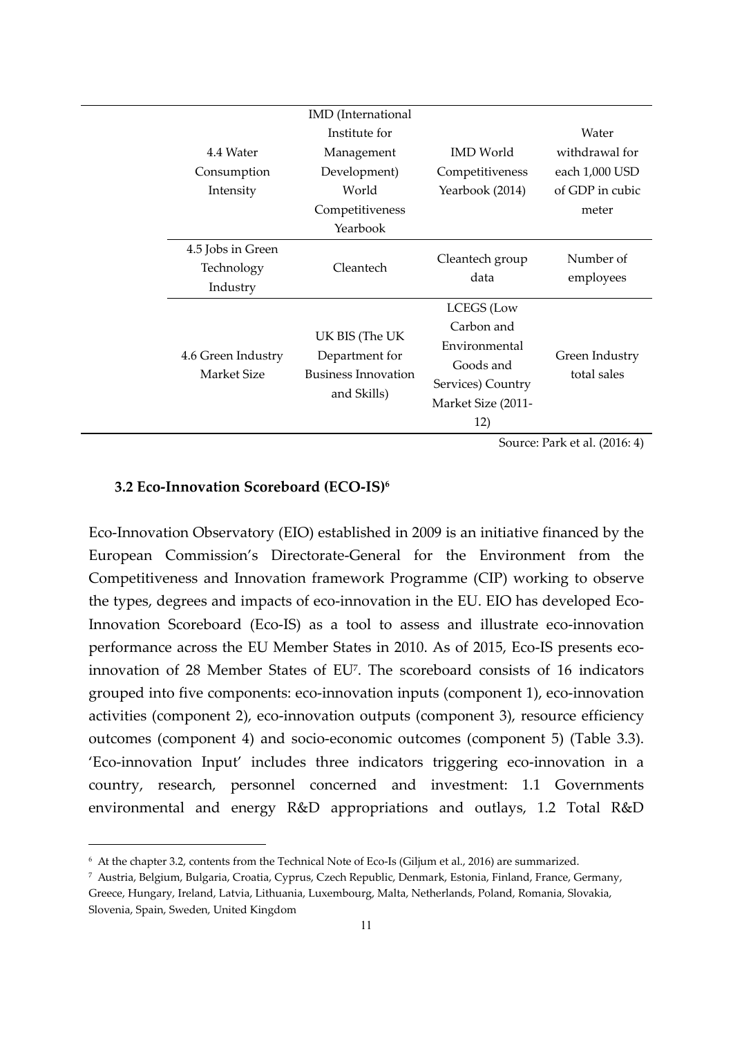| | | | |
|---|---|---|---|
| 4.4 Water Consumption Intensity | IMD (International Institute for Management Development) World Competitiveness Yearbook | IMD World Competitiveness Yearbook (2014) | Water withdrawal for each 1,000 USD of GDP in cubic meter |
| 4.5 Jobs in Green Technology Industry | Cleantech | Cleantech group data | Number of employees |
| 4.6 Green Industry Market Size | UK BIS (The UK Department for Business Innovation and Skills) | LCEGS (Low Carbon and Environmental Goods and Services) Country Market Size (2011-12) | Green Industry total sales |

Source: Park et al. (2016: 4)

### 3.2 Eco-Innovation Scoreboard (ECO-IS)[6]

Eco-Innovation Observatory (EIO) established in 2009 is an initiative financed by the European Commission's Directorate-General for the Environment from the Competitiveness and Innovation framework Programme (CIP) working to observe the types, degrees and impacts of eco-innovation in the EU. EIO has developed Eco-Innovation Scoreboard (Eco-IS) as a tool to assess and illustrate eco-innovation performance across the EU Member States in 2010. As of 2015, Eco-IS presents eco-innovation of 28 Member States of EU[7]. The scoreboard consists of 16 indicators grouped into five components: eco-innovation inputs (component 1), eco-innovation activities (component 2), eco-innovation outputs (component 3), resource efficiency outcomes (component 4) and socio-economic outcomes (component 5) (Table 3.3). 'Eco-innovation Input' includes three indicators triggering eco-innovation in a country, research, personnel concerned and investment: 1.1 Governments environmental and energy R&D appropriations and outlays, 1.2 Total R&D

---

[6] At the chapter 3.2, contents from the Technical Note of Eco-Is (Giljum et al., 2016) are summarized.

[7] Austria, Belgium, Bulgaria, Croatia, Cyprus, Czech Republic, Denmark, Estonia, Finland, France, Germany, Greece, Hungary, Ireland, Latvia, Lithuania, Luxembourg, Malta, Netherlands, Poland, Romania, Slovakia, Slovenia, Spain, Sweden, United Kingdom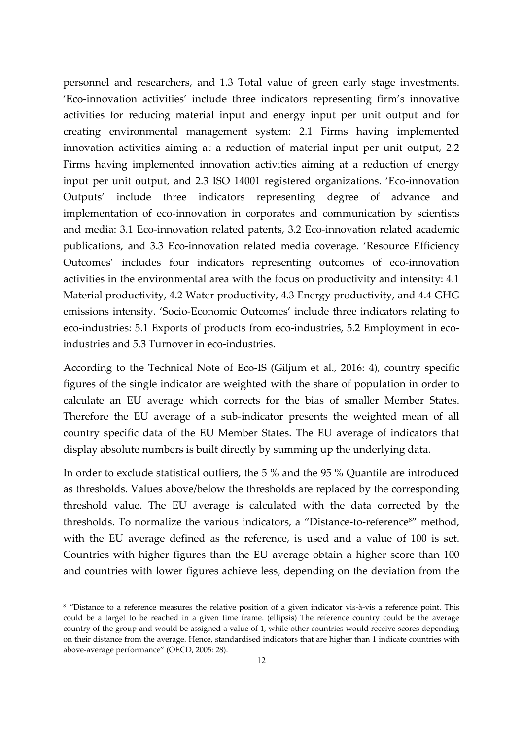personnel and researchers, and 1.3 Total value of green early stage investments. 'Eco-innovation activities' include three indicators representing firm's innovative activities for reducing material input and energy input per unit output and for creating environmental management system: 2.1 Firms having implemented innovation activities aiming at a reduction of material input per unit output, 2.2 Firms having implemented innovation activities aiming at a reduction of energy input per unit output, and 2.3 ISO 14001 registered organizations. 'Eco-innovation Outputs' include three indicators representing degree of advance and implementation of eco-innovation in corporates and communication by scientists and media: 3.1 Eco-innovation related patents, 3.2 Eco-innovation related academic publications, and 3.3 Eco-innovation related media coverage. 'Resource Efficiency Outcomes' includes four indicators representing outcomes of eco-innovation activities in the environmental area with the focus on productivity and intensity: 4.1 Material productivity, 4.2 Water productivity, 4.3 Energy productivity, and 4.4 GHG emissions intensity. 'Socio-Economic Outcomes' include three indicators relating to eco-industries: 5.1 Exports of products from eco-industries, 5.2 Employment in eco-industries and 5.3 Turnover in eco-industries.

According to the Technical Note of Eco-IS (Giljum et al., 2016: 4), country specific figures of the single indicator are weighted with the share of population in order to calculate an EU average which corrects for the bias of smaller Member States. Therefore the EU average of a sub-indicator presents the weighted mean of all country specific data of the EU Member States. The EU average of indicators that display absolute numbers is built directly by summing up the underlying data.

In order to exclude statistical outliers, the 5 % and the 95 % Quantile are introduced as thresholds. Values above/below the thresholds are replaced by the corresponding threshold value. The EU average is calculated with the data corrected by the thresholds. To normalize the various indicators, a "Distance-to-reference[8]" method, with the EU average defined as the reference, is used and a value of 100 is set. Countries with higher figures than the EU average obtain a higher score than 100 and countries with lower figures achieve less, depending on the deviation from the

[8] "Distance to a reference measures the relative position of a given indicator vis-à-vis a reference point. This could be a target to be reached in a given time frame. (ellipsis) The reference country could be the average country of the group and would be assigned a value of 1, while other countries would receive scores depending on their distance from the average. Hence, standardised indicators that are higher than 1 indicate countries with above-average performance" (OECD, 2005: 28).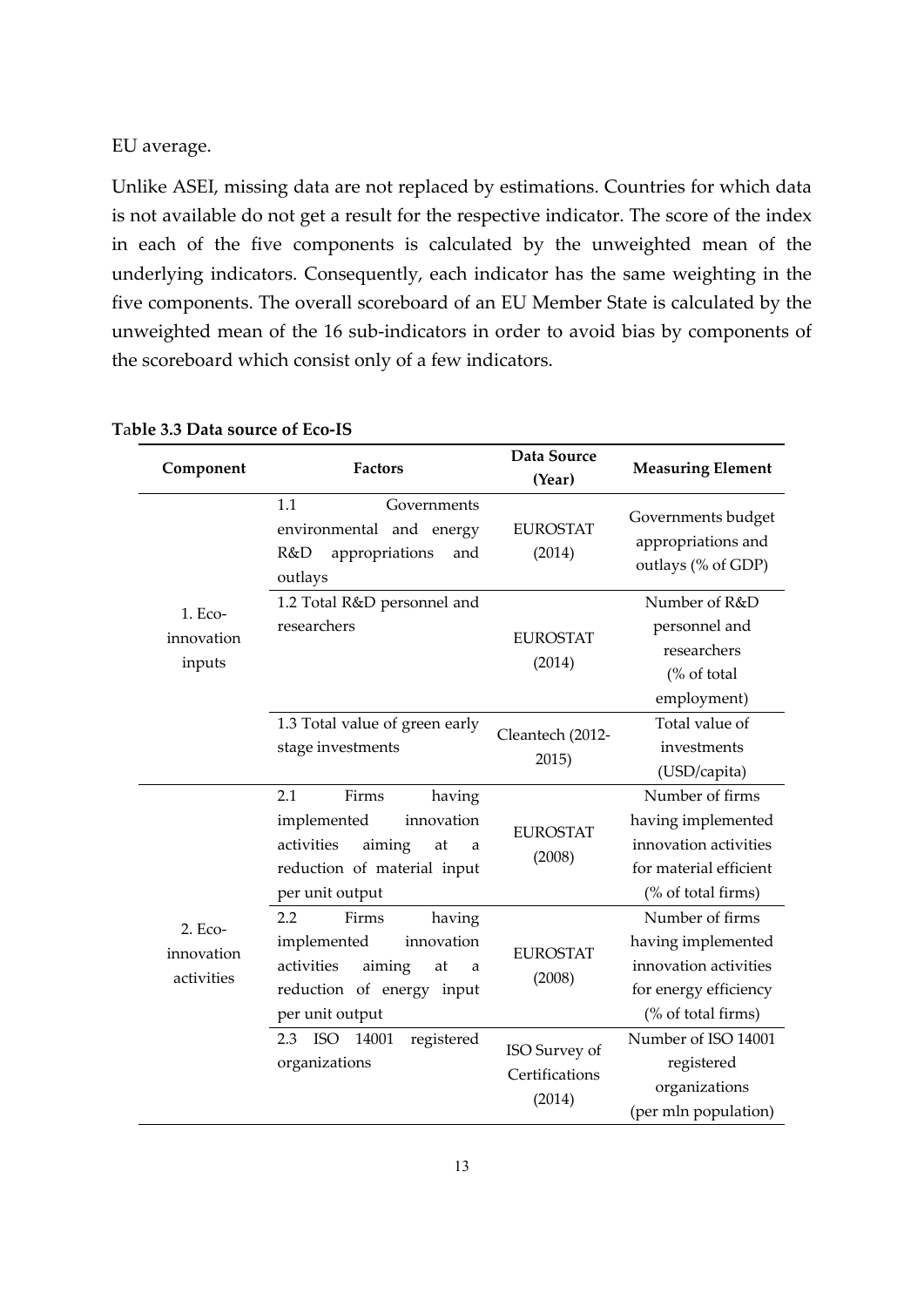EU average.

Unlike ASEI, missing data are not replaced by estimations. Countries for which data is not available do not get a result for the respective indicator. The score of the index in each of the five components is calculated by the unweighted mean of the underlying indicators. Consequently, each indicator has the same weighting in the five components. The overall scoreboard of an EU Member State is calculated by the unweighted mean of the 16 sub-indicators in order to avoid bias by components of the scoreboard which consist only of a few indicators.

**Table 3.3 Data source of Eco-IS**

| Component | Factors | Data Source (Year) | Measuring Element |
|---|---|---|---|
| 1. Eco-innovation inputs | 1.1 Governments environmental and energy R&D appropriations and outlays | EUROSTAT (2014) | Governments budget appropriations and outlays (% of GDP) |
| | 1.2 Total R&D personnel and researchers | EUROSTAT (2014) | Number of R&D personnel and researchers (% of total employment) |
| | 1.3 Total value of green early stage investments | Cleantech (2012-2015) | Total value of investments (USD/capita) |
| 2. Eco-innovation activities | 2.1 Firms having implemented innovation activities aiming at a reduction of material input per unit output | EUROSTAT (2008) | Number of firms having implemented innovation activities for material efficient (% of total firms) |
| | 2.2 Firms having implemented innovation activities aiming at a reduction of energy input per unit output | EUROSTAT (2008) | Number of firms having implemented innovation activities for energy efficiency (% of total firms) |
| | 2.3 ISO 14001 registered organizations | ISO Survey of Certifications (2014) | Number of ISO 14001 registered organizations (per mln population) |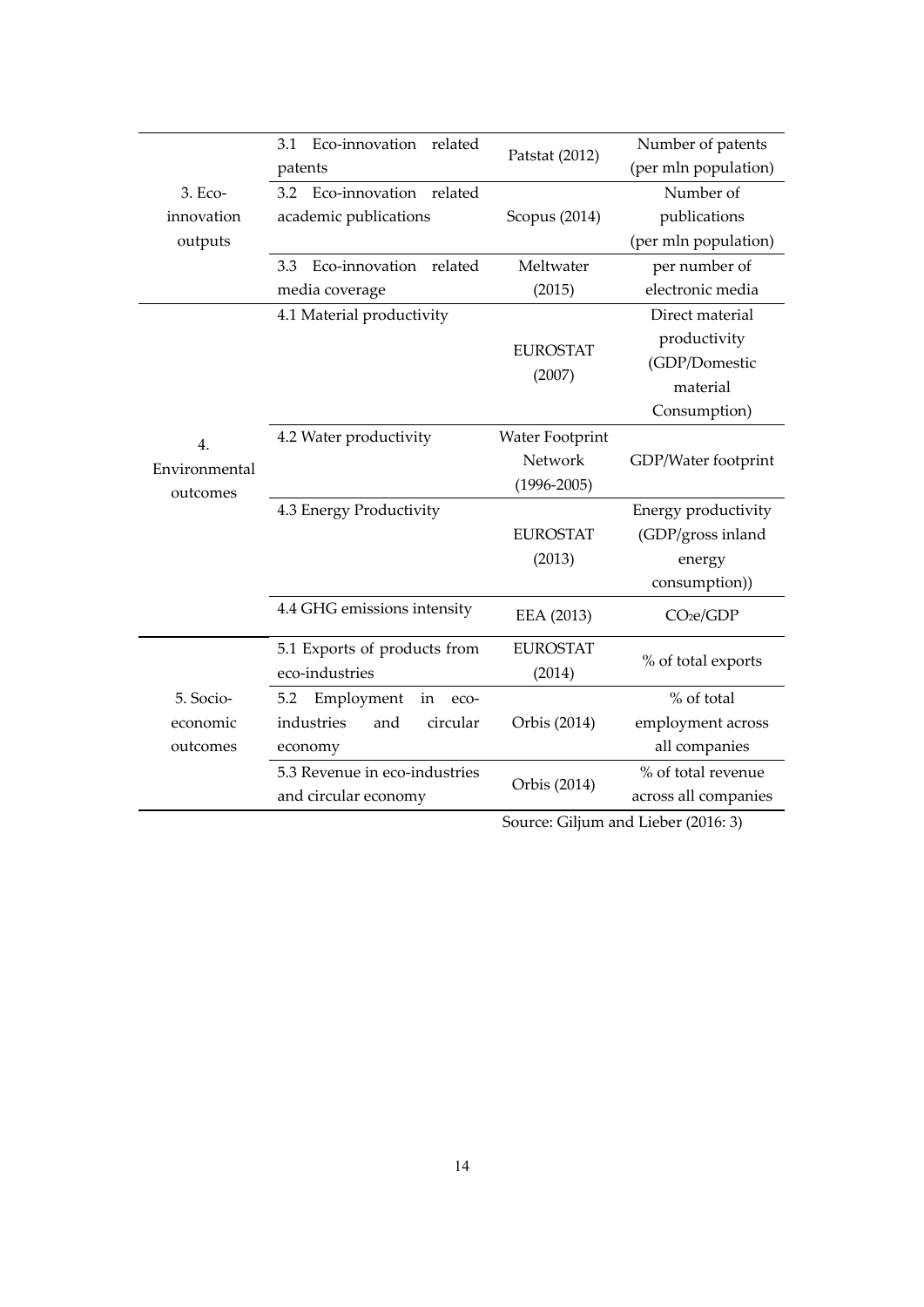| | | | |
|---|---|---|---|
| 3. Eco-innovation outputs | 3.1 Eco-innovation related patents | Patstat (2012) | Number of patents (per mln population) |
| | 3.2 Eco-innovation related academic publications | Scopus (2014) | Number of publications (per mln population) |
| | 3.3 Eco-innovation related media coverage | Meltwater (2015) | per number of electronic media |
| 4. Environmental outcomes | 4.1 Material productivity | EUROSTAT (2007) | Direct material productivity (GDP/Domestic material Consumption) |
| | 4.2 Water productivity | Water Footprint Network (1996-2005) | GDP/Water footprint |
| | 4.3 Energy Productivity | EUROSTAT (2013) | Energy productivity (GDP/gross inland energy consumption)) |
| | 4.4 GHG emissions intensity | EEA (2013) | $CO_2e$/GDP |
| 5. Socio-economic outcomes | 5.1 Exports of products from eco-industries | EUROSTAT (2014) | % of total exports |
| | 5.2 Employment in eco-industries and circular economy | Orbis (2014) | % of total employment across all companies |
| | 5.3 Revenue in eco-industries and circular economy | Orbis (2014) | % of total revenue across all companies |

Source: Giljum and Lieber (2016: 3)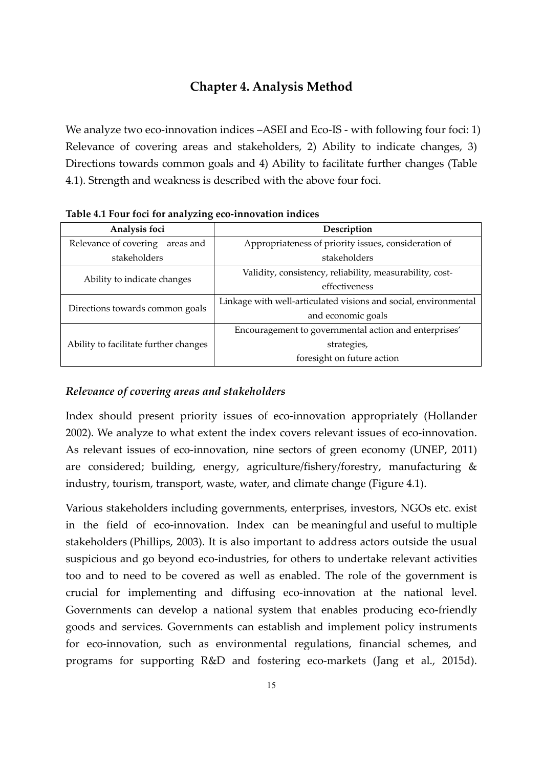## Chapter 4. Analysis Method

We analyze two eco-innovation indices –ASEI and Eco-IS - with following four foci: 1) Relevance of covering areas and stakeholders, 2) Ability to indicate changes, 3) Directions towards common goals and 4) Ability to facilitate further changes (Table 4.1). Strength and weakness is described with the above four foci.

**Table 4.1 Four foci for analyzing eco-innovation indices**

| Analysis foci | Description |
|---|---|
| Relevance of covering areas and stakeholders | Appropriateness of priority issues, consideration of stakeholders |
| Ability to indicate changes | Validity, consistency, reliability, measurability, cost-effectiveness |
| Directions towards common goals | Linkage with well-articulated visions and social, environmental and economic goals |
| Ability to facilitate further changes | Encouragement to governmental action and enterprises' strategies, foresight on future action |

### *Relevance of covering areas and stakeholders*

Index should present priority issues of eco-innovation appropriately (Hollander 2002). We analyze to what extent the index covers relevant issues of eco-innovation. As relevant issues of eco-innovation, nine sectors of green economy (UNEP, 2011) are considered; building, energy, agriculture/fishery/forestry, manufacturing & industry, tourism, transport, waste, water, and climate change (Figure 4.1).

Various stakeholders including governments, enterprises, investors, NGOs etc. exist in the field of eco-innovation. Index can be meaningful and useful to multiple stakeholders (Phillips, 2003). It is also important to address actors outside the usual suspicious and go beyond eco-industries, for others to undertake relevant activities too and to need to be covered as well as enabled. The role of the government is crucial for implementing and diffusing eco-innovation at the national level. Governments can develop a national system that enables producing eco-friendly goods and services. Governments can establish and implement policy instruments for eco-innovation, such as environmental regulations, financial schemes, and programs for supporting R&D and fostering eco-markets (Jang et al., 2015d).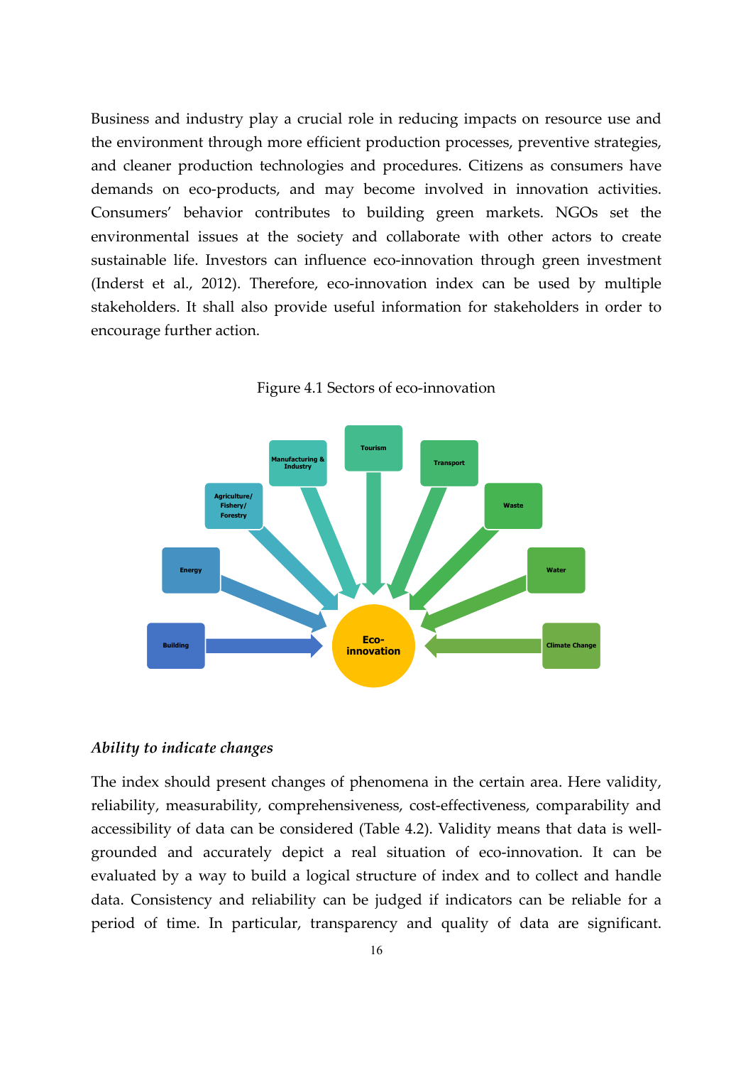Business and industry play a crucial role in reducing impacts on resource use and the environment through more efficient production processes, preventive strategies, and cleaner production technologies and procedures. Citizens as consumers have demands on eco-products, and may become involved in innovation activities. Consumers' behavior contributes to building green markets. NGOs set the environmental issues at the society and collaborate with other actors to create sustainable life. Investors can influence eco-innovation through green investment (Inderst et al., 2012). Therefore, eco-innovation index can be used by multiple stakeholders. It shall also provide useful information for stakeholders in order to encourage further action.

Figure 4.1 Sectors of eco-innovation

### *Ability to indicate changes*

The index should present changes of phenomena in the certain area. Here validity, reliability, measurability, comprehensiveness, cost-effectiveness, comparability and accessibility of data can be considered (Table 4.2). Validity means that data is well-grounded and accurately depict a real situation of eco-innovation. It can be evaluated by a way to build a logical structure of index and to collect and handle data. Consistency and reliability can be judged if indicators can be reliable for a period of time. In particular, transparency and quality of data are significant.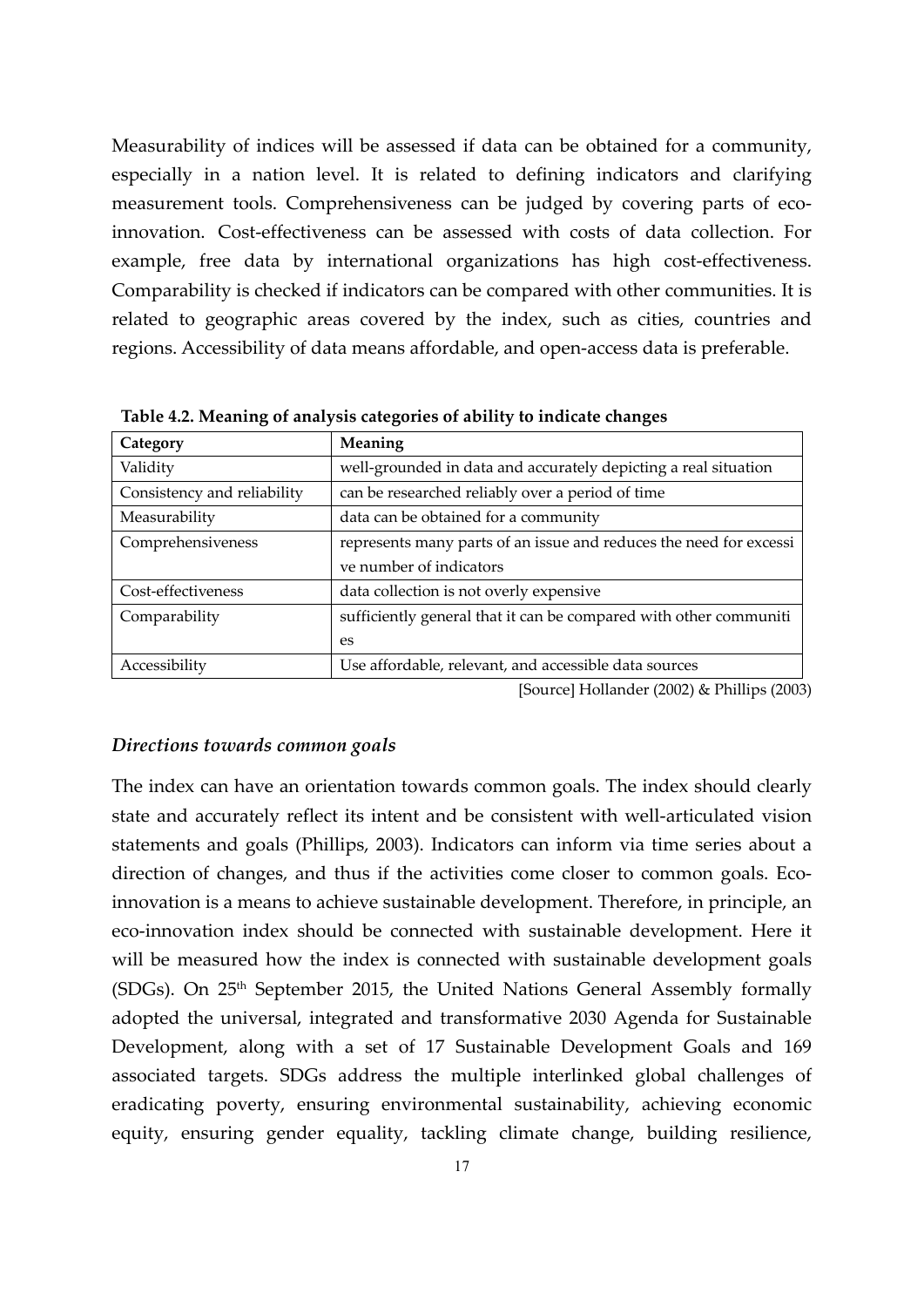Measurability of indices will be assessed if data can be obtained for a community, especially in a nation level. It is related to defining indicators and clarifying measurement tools. Comprehensiveness can be judged by covering parts of eco-innovation. Cost-effectiveness can be assessed with costs of data collection. For example, free data by international organizations has high cost-effectiveness. Comparability is checked if indicators can be compared with other communities. It is related to geographic areas covered by the index, such as cities, countries and regions. Accessibility of data means affordable, and open-access data is preferable.

**Table 4.2. Meaning of analysis categories of ability to indicate changes**

| Category | Meaning |
|---|---|
| Validity | well-grounded in data and accurately depicting a real situation |
| Consistency and reliability | can be researched reliably over a period of time |
| Measurability | data can be obtained for a community |
| Comprehensiveness | represents many parts of an issue and reduces the need for excessive number of indicators |
| Cost-effectiveness | data collection is not overly expensive |
| Comparability | sufficiently general that it can be compared with other communities |
| Accessibility | Use affordable, relevant, and accessible data sources |

[Source] Hollander (2002) & Phillips (2003)

### *Directions towards common goals*

The index can have an orientation towards common goals. The index should clearly state and accurately reflect its intent and be consistent with well-articulated vision statements and goals (Phillips, 2003). Indicators can inform via time series about a direction of changes, and thus if the activities come closer to common goals. Eco-innovation is a means to achieve sustainable development. Therefore, in principle, an eco-innovation index should be connected with sustainable development. Here it will be measured how the index is connected with sustainable development goals (SDGs). On 25th September 2015, the United Nations General Assembly formally adopted the universal, integrated and transformative 2030 Agenda for Sustainable Development, along with a set of 17 Sustainable Development Goals and 169 associated targets. SDGs address the multiple interlinked global challenges of eradicating poverty, ensuring environmental sustainability, achieving economic equity, ensuring gender equality, tackling climate change, building resilience,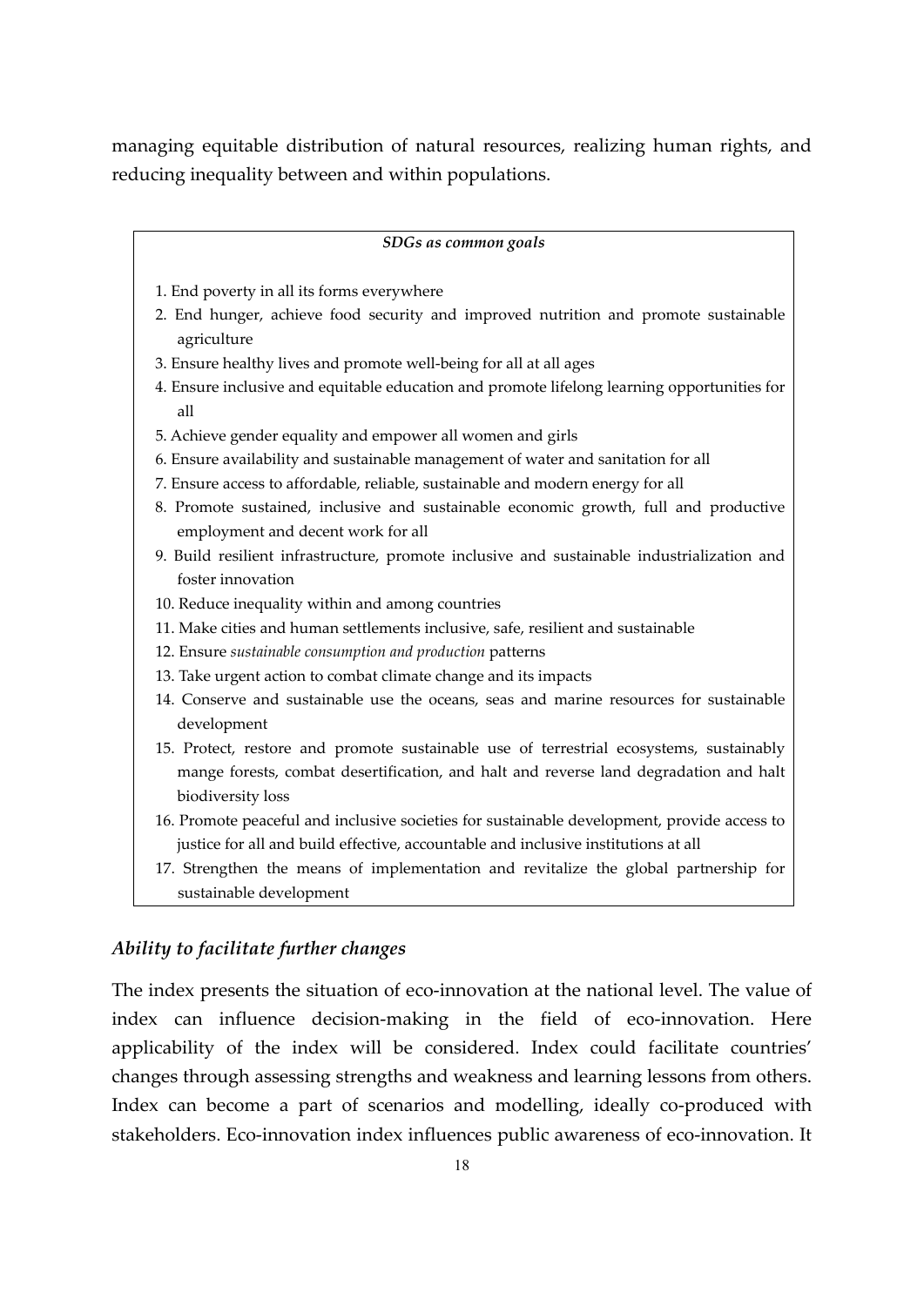managing equitable distribution of natural resources, realizing human rights, and reducing inequality between and within populations.

***SDGs as common goals***

1. End poverty in all its forms everywhere
2. End hunger, achieve food security and improved nutrition and promote sustainable agriculture
3. Ensure healthy lives and promote well-being for all at all ages
4. Ensure inclusive and equitable education and promote lifelong learning opportunities for all
5. Achieve gender equality and empower all women and girls
6. Ensure availability and sustainable management of water and sanitation for all
7. Ensure access to affordable, reliable, sustainable and modern energy for all
8. Promote sustained, inclusive and sustainable economic growth, full and productive employment and decent work for all
9. Build resilient infrastructure, promote inclusive and sustainable industrialization and foster innovation
10. Reduce inequality within and among countries
11. Make cities and human settlements inclusive, safe, resilient and sustainable
12. Ensure *sustainable consumption and production* patterns
13. Take urgent action to combat climate change and its impacts
14. Conserve and sustainable use the oceans, seas and marine resources for sustainable development
15. Protect, restore and promote sustainable use of terrestrial ecosystems, sustainably mange forests, combat desertification, and halt and reverse land degradation and halt biodiversity loss
16. Promote peaceful and inclusive societies for sustainable development, provide access to justice for all and build effective, accountable and inclusive institutions at all
17. Strengthen the means of implementation and revitalize the global partnership for sustainable development

### *Ability to facilitate further changes*

The index presents the situation of eco-innovation at the national level. The value of index can influence decision-making in the field of eco-innovation. Here applicability of the index will be considered. Index could facilitate countries' changes through assessing strengths and weakness and learning lessons from others. Index can become a part of scenarios and modelling, ideally co-produced with stakeholders. Eco-innovation index influences public awareness of eco-innovation. It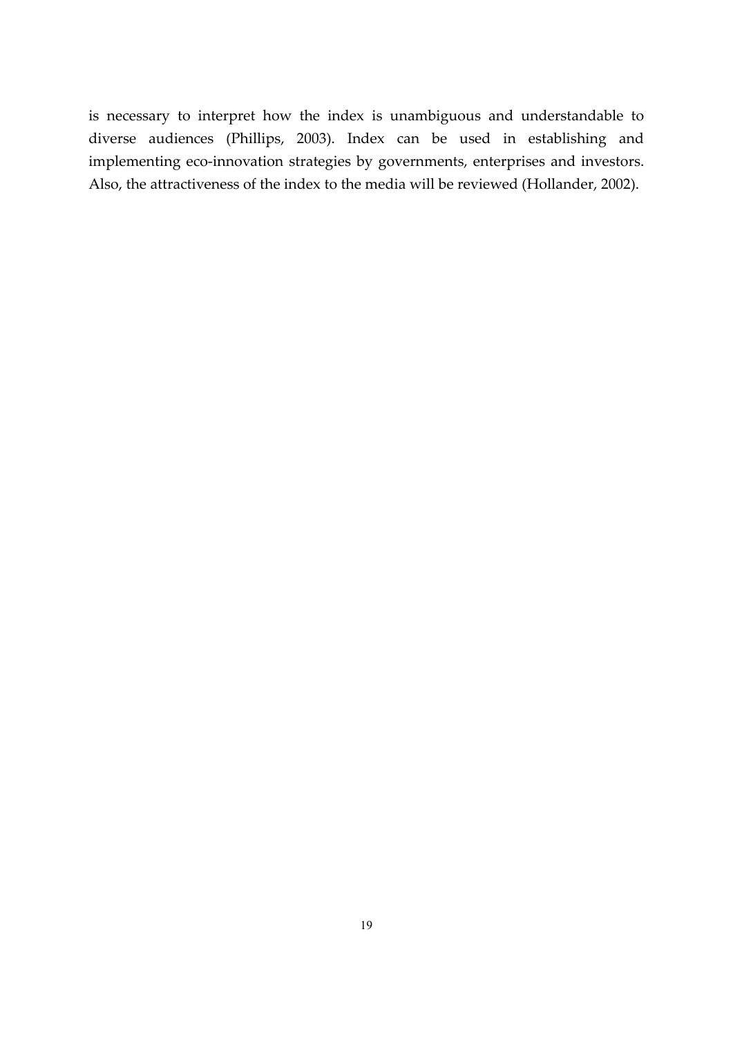is necessary to interpret how the index is unambiguous and understandable to diverse audiences (Phillips, 2003). Index can be used in establishing and implementing eco-innovation strategies by governments, enterprises and investors. Also, the attractiveness of the index to the media will be reviewed (Hollander, 2002).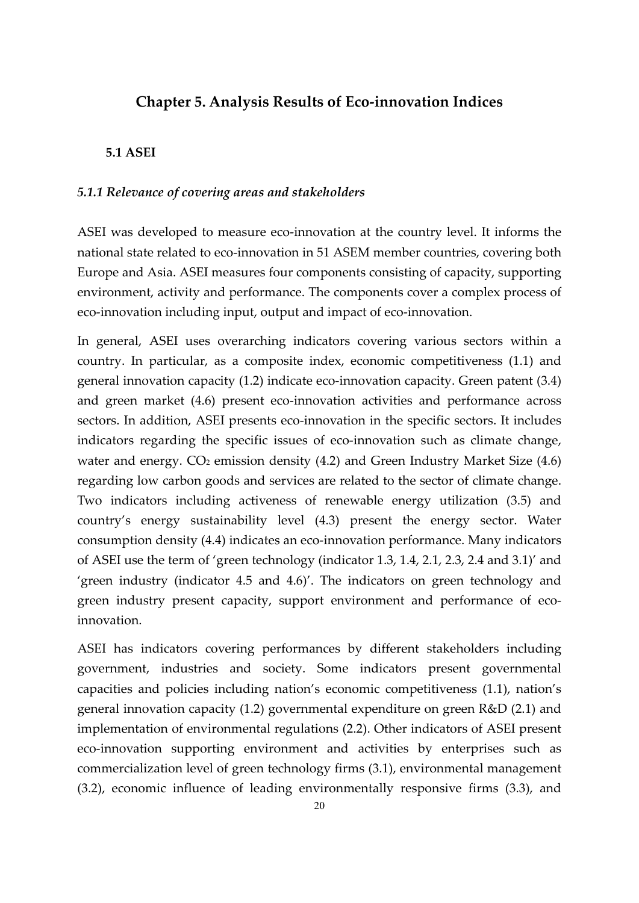# Chapter 5. Analysis Results of Eco-innovation Indices

## 5.1 ASEI

### *5.1.1 Relevance of covering areas and stakeholders*

ASEI was developed to measure eco-innovation at the country level. It informs the national state related to eco-innovation in 51 ASEM member countries, covering both Europe and Asia. ASEI measures four components consisting of capacity, supporting environment, activity and performance. The components cover a complex process of eco-innovation including input, output and impact of eco-innovation.

In general, ASEI uses overarching indicators covering various sectors within a country. In particular, as a composite index, economic competitiveness (1.1) and general innovation capacity (1.2) indicate eco-innovation capacity. Green patent (3.4) and green market (4.6) present eco-innovation activities and performance across sectors. In addition, ASEI presents eco-innovation in the specific sectors. It includes indicators regarding the specific issues of eco-innovation such as climate change, water and energy. $CO_2$ emission density (4.2) and Green Industry Market Size (4.6) regarding low carbon goods and services are related to the sector of climate change. Two indicators including activeness of renewable energy utilization (3.5) and country's energy sustainability level (4.3) present the energy sector. Water consumption density (4.4) indicates an eco-innovation performance. Many indicators of ASEI use the term of 'green technology (indicator 1.3, 1.4, 2.1, 2.3, 2.4 and 3.1)' and 'green industry (indicator 4.5 and 4.6)'. The indicators on green technology and green industry present capacity, support environment and performance of eco-innovation.

ASEI has indicators covering performances by different stakeholders including government, industries and society. Some indicators present governmental capacities and policies including nation's economic competitiveness (1.1), nation's general innovation capacity (1.2) governmental expenditure on green R&D (2.1) and implementation of environmental regulations (2.2). Other indicators of ASEI present eco-innovation supporting environment and activities by enterprises such as commercialization level of green technology firms (3.1), environmental management (3.2), economic influence of leading environmentally responsive firms (3.3), and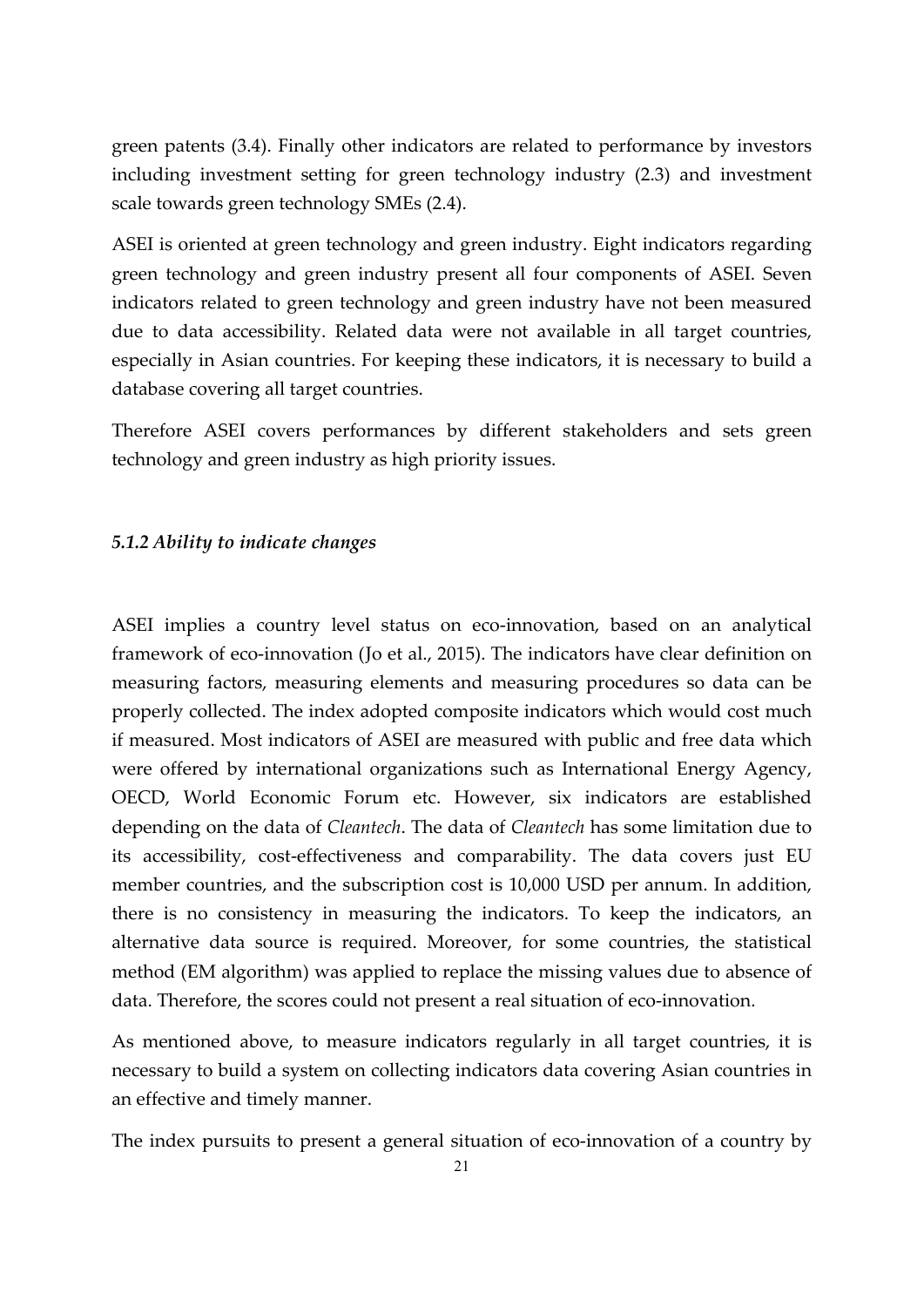green patents (3.4). Finally other indicators are related to performance by investors including investment setting for green technology industry (2.3) and investment scale towards green technology SMEs (2.4).

ASEI is oriented at green technology and green industry. Eight indicators regarding green technology and green industry present all four components of ASEI. Seven indicators related to green technology and green industry have not been measured due to data accessibility. Related data were not available in all target countries, especially in Asian countries. For keeping these indicators, it is necessary to build a database covering all target countries.

Therefore ASEI covers performances by different stakeholders and sets green technology and green industry as high priority issues.

### *5.1.2 Ability to indicate changes*

ASEI implies a country level status on eco-innovation, based on an analytical framework of eco-innovation (Jo et al., 2015). The indicators have clear definition on measuring factors, measuring elements and measuring procedures so data can be properly collected. The index adopted composite indicators which would cost much if measured. Most indicators of ASEI are measured with public and free data which were offered by international organizations such as International Energy Agency, OECD, World Economic Forum etc. However, six indicators are established depending on the data of *Cleantech*. The data of *Cleantech* has some limitation due to its accessibility, cost-effectiveness and comparability. The data covers just EU member countries, and the subscription cost is 10,000 USD per annum. In addition, there is no consistency in measuring the indicators. To keep the indicators, an alternative data source is required. Moreover, for some countries, the statistical method (EM algorithm) was applied to replace the missing values due to absence of data. Therefore, the scores could not present a real situation of eco-innovation.

As mentioned above, to measure indicators regularly in all target countries, it is necessary to build a system on collecting indicators data covering Asian countries in an effective and timely manner.

The index pursuits to present a general situation of eco-innovation of a country by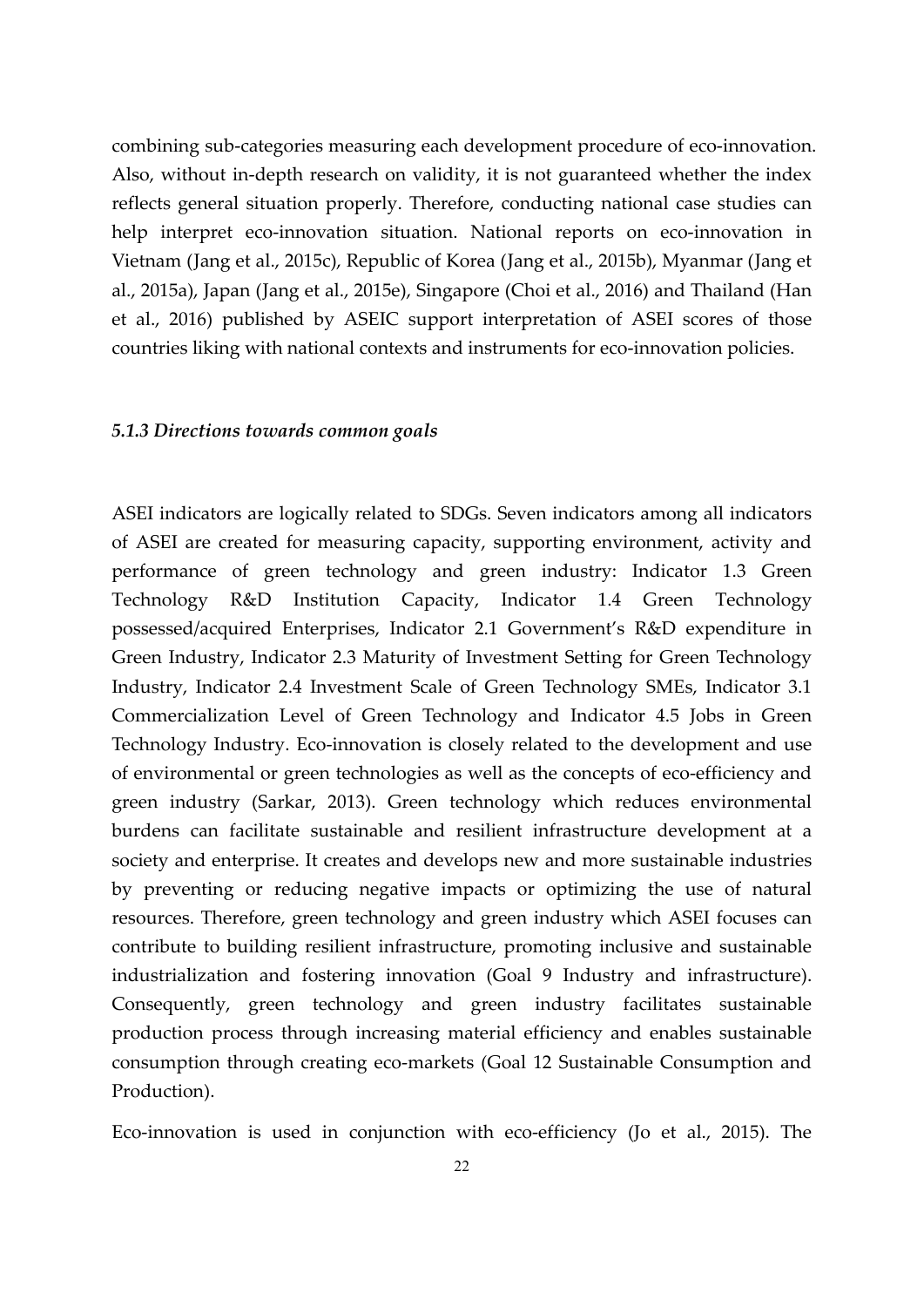combining sub-categories measuring each development procedure of eco-innovation. Also, without in-depth research on validity, it is not guaranteed whether the index reflects general situation properly. Therefore, conducting national case studies can help interpret eco-innovation situation. National reports on eco-innovation in Vietnam (Jang et al., 2015c), Republic of Korea (Jang et al., 2015b), Myanmar (Jang et al., 2015a), Japan (Jang et al., 2015e), Singapore (Choi et al., 2016) and Thailand (Han et al., 2016) published by ASEIC support interpretation of ASEI scores of those countries liking with national contexts and instruments for eco-innovation policies.

### *5.1.3 Directions towards common goals*

ASEI indicators are logically related to SDGs. Seven indicators among all indicators of ASEI are created for measuring capacity, supporting environment, activity and performance of green technology and green industry: Indicator 1.3 Green Technology R&D Institution Capacity, Indicator 1.4 Green Technology possessed/acquired Enterprises, Indicator 2.1 Government's R&D expenditure in Green Industry, Indicator 2.3 Maturity of Investment Setting for Green Technology Industry, Indicator 2.4 Investment Scale of Green Technology SMEs, Indicator 3.1 Commercialization Level of Green Technology and Indicator 4.5 Jobs in Green Technology Industry. Eco-innovation is closely related to the development and use of environmental or green technologies as well as the concepts of eco-efficiency and green industry (Sarkar, 2013). Green technology which reduces environmental burdens can facilitate sustainable and resilient infrastructure development at a society and enterprise. It creates and develops new and more sustainable industries by preventing or reducing negative impacts or optimizing the use of natural resources. Therefore, green technology and green industry which ASEI focuses can contribute to building resilient infrastructure, promoting inclusive and sustainable industrialization and fostering innovation (Goal 9 Industry and infrastructure). Consequently, green technology and green industry facilitates sustainable production process through increasing material efficiency and enables sustainable consumption through creating eco-markets (Goal 12 Sustainable Consumption and Production).

Eco-innovation is used in conjunction with eco-efficiency (Jo et al., 2015). The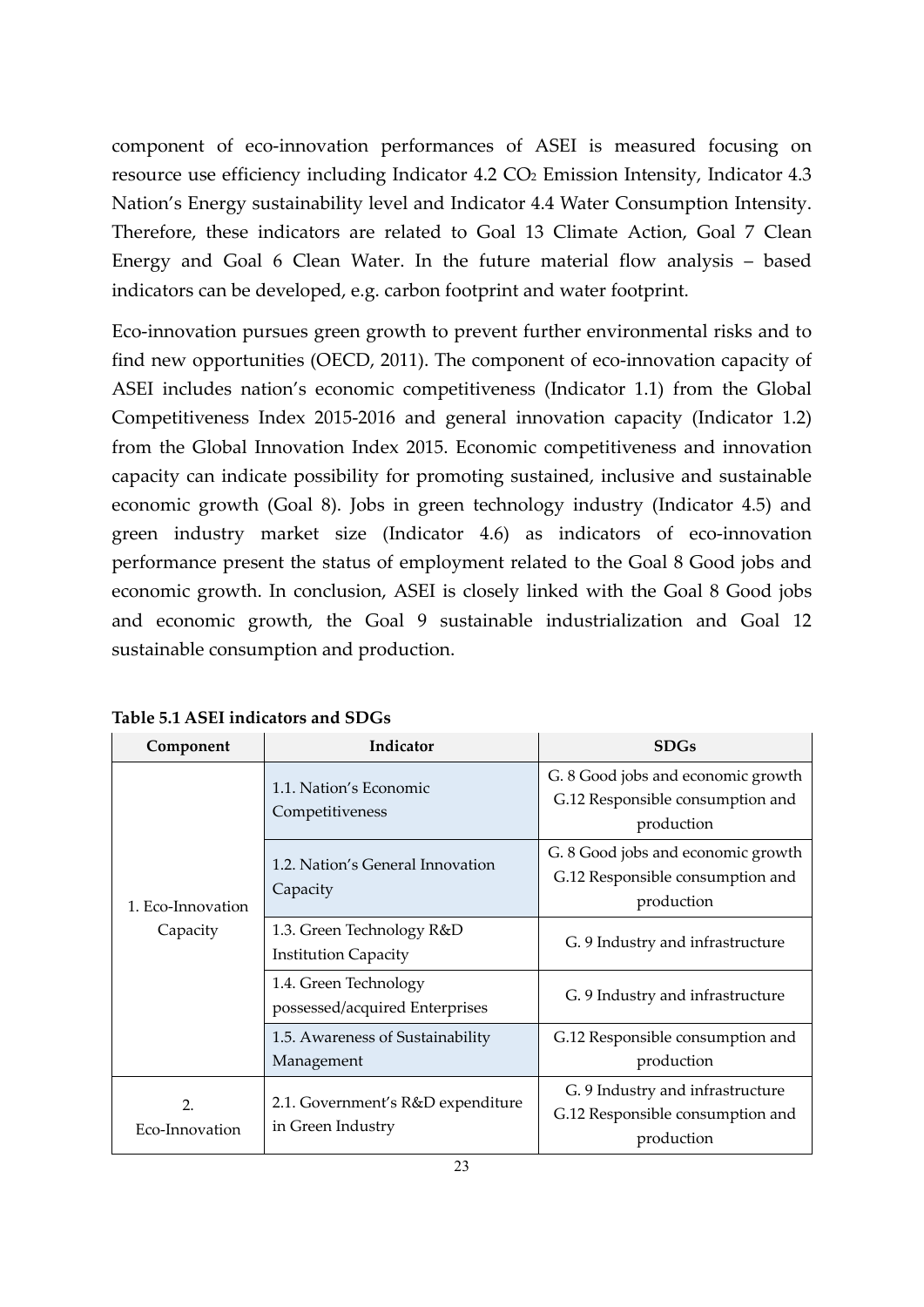component of eco-innovation performances of ASEI is measured focusing on resource use efficiency including Indicator 4.2 $CO_2$ Emission Intensity, Indicator 4.3 Nation's Energy sustainability level and Indicator 4.4 Water Consumption Intensity. Therefore, these indicators are related to Goal 13 Climate Action, Goal 7 Clean Energy and Goal 6 Clean Water. In the future material flow analysis – based indicators can be developed, e.g. carbon footprint and water footprint.

Eco-innovation pursues green growth to prevent further environmental risks and to find new opportunities (OECD, 2011). The component of eco-innovation capacity of ASEI includes nation's economic competitiveness (Indicator 1.1) from the Global Competitiveness Index 2015-2016 and general innovation capacity (Indicator 1.2) from the Global Innovation Index 2015. Economic competitiveness and innovation capacity can indicate possibility for promoting sustained, inclusive and sustainable economic growth (Goal 8). Jobs in green technology industry (Indicator 4.5) and green industry market size (Indicator 4.6) as indicators of eco-innovation performance present the status of employment related to the Goal 8 Good jobs and economic growth. In conclusion, ASEI is closely linked with the Goal 8 Good jobs and economic growth, the Goal 9 sustainable industrialization and Goal 12 sustainable consumption and production.

**Table 5.1 ASEI indicators and SDGs**

| Component | Indicator | SDGs |
|---|---|---|
| 1. Eco-Innovation Capacity | 1.1. Nation's Economic Competitiveness | G. 8 Good jobs and economic growth<br>G.12 Responsible consumption and production |
| | 1.2. Nation's General Innovation Capacity | G. 8 Good jobs and economic growth<br>G.12 Responsible consumption and production |
| | 1.3. Green Technology R&D Institution Capacity | G. 9 Industry and infrastructure |
| | 1.4. Green Technology possessed/acquired Enterprises | G. 9 Industry and infrastructure |
| | 1.5. Awareness of Sustainability Management | G.12 Responsible consumption and production |
| 2. Eco-Innovation | 2.1. Government's R&D expenditure in Green Industry | G. 9 Industry and infrastructure<br>G.12 Responsible consumption and production |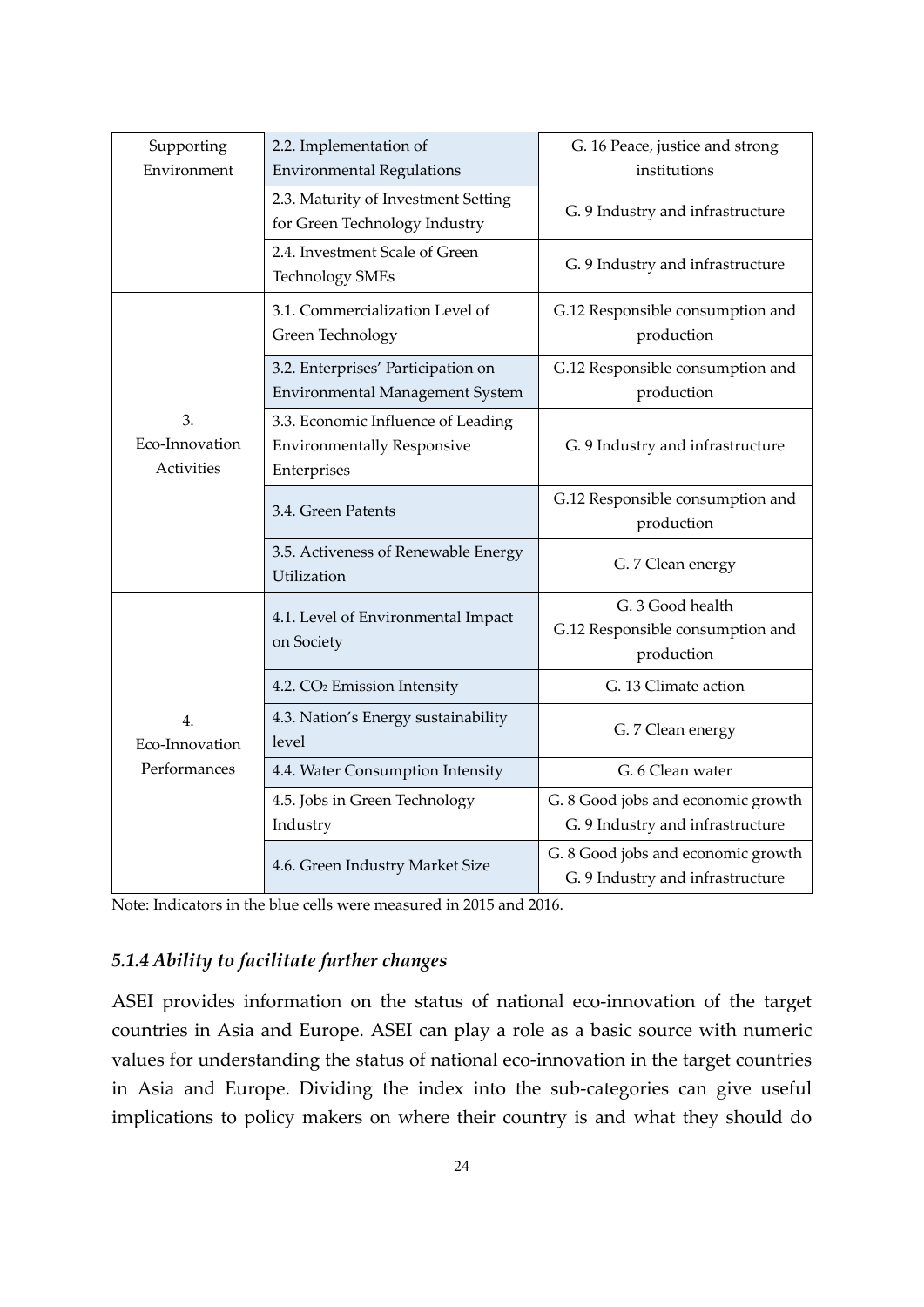| | | |
|---|---|---|
| Supporting Environment | 2.2. Implementation of Environmental Regulations | G. 16 Peace, justice and strong institutions |
| | 2.3. Maturity of Investment Setting for Green Technology Industry | G. 9 Industry and infrastructure |
| | 2.4. Investment Scale of Green Technology SMEs | G. 9 Industry and infrastructure |
| 3. Eco-Innovation Activities | 3.1. Commercialization Level of Green Technology | G.12 Responsible consumption and production |
| | 3.2. Enterprises' Participation on Environmental Management System | G.12 Responsible consumption and production |
| | 3.3. Economic Influence of Leading Environmentally Responsive Enterprises | G. 9 Industry and infrastructure |
| | 3.4. Green Patents | G.12 Responsible consumption and production |
| | 3.5. Activeness of Renewable Energy Utilization | G. 7 Clean energy |
| 4. Eco-Innovation Performances | 4.1. Level of Environmental Impact on Society | G. 3 Good health<br>G.12 Responsible consumption and production |
| | 4.2. $CO_2$ Emission Intensity | G. 13 Climate action |
| | 4.3. Nation's Energy sustainability level | G. 7 Clean energy |
| | 4.4. Water Consumption Intensity | G. 6 Clean water |
| | 4.5. Jobs in Green Technology Industry | G. 8 Good jobs and economic growth<br>G. 9 Industry and infrastructure |
| | 4.6. Green Industry Market Size | G. 8 Good jobs and economic growth<br>G. 9 Industry and infrastructure |

Note: Indicators in the blue cells were measured in 2015 and 2016.

### *5.1.4 Ability to facilitate further changes*

ASEI provides information on the status of national eco-innovation of the target countries in Asia and Europe. ASEI can play a role as a basic source with numeric values for understanding the status of national eco-innovation in the target countries in Asia and Europe. Dividing the index into the sub-categories can give useful implications to policy makers on where their country is and what they should do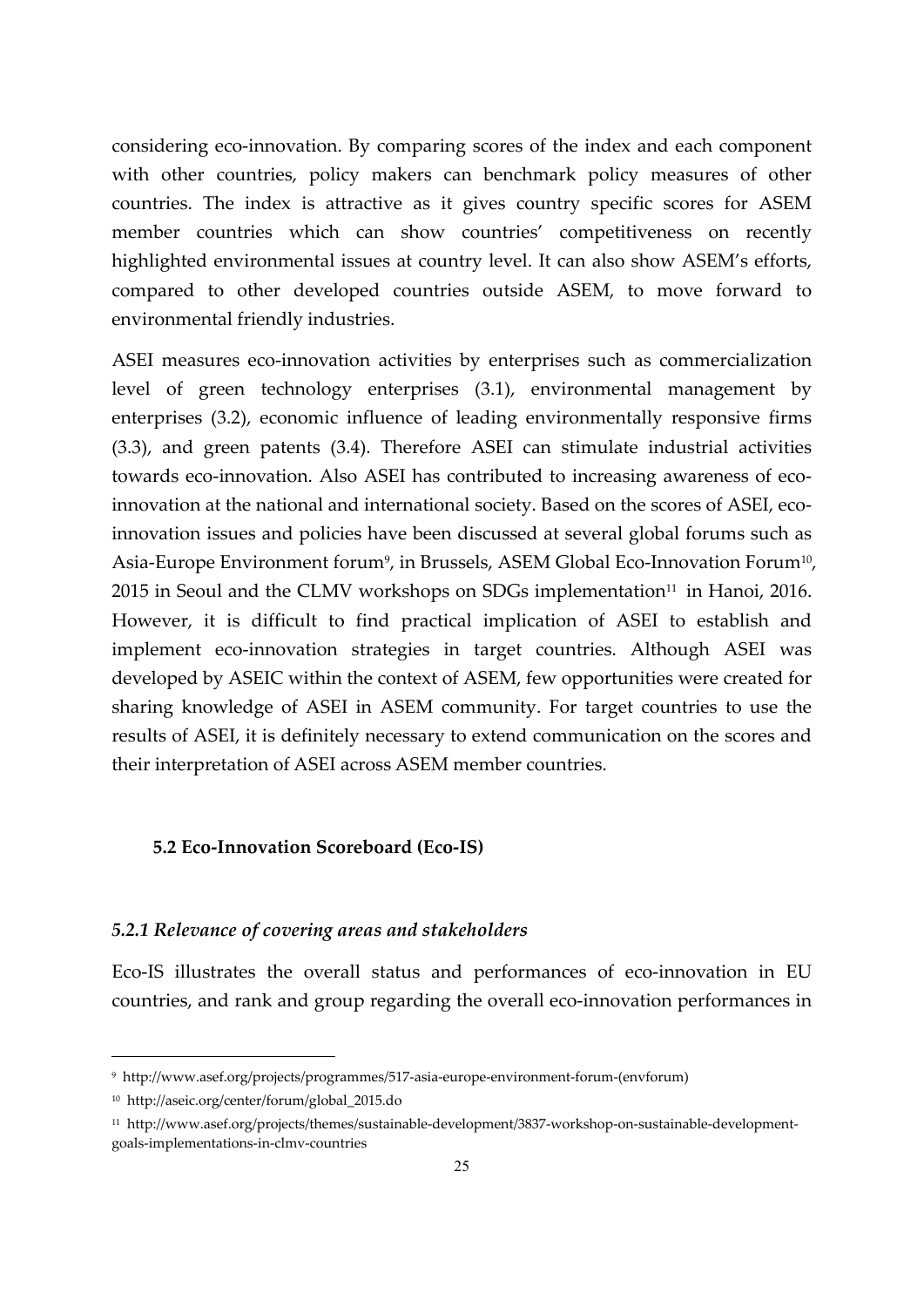considering eco-innovation. By comparing scores of the index and each component with other countries, policy makers can benchmark policy measures of other countries. The index is attractive as it gives country specific scores for ASEM member countries which can show countries' competitiveness on recently highlighted environmental issues at country level. It can also show ASEM's efforts, compared to other developed countries outside ASEM, to move forward to environmental friendly industries.

ASEI measures eco-innovation activities by enterprises such as commercialization level of green technology enterprises (3.1), environmental management by enterprises (3.2), economic influence of leading environmentally responsive firms (3.3), and green patents (3.4). Therefore ASEI can stimulate industrial activities towards eco-innovation. Also ASEI has contributed to increasing awareness of eco-innovation at the national and international society. Based on the scores of ASEI, eco-innovation issues and policies have been discussed at several global forums such as Asia-Europe Environment forum[9], in Brussels, ASEM Global Eco-Innovation Forum[10], 2015 in Seoul and the CLMV workshops on SDGs implementation[11] in Hanoi, 2016. However, it is difficult to find practical implication of ASEI to establish and implement eco-innovation strategies in target countries. Although ASEI was developed by ASEIC within the context of ASEM, few opportunities were created for sharing knowledge of ASEI in ASEM community. For target countries to use the results of ASEI, it is definitely necessary to extend communication on the scores and their interpretation of ASEI across ASEM member countries.

### 5.2 Eco-Innovation Scoreboard (Eco-IS)

#### *5.2.1 Relevance of covering areas and stakeholders*

Eco-IS illustrates the overall status and performances of eco-innovation in EU countries, and rank and group regarding the overall eco-innovation performances in

---

[9] http://www.asef.org/projects/programmes/517-asia-europe-environment-forum-(envforum)

[10] http://aseic.org/center/forum/global_2015.do

[11] http://www.asef.org/projects/themes/sustainable-development/3837-workshop-on-sustainable-development-goals-implementations-in-clmv-countries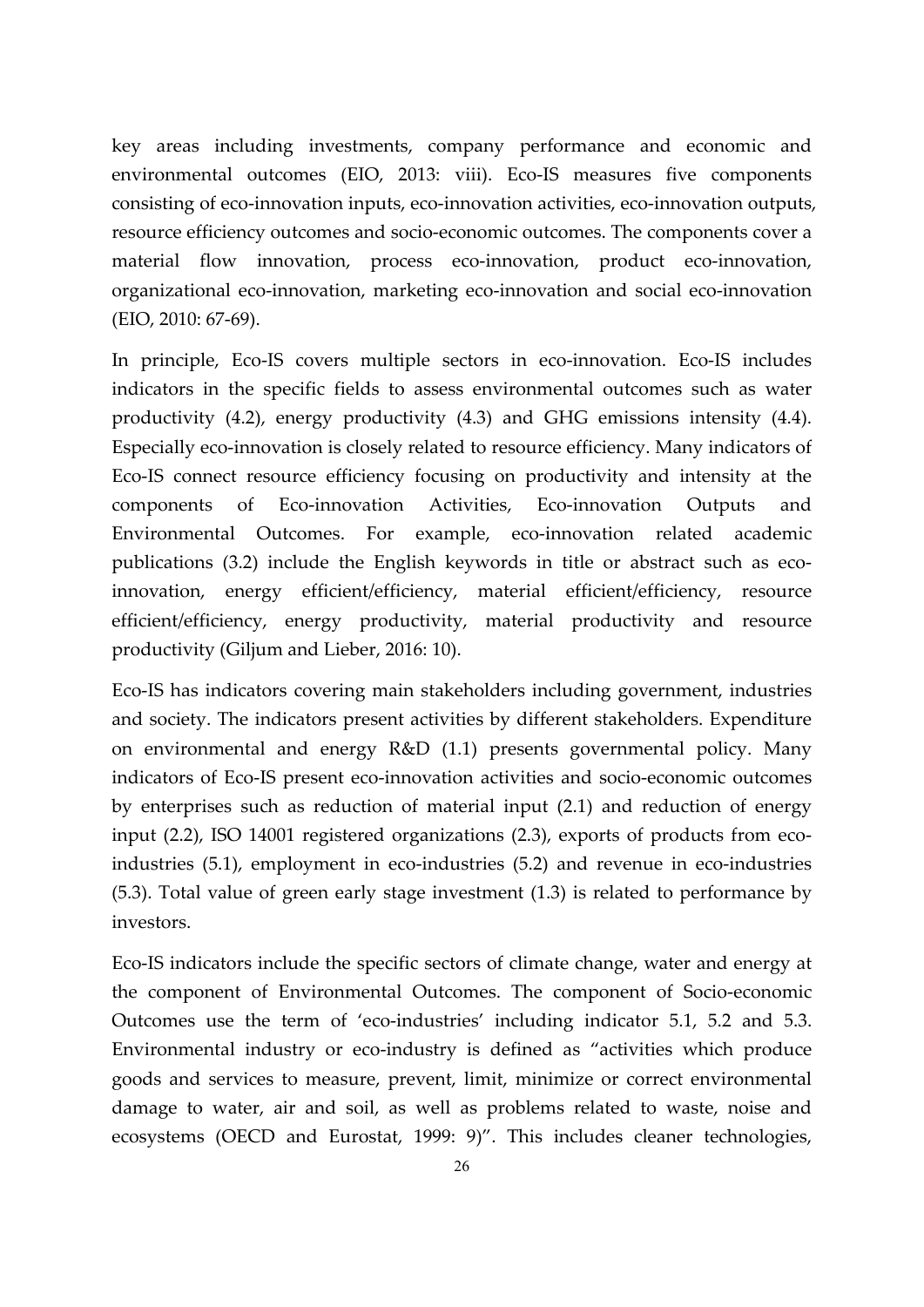key areas including investments, company performance and economic and environmental outcomes (EIO, 2013: viii). Eco-IS measures five components consisting of eco-innovation inputs, eco-innovation activities, eco-innovation outputs, resource efficiency outcomes and socio-economic outcomes. The components cover a material flow innovation, process eco-innovation, product eco-innovation, organizational eco-innovation, marketing eco-innovation and social eco-innovation (EIO, 2010: 67-69).

In principle, Eco-IS covers multiple sectors in eco-innovation. Eco-IS includes indicators in the specific fields to assess environmental outcomes such as water productivity (4.2), energy productivity (4.3) and GHG emissions intensity (4.4). Especially eco-innovation is closely related to resource efficiency. Many indicators of Eco-IS connect resource efficiency focusing on productivity and intensity at the components of Eco-innovation Activities, Eco-innovation Outputs and Environmental Outcomes. For example, eco-innovation related academic publications (3.2) include the English keywords in title or abstract such as eco-innovation, energy efficient/efficiency, material efficient/efficiency, resource efficient/efficiency, energy productivity, material productivity and resource productivity (Giljum and Lieber, 2016: 10).

Eco-IS has indicators covering main stakeholders including government, industries and society. The indicators present activities by different stakeholders. Expenditure on environmental and energy R&D (1.1) presents governmental policy. Many indicators of Eco-IS present eco-innovation activities and socio-economic outcomes by enterprises such as reduction of material input (2.1) and reduction of energy input (2.2), ISO 14001 registered organizations (2.3), exports of products from eco-industries (5.1), employment in eco-industries (5.2) and revenue in eco-industries (5.3). Total value of green early stage investment (1.3) is related to performance by investors.

Eco-IS indicators include the specific sectors of climate change, water and energy at the component of Environmental Outcomes. The component of Socio-economic Outcomes use the term of 'eco-industries' including indicator 5.1, 5.2 and 5.3. Environmental industry or eco-industry is defined as "activities which produce goods and services to measure, prevent, limit, minimize or correct environmental damage to water, air and soil, as well as problems related to waste, noise and ecosystems (OECD and Eurostat, 1999: 9)". This includes cleaner technologies,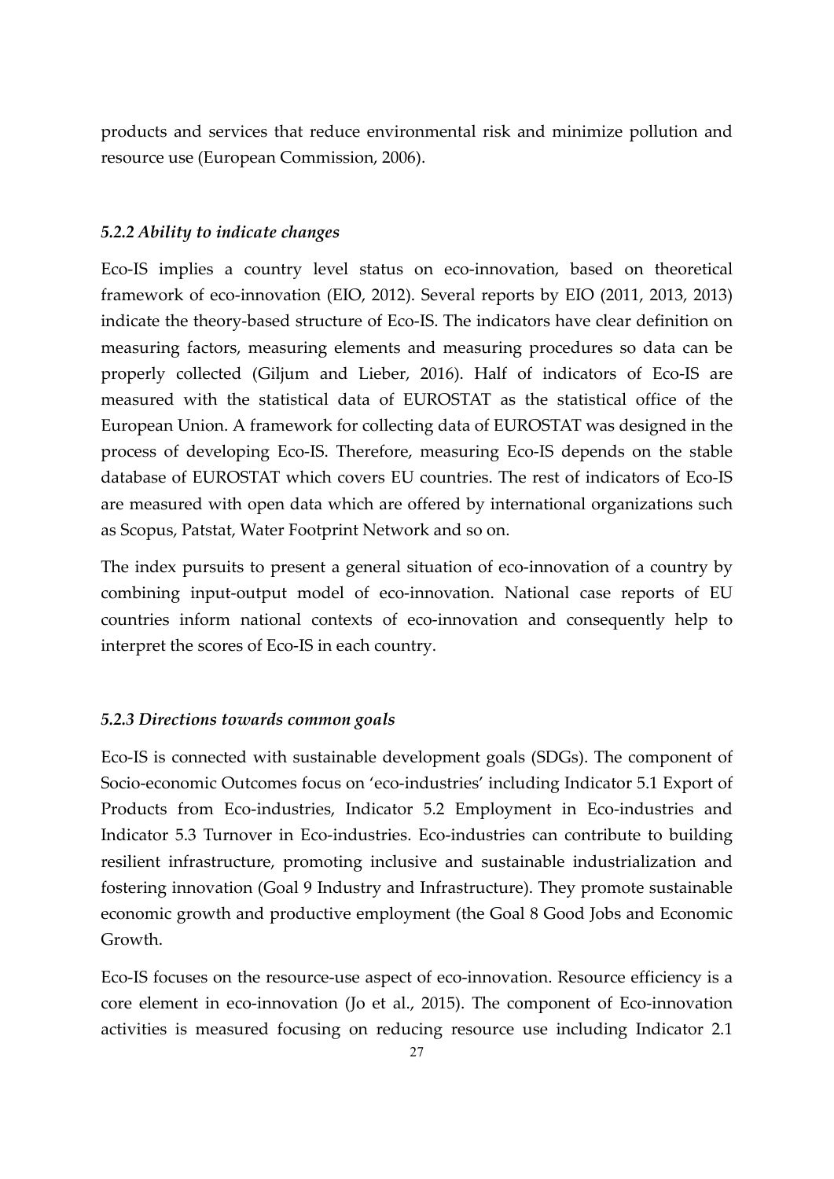products and services that reduce environmental risk and minimize pollution and resource use (European Commission, 2006).

### *5.2.2 Ability to indicate changes*

Eco-IS implies a country level status on eco-innovation, based on theoretical framework of eco-innovation (EIO, 2012). Several reports by EIO (2011, 2013, 2013) indicate the theory-based structure of Eco-IS. The indicators have clear definition on measuring factors, measuring elements and measuring procedures so data can be properly collected (Giljum and Lieber, 2016). Half of indicators of Eco-IS are measured with the statistical data of EUROSTAT as the statistical office of the European Union. A framework for collecting data of EUROSTAT was designed in the process of developing Eco-IS. Therefore, measuring Eco-IS depends on the stable database of EUROSTAT which covers EU countries. The rest of indicators of Eco-IS are measured with open data which are offered by international organizations such as Scopus, Patstat, Water Footprint Network and so on.

The index pursuits to present a general situation of eco-innovation of a country by combining input-output model of eco-innovation. National case reports of EU countries inform national contexts of eco-innovation and consequently help to interpret the scores of Eco-IS in each country.

### *5.2.3 Directions towards common goals*

Eco-IS is connected with sustainable development goals (SDGs). The component of Socio-economic Outcomes focus on 'eco-industries' including Indicator 5.1 Export of Products from Eco-industries, Indicator 5.2 Employment in Eco-industries and Indicator 5.3 Turnover in Eco-industries. Eco-industries can contribute to building resilient infrastructure, promoting inclusive and sustainable industrialization and fostering innovation (Goal 9 Industry and Infrastructure). They promote sustainable economic growth and productive employment (the Goal 8 Good Jobs and Economic Growth.

Eco-IS focuses on the resource-use aspect of eco-innovation. Resource efficiency is a core element in eco-innovation (Jo et al., 2015). The component of Eco-innovation activities is measured focusing on reducing resource use including Indicator 2.1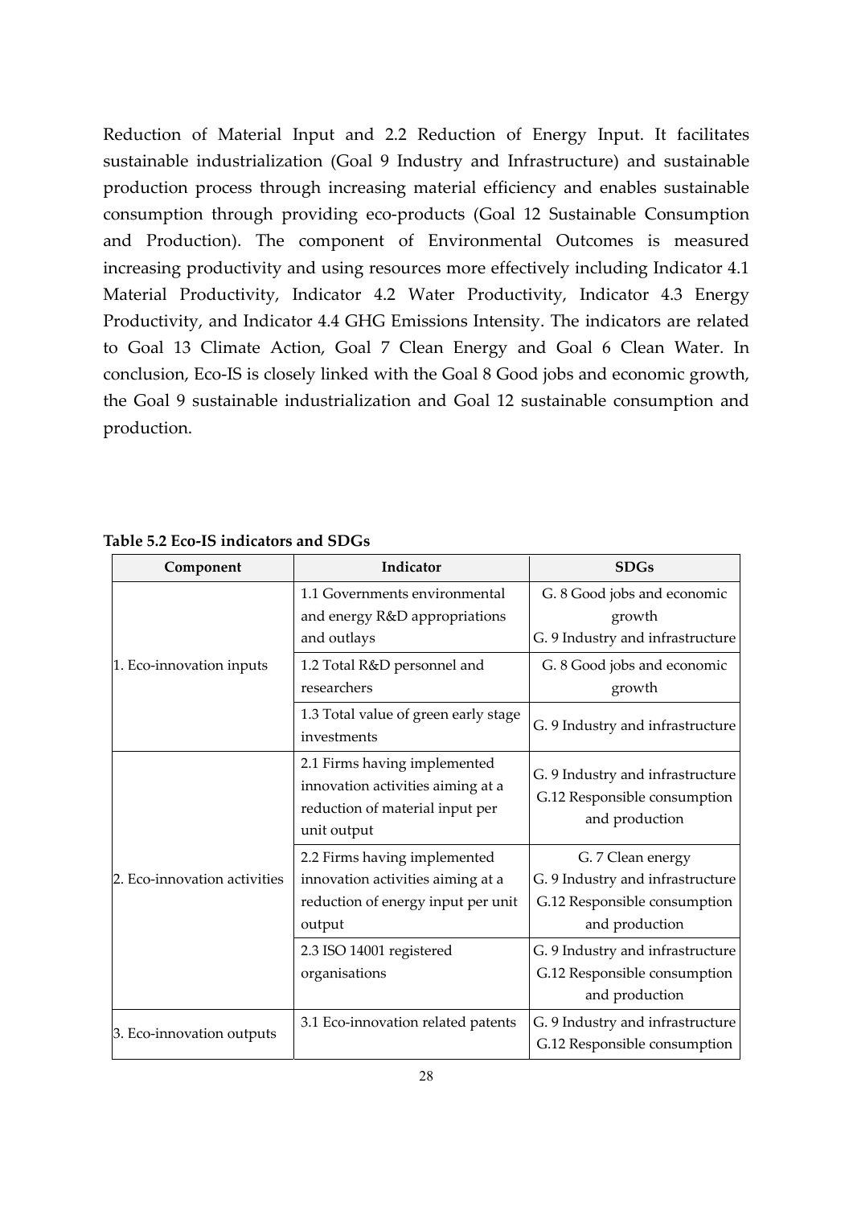Reduction of Material Input and 2.2 Reduction of Energy Input. It facilitates sustainable industrialization (Goal 9 Industry and Infrastructure) and sustainable production process through increasing material efficiency and enables sustainable consumption through providing eco-products (Goal 12 Sustainable Consumption and Production). The component of Environmental Outcomes is measured increasing productivity and using resources more effectively including Indicator 4.1 Material Productivity, Indicator 4.2 Water Productivity, Indicator 4.3 Energy Productivity, and Indicator 4.4 GHG Emissions Intensity. The indicators are related to Goal 13 Climate Action, Goal 7 Clean Energy and Goal 6 Clean Water. In conclusion, Eco-IS is closely linked with the Goal 8 Good jobs and economic growth, the Goal 9 sustainable industrialization and Goal 12 sustainable consumption and production.

**Table 5.2 Eco-IS indicators and SDGs**

| Component | Indicator | SDGs |
|---|---|---|
| 1. Eco-innovation inputs | 1.1 Governments environmental and energy R&D appropriations and outlays | G. 8 Good jobs and economic growth<br>G. 9 Industry and infrastructure |
| | 1.2 Total R&D personnel and researchers | G. 8 Good jobs and economic growth |
| | 1.3 Total value of green early stage investments | G. 9 Industry and infrastructure |
| 2. Eco-innovation activities | 2.1 Firms having implemented innovation activities aiming at a reduction of material input per unit output | G. 9 Industry and infrastructure<br>G.12 Responsible consumption and production |
| | 2.2 Firms having implemented innovation activities aiming at a reduction of energy input per unit output | G. 7 Clean energy<br>G. 9 Industry and infrastructure<br>G.12 Responsible consumption and production |
| | 2.3 ISO 14001 registered organisations | G. 9 Industry and infrastructure<br>G.12 Responsible consumption and production |
| 3. Eco-innovation outputs | 3.1 Eco-innovation related patents | G. 9 Industry and infrastructure<br>G.12 Responsible consumption |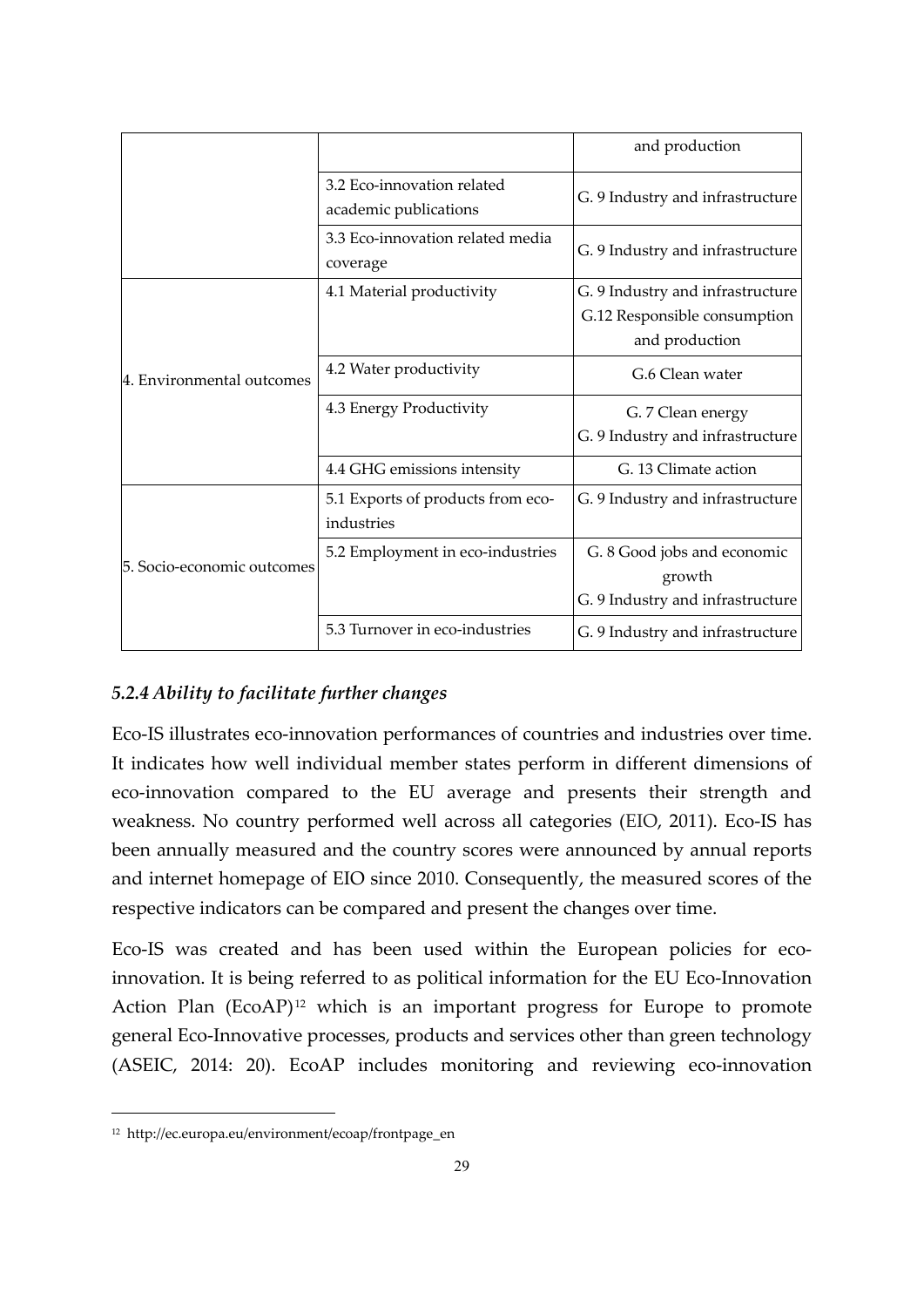| | | and production |
|---|---|---|
| | 3.2 Eco-innovation related academic publications | G. 9 Industry and infrastructure |
| | 3.3 Eco-innovation related media coverage | G. 9 Industry and infrastructure |
| 4. Environmental outcomes | 4.1 Material productivity | G. 9 Industry and infrastructure<br>G.12 Responsible consumption and production |
| | 4.2 Water productivity | G.6 Clean water |
| | 4.3 Energy Productivity | G. 7 Clean energy<br>G. 9 Industry and infrastructure |
| | 4.4 GHG emissions intensity | G. 13 Climate action |
| 5. Socio-economic outcomes | 5.1 Exports of products from eco-industries | G. 9 Industry and infrastructure |
| | 5.2 Employment in eco-industries | G. 8 Good jobs and economic growth<br>G. 9 Industry and infrastructure |
| | 5.3 Turnover in eco-industries | G. 9 Industry and infrastructure |

#### *5.2.4 Ability to facilitate further changes*

Eco-IS illustrates eco-innovation performances of countries and industries over time. It indicates how well individual member states perform in different dimensions of eco-innovation compared to the EU average and presents their strength and weakness. No country performed well across all categories (EIO, 2011). Eco-IS has been annually measured and the country scores were announced by annual reports and internet homepage of EIO since 2010. Consequently, the measured scores of the respective indicators can be compared and present the changes over time.

Eco-IS was created and has been used within the European policies for eco-innovation. It is being referred to as political information for the EU Eco-Innovation Action Plan (EcoAP)[12] which is an important progress for Europe to promote general Eco-Innovative processes, products and services other than green technology (ASEIC, 2014: 20). EcoAP includes monitoring and reviewing eco-innovation

[12] http://ec.europa.eu/environment/ecoap/frontpage_en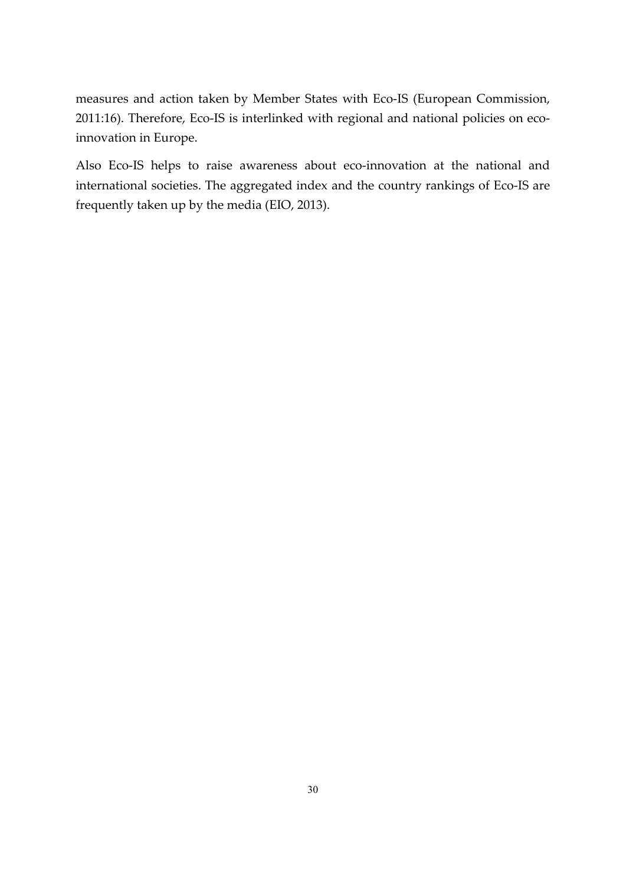measures and action taken by Member States with Eco-IS (European Commission, 2011:16). Therefore, Eco-IS is interlinked with regional and national policies on eco-innovation in Europe.

Also Eco-IS helps to raise awareness about eco-innovation at the national and international societies. The aggregated index and the country rankings of Eco-IS are frequently taken up by the media (EIO, 2013).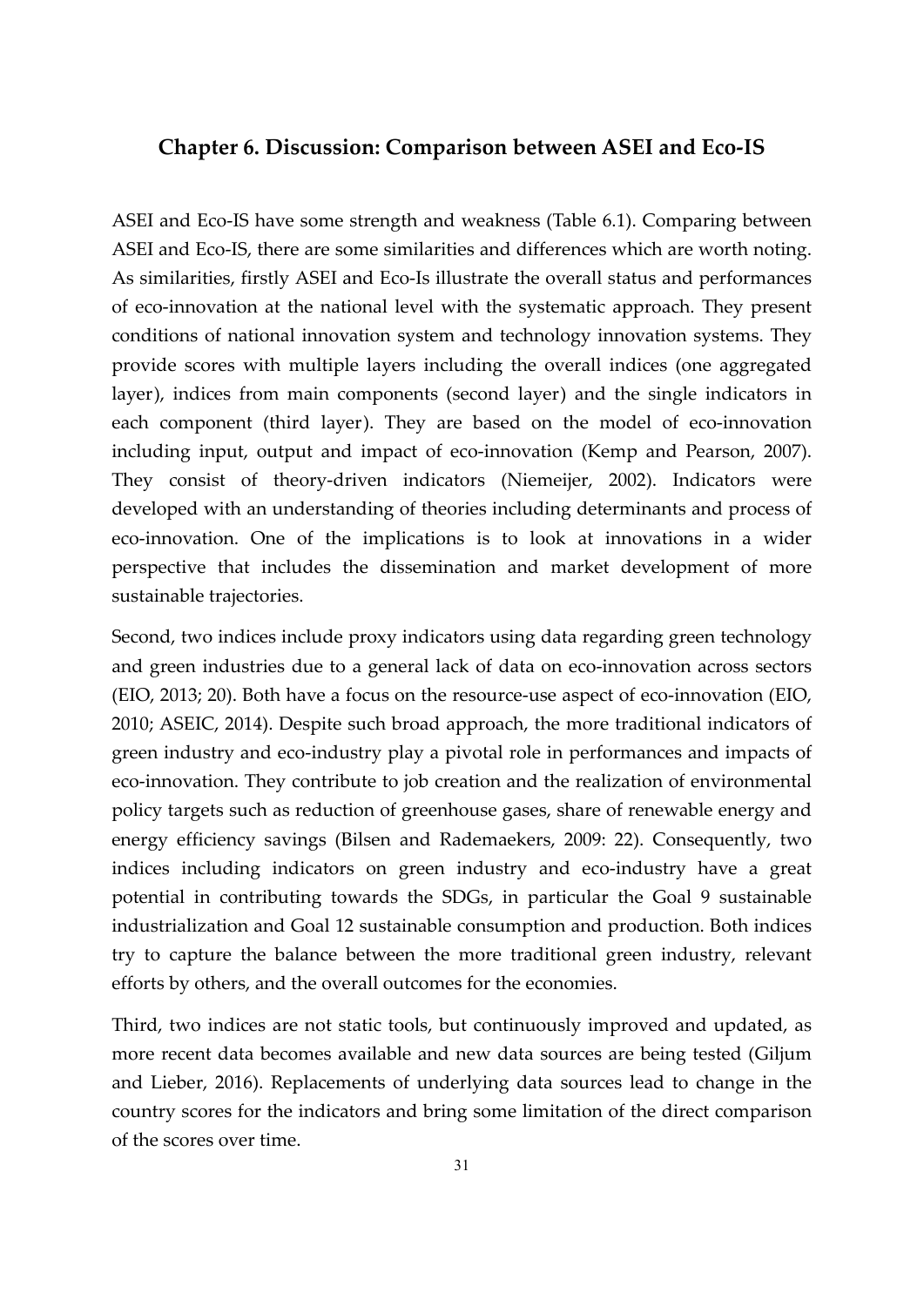## Chapter 6. Discussion: Comparison between ASEI and Eco-IS

ASEI and Eco-IS have some strength and weakness (Table 6.1). Comparing between ASEI and Eco-IS, there are some similarities and differences which are worth noting. As similarities, firstly ASEI and Eco-Is illustrate the overall status and performances of eco-innovation at the national level with the systematic approach. They present conditions of national innovation system and technology innovation systems. They provide scores with multiple layers including the overall indices (one aggregated layer), indices from main components (second layer) and the single indicators in each component (third layer). They are based on the model of eco-innovation including input, output and impact of eco-innovation (Kemp and Pearson, 2007). They consist of theory-driven indicators (Niemeijer, 2002). Indicators were developed with an understanding of theories including determinants and process of eco-innovation. One of the implications is to look at innovations in a wider perspective that includes the dissemination and market development of more sustainable trajectories.

Second, two indices include proxy indicators using data regarding green technology and green industries due to a general lack of data on eco-innovation across sectors (EIO, 2013; 20). Both have a focus on the resource-use aspect of eco-innovation (EIO, 2010; ASEIC, 2014). Despite such broad approach, the more traditional indicators of green industry and eco-industry play a pivotal role in performances and impacts of eco-innovation. They contribute to job creation and the realization of environmental policy targets such as reduction of greenhouse gases, share of renewable energy and energy efficiency savings (Bilsen and Rademaekers, 2009: 22). Consequently, two indices including indicators on green industry and eco-industry have a great potential in contributing towards the SDGs, in particular the Goal 9 sustainable industrialization and Goal 12 sustainable consumption and production. Both indices try to capture the balance between the more traditional green industry, relevant efforts by others, and the overall outcomes for the economies.

Third, two indices are not static tools, but continuously improved and updated, as more recent data becomes available and new data sources are being tested (Giljum and Lieber, 2016). Replacements of underlying data sources lead to change in the country scores for the indicators and bring some limitation of the direct comparison of the scores over time.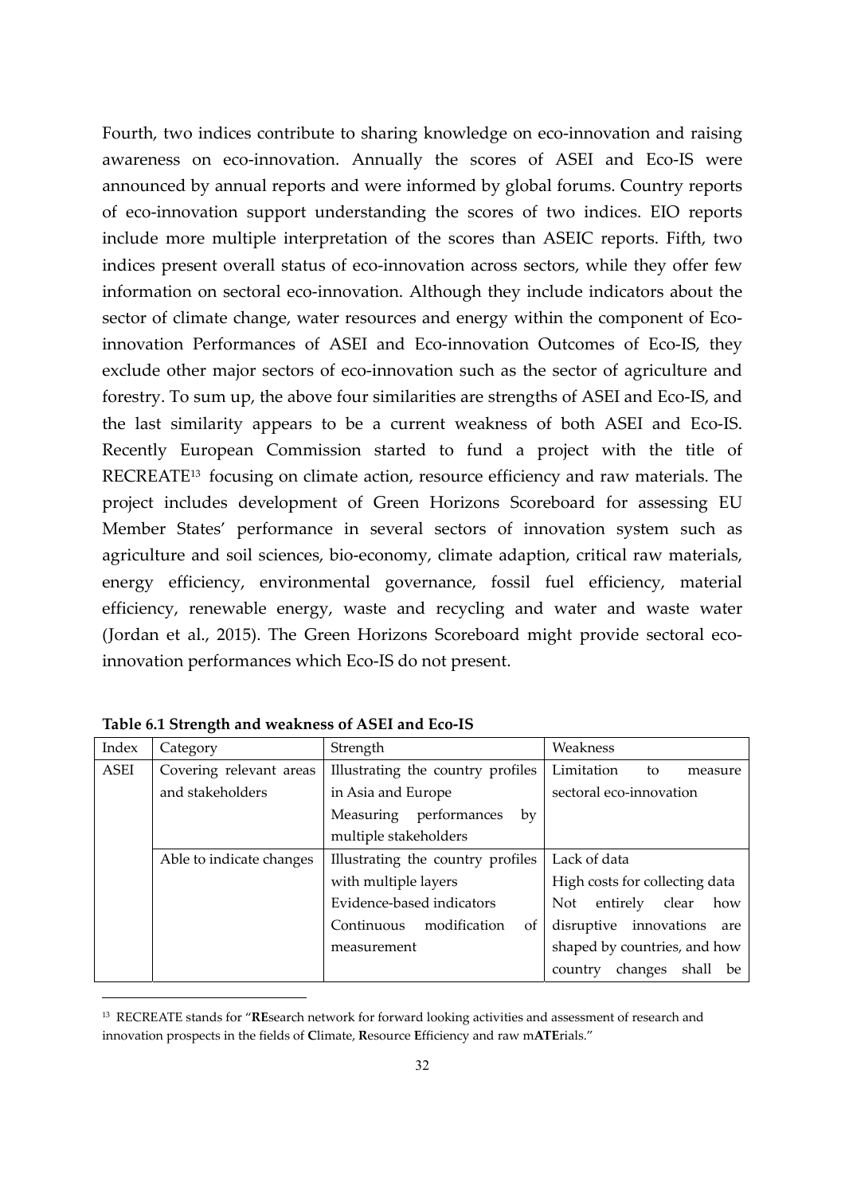Fourth, two indices contribute to sharing knowledge on eco-innovation and raising awareness on eco-innovation. Annually the scores of ASEI and Eco-IS were announced by annual reports and were informed by global forums. Country reports of eco-innovation support understanding the scores of two indices. EIO reports include more multiple interpretation of the scores than ASEIC reports. Fifth, two indices present overall status of eco-innovation across sectors, while they offer few information on sectoral eco-innovation. Although they include indicators about the sector of climate change, water resources and energy within the component of Eco-innovation Performances of ASEI and Eco-innovation Outcomes of Eco-IS, they exclude other major sectors of eco-innovation such as the sector of agriculture and forestry. To sum up, the above four similarities are strengths of ASEI and Eco-IS, and the last similarity appears to be a current weakness of both ASEI and Eco-IS. Recently European Commission started to fund a project with the title of RECREATE[13] focusing on climate action, resource efficiency and raw materials. The project includes development of Green Horizons Scoreboard for assessing EU Member States' performance in several sectors of innovation system such as agriculture and soil sciences, bio-economy, climate adaption, critical raw materials, energy efficiency, environmental governance, fossil fuel efficiency, material efficiency, renewable energy, waste and recycling and water and waste water (Jordan et al., 2015). The Green Horizons Scoreboard might provide sectoral eco-innovation performances which Eco-IS do not present.

**Table 6.1 Strength and weakness of ASEI and Eco-IS**

| Index | Category | Strength | Weakness |
|---|---|---|---|
| ASEI | Covering relevant areas and stakeholders | Illustrating the country profiles in Asia and Europe<br>Measuring performances by multiple stakeholders | Limitation to measure sectoral eco-innovation |
| | Able to indicate changes | Illustrating the country profiles with multiple layers<br>Evidence-based indicators<br>Continuous modification of measurement | Lack of data<br>High costs for collecting data<br>Not entirely clear how disruptive innovations are shaped by countries, and how country changes shall be |

[13] RECREATE stands for "**RE**search network for forward looking activities and assessment of research and innovation prospects in the fields of **C**limate, **R**esource **E**fficiency and raw m**ATE**rials."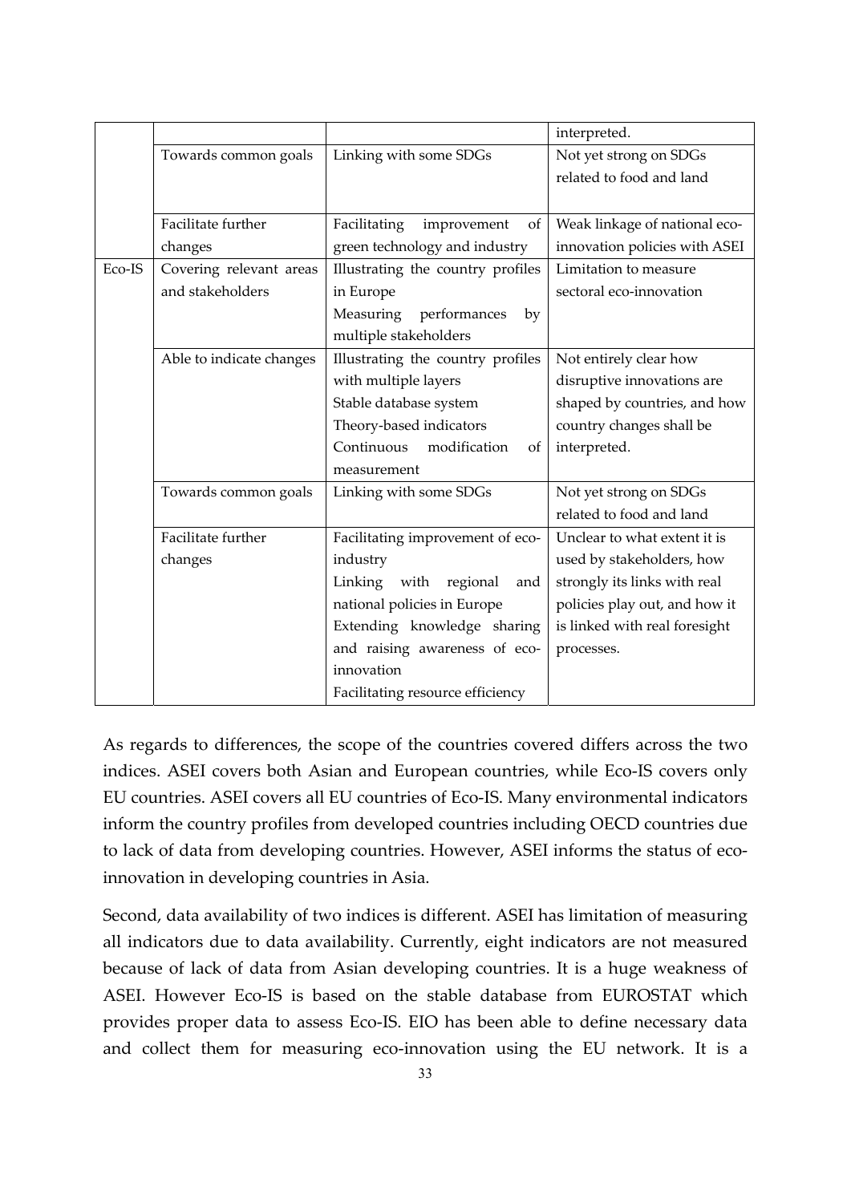|  |  |  | interpreted. |
|---|---|---|---|
|  | Towards common goals | Linking with some SDGs | Not yet strong on SDGs related to food and land |
|  | Facilitate further changes | Facilitating improvement of green technology and industry | Weak linkage of national eco-innovation policies with ASEI |
| Eco-IS | Covering relevant areas and stakeholders | Illustrating the country profiles in Europe<br>Measuring performances by multiple stakeholders | Limitation to measure sectoral eco-innovation |
|  | Able to indicate changes | Illustrating the country profiles with multiple layers<br>Stable database system<br>Theory-based indicators<br>Continuous modification of measurement | Not entirely clear how disruptive innovations are shaped by countries, and how country changes shall be interpreted. |
|  | Towards common goals | Linking with some SDGs | Not yet strong on SDGs related to food and land |
|  | Facilitate further changes | Facilitating improvement of eco-industry<br>Linking with regional and national policies in Europe<br>Extending knowledge sharing and raising awareness of eco-innovation<br>Facilitating resource efficiency | Unclear to what extent it is used by stakeholders, how strongly its links with real policies play out, and how it is linked with real foresight processes. |

As regards to differences, the scope of the countries covered differs across the two indices. ASEI covers both Asian and European countries, while Eco-IS covers only EU countries. ASEI covers all EU countries of Eco-IS. Many environmental indicators inform the country profiles from developed countries including OECD countries due to lack of data from developing countries. However, ASEI informs the status of eco-innovation in developing countries in Asia.

Second, data availability of two indices is different. ASEI has limitation of measuring all indicators due to data availability. Currently, eight indicators are not measured because of lack of data from Asian developing countries. It is a huge weakness of ASEI. However Eco-IS is based on the stable database from EUROSTAT which provides proper data to assess Eco-IS. EIO has been able to define necessary data and collect them for measuring eco-innovation using the EU network. It is a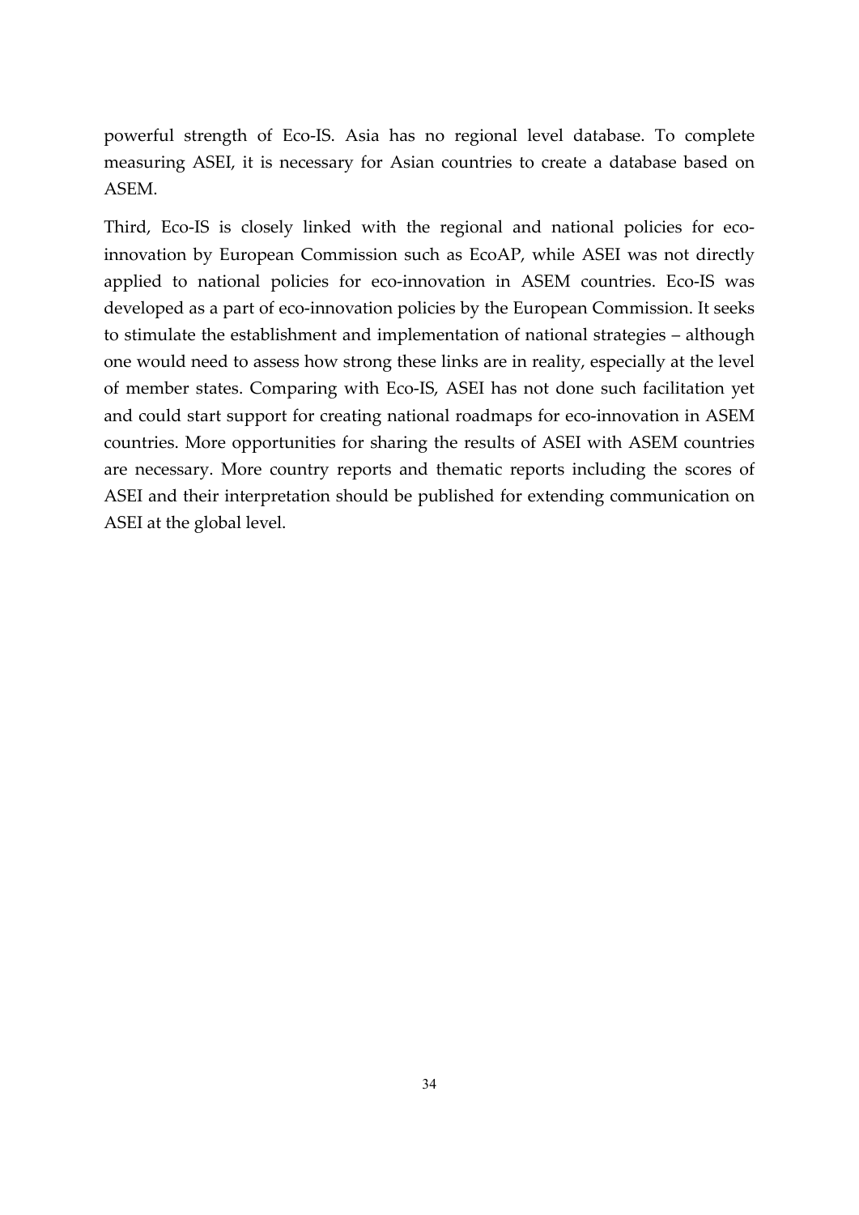powerful strength of Eco-IS. Asia has no regional level database. To complete measuring ASEI, it is necessary for Asian countries to create a database based on ASEM.

Third, Eco-IS is closely linked with the regional and national policies for eco-innovation by European Commission such as EcoAP, while ASEI was not directly applied to national policies for eco-innovation in ASEM countries. Eco-IS was developed as a part of eco-innovation policies by the European Commission. It seeks to stimulate the establishment and implementation of national strategies – although one would need to assess how strong these links are in reality, especially at the level of member states. Comparing with Eco-IS, ASEI has not done such facilitation yet and could start support for creating national roadmaps for eco-innovation in ASEM countries. More opportunities for sharing the results of ASEI with ASEM countries are necessary. More country reports and thematic reports including the scores of ASEI and their interpretation should be published for extending communication on ASEI at the global level.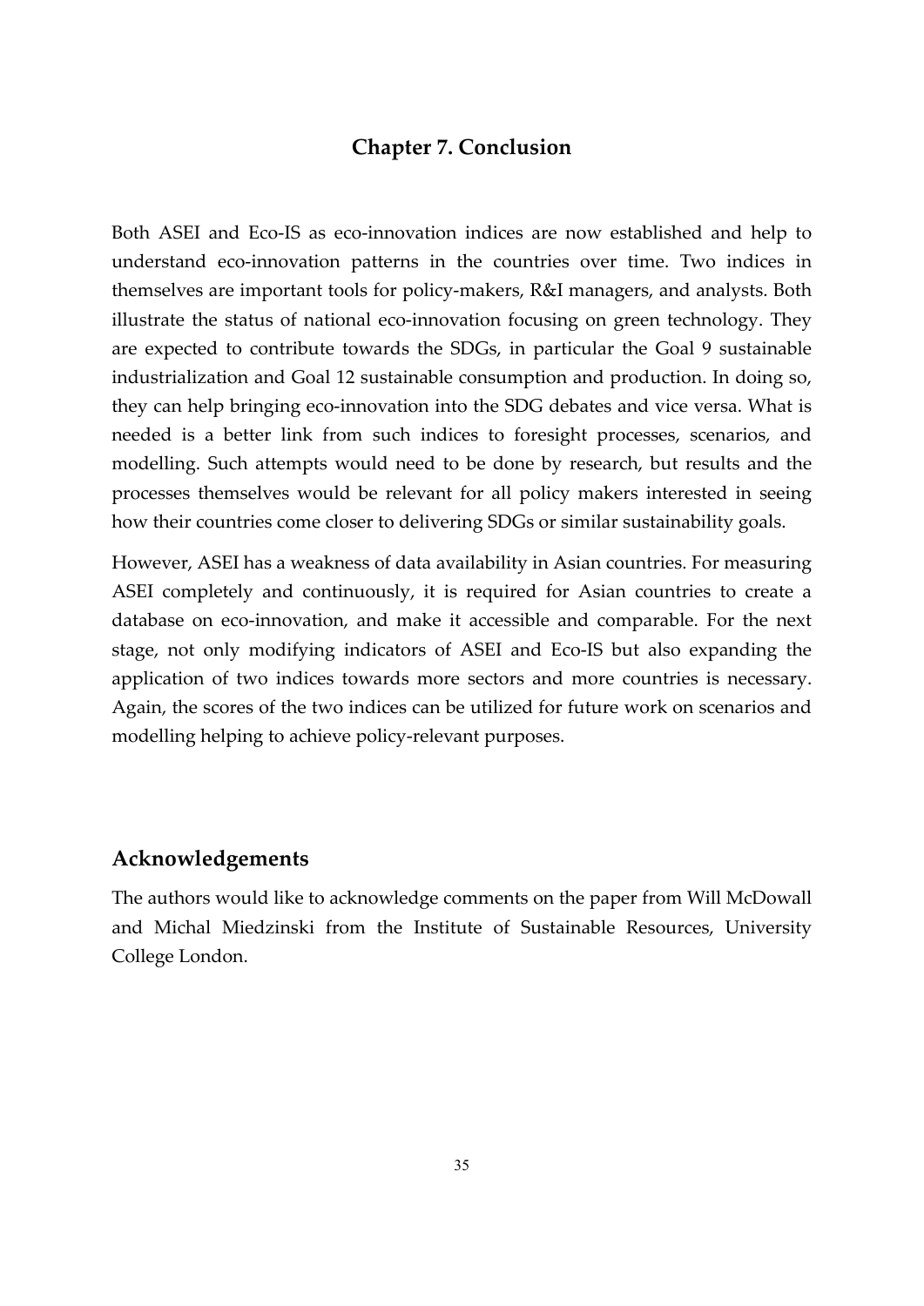# Chapter 7. Conclusion

Both ASEI and Eco-IS as eco-innovation indices are now established and help to understand eco-innovation patterns in the countries over time. Two indices in themselves are important tools for policy-makers, R&I managers, and analysts. Both illustrate the status of national eco-innovation focusing on green technology. They are expected to contribute towards the SDGs, in particular the Goal 9 sustainable industrialization and Goal 12 sustainable consumption and production. In doing so, they can help bringing eco-innovation into the SDG debates and vice versa. What is needed is a better link from such indices to foresight processes, scenarios, and modelling. Such attempts would need to be done by research, but results and the processes themselves would be relevant for all policy makers interested in seeing how their countries come closer to delivering SDGs or similar sustainability goals.

However, ASEI has a weakness of data availability in Asian countries. For measuring ASEI completely and continuously, it is required for Asian countries to create a database on eco-innovation, and make it accessible and comparable. For the next stage, not only modifying indicators of ASEI and Eco-IS but also expanding the application of two indices towards more sectors and more countries is necessary. Again, the scores of the two indices can be utilized for future work on scenarios and modelling helping to achieve policy-relevant purposes.

## Acknowledgements

The authors would like to acknowledge comments on the paper from Will McDowall and Michal Miedzinski from the Institute of Sustainable Resources, University College London.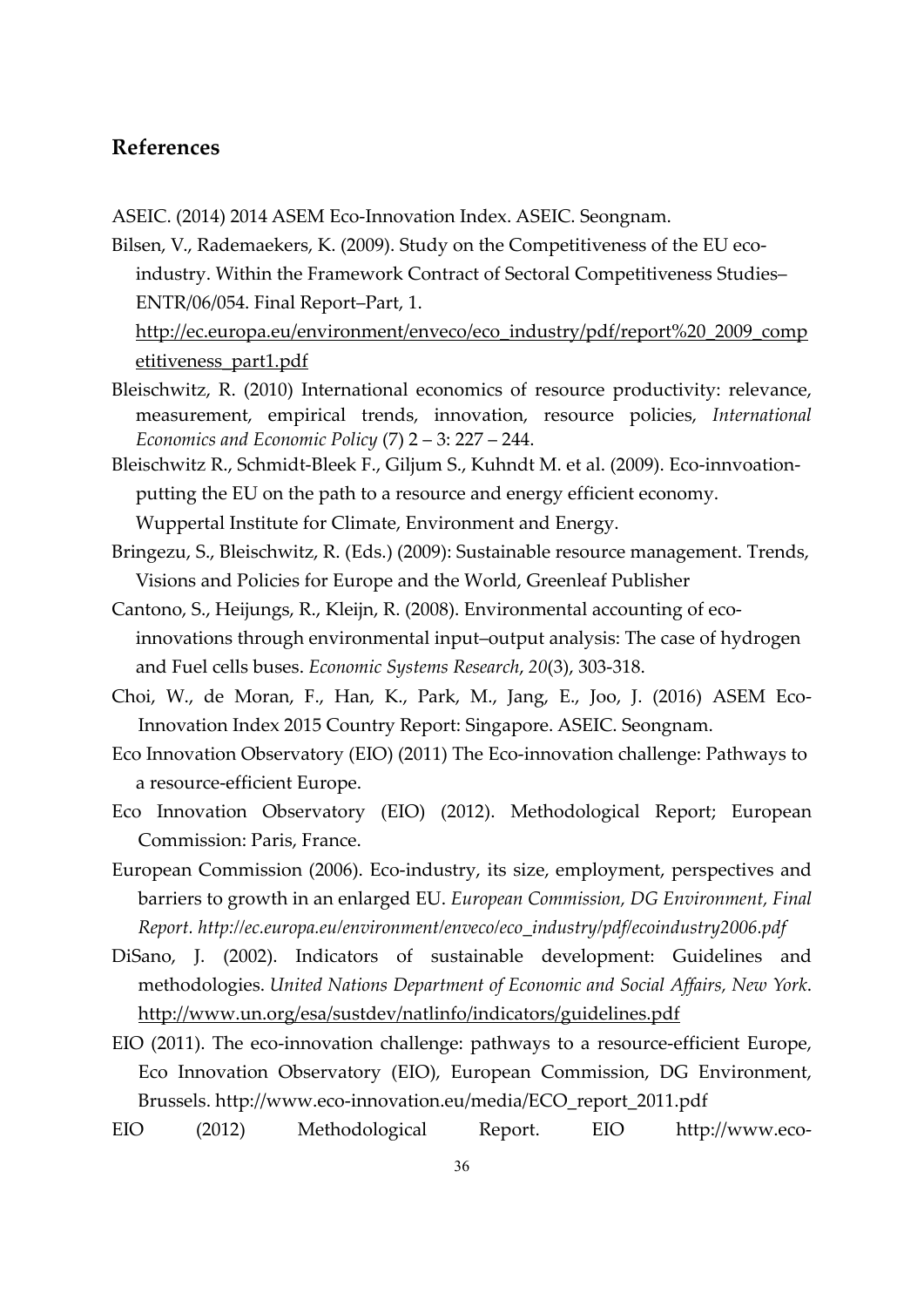## References

ASEIC. (2014) 2014 ASEM Eco-Innovation Index. ASEIC. Seongnam.

Bilsen, V., Rademaekers, K. (2009). Study on the Competitiveness of the EU eco-industry. Within the Framework Contract of Sectoral Competitiveness Studies–ENTR/06/054. Final Report–Part, 1. http://ec.europa.eu/environment/enveco/eco_industry/pdf/report%20_2009_competitiveness_part1.pdf

Bleischwitz, R. (2010) International economics of resource productivity: relevance, measurement, empirical trends, innovation, resource policies, *International Economics and Economic Policy* (7) 2 – 3: 227 – 244.

Bleischwitz R., Schmidt-Bleek F., Giljum S., Kuhndt M. et al. (2009). Eco-innvoation-putting the EU on the path to a resource and energy efficient economy. Wuppertal Institute for Climate, Environment and Energy.

Bringezu, S., Bleischwitz, R. (Eds.) (2009): Sustainable resource management. Trends, Visions and Policies for Europe and the World, Greenleaf Publisher

Cantono, S., Heijungs, R., Kleijn, R. (2008). Environmental accounting of eco-innovations through environmental input–output analysis: The case of hydrogen and Fuel cells buses. *Economic Systems Research*, *20*(3), 303-318.

Choi, W., de Moran, F., Han, K., Park, M., Jang, E., Joo, J. (2016) ASEM Eco-Innovation Index 2015 Country Report: Singapore. ASEIC. Seongnam.

Eco Innovation Observatory (EIO) (2011) The Eco-innovation challenge: Pathways to a resource-efficient Europe.

Eco Innovation Observatory (EIO) (2012). Methodological Report; European Commission: Paris, France.

European Commission (2006). Eco-industry, its size, employment, perspectives and barriers to growth in an enlarged EU. *European Commission, DG Environment, Final Report. http://ec.europa.eu/environment/enveco/eco_industry/pdf/ecoindustry2006.pdf*

DiSano, J. (2002). Indicators of sustainable development: Guidelines and methodologies. *United Nations Department of Economic and Social Affairs, New York*. http://www.un.org/esa/sustdev/natlinfo/indicators/guidelines.pdf

EIO (2011). The eco-innovation challenge: pathways to a resource-efficient Europe, Eco Innovation Observatory (EIO), European Commission, DG Environment, Brussels. http://www.eco-innovation.eu/media/ECO_report_2011.pdf

EIO (2012) Methodological Report. EIO http://www.eco-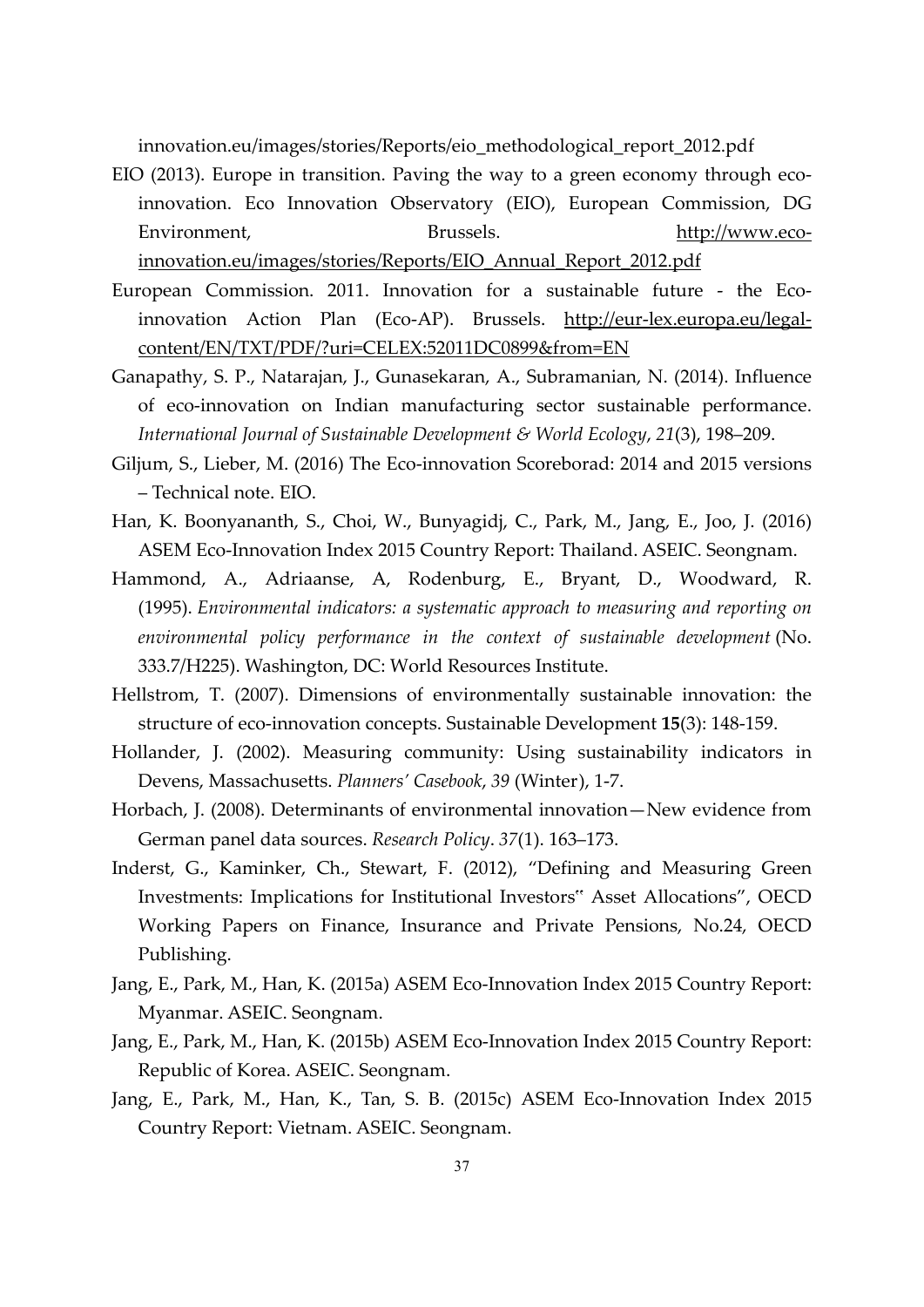innovation.eu/images/stories/Reports/eio_methodological_report_2012.pdf

EIO (2013). Europe in transition. Paving the way to a green economy through eco-innovation. Eco Innovation Observatory (EIO), European Commission, DG Environment, Brussels. http://www.eco-innovation.eu/images/stories/Reports/EIO_Annual_Report_2012.pdf

European Commission. 2011. Innovation for a sustainable future - the Eco-innovation Action Plan (Eco-AP). Brussels. http://eur-lex.europa.eu/legal-content/EN/TXT/PDF/?uri=CELEX:52011DC0899&from=EN

Ganapathy, S. P., Natarajan, J., Gunasekaran, A., Subramanian, N. (2014). Influence of eco-innovation on Indian manufacturing sector sustainable performance. *International Journal of Sustainable Development & World Ecology*, *21*(3), 198–209.

Giljum, S., Lieber, M. (2016) The Eco-innovation Scoreborad: 2014 and 2015 versions – Technical note. EIO.

Han, K. Boonyananth, S., Choi, W., Bunyagidj, C., Park, M., Jang, E., Joo, J. (2016) ASEM Eco-Innovation Index 2015 Country Report: Thailand. ASEIC. Seongnam.

Hammond, A., Adriaanse, A, Rodenburg, E., Bryant, D., Woodward, R. (1995). *Environmental indicators: a systematic approach to measuring and reporting on environmental policy performance in the context of sustainable development* (No. 333.7/H225). Washington, DC: World Resources Institute.

Hellstrom, T. (2007). Dimensions of environmentally sustainable innovation: the structure of eco-innovation concepts. Sustainable Development **15**(3): 148-159.

Hollander, J. (2002). Measuring community: Using sustainability indicators in Devens, Massachusetts. *Planners' Casebook*, *39* (Winter), 1-7.

Horbach, J. (2008). Determinants of environmental innovation—New evidence from German panel data sources. *Research Policy*. *37*(1). 163–173.

Inderst, G., Kaminker, Ch., Stewart, F. (2012), "Defining and Measuring Green Investments: Implications for Institutional Investors‟ Asset Allocations", OECD Working Papers on Finance, Insurance and Private Pensions, No.24, OECD Publishing.

Jang, E., Park, M., Han, K. (2015a) ASEM Eco-Innovation Index 2015 Country Report: Myanmar. ASEIC. Seongnam.

Jang, E., Park, M., Han, K. (2015b) ASEM Eco-Innovation Index 2015 Country Report: Republic of Korea. ASEIC. Seongnam.

Jang, E., Park, M., Han, K., Tan, S. B. (2015c) ASEM Eco-Innovation Index 2015 Country Report: Vietnam. ASEIC. Seongnam.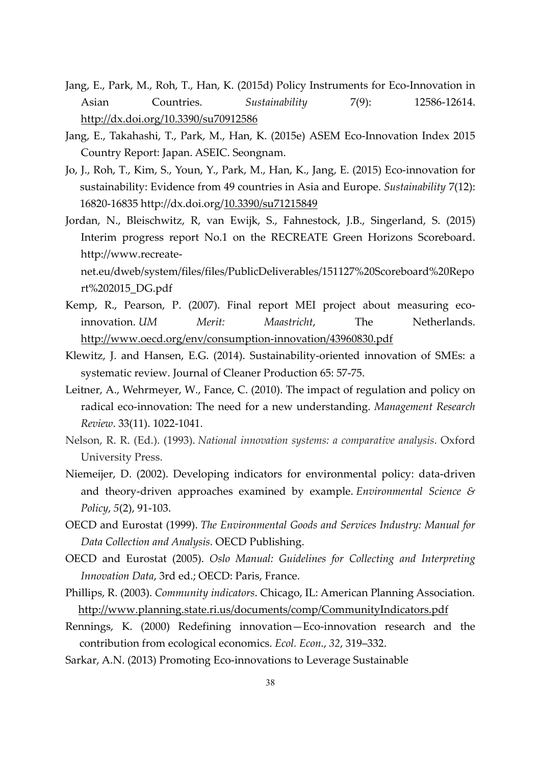Jang, E., Park, M., Roh, T., Han, K. (2015d) Policy Instruments for Eco-Innovation in Asian Countries. *Sustainability* 7(9): 12586-12614. http://dx.doi.org/10.3390/su70912586

Jang, E., Takahashi, T., Park, M., Han, K. (2015e) ASEM Eco-Innovation Index 2015 Country Report: Japan. ASEIC. Seongnam.

Jo, J., Roh, T., Kim, S., Youn, Y., Park, M., Han, K., Jang, E. (2015) Eco-innovation for sustainability: Evidence from 49 countries in Asia and Europe. *Sustainability* 7(12): 16820-16835 http://dx.doi.org/10.3390/su71215849

Jordan, N., Bleischwitz, R, van Ewijk, S., Fahnestock, J.B., Singerland, S. (2015) Interim progress report No.1 on the RECREATE Green Horizons Scoreboard. http://www.recreate-net.eu/dweb/system/files/files/PublicDeliverables/151127%20Scoreboard%20Report%202015_DG.pdf

Kemp, R., Pearson, P. (2007). Final report MEI project about measuring eco-innovation. *UM Merit: Maastricht*, The Netherlands. http://www.oecd.org/env/consumption-innovation/43960830.pdf

Klewitz, J. and Hansen, E.G. (2014). Sustainability-oriented innovation of SMEs: a systematic review. Journal of Cleaner Production 65: 57-75.

Leitner, A., Wehrmeyer, W., Fance, C. (2010). The impact of regulation and policy on radical eco-innovation: The need for a new understanding. *Management Research Review*. 33(11). 1022-1041.

Nelson, R. R. (Ed.). (1993). *National innovation systems: a comparative analysis*. Oxford University Press.

Niemeijer, D. (2002). Developing indicators for environmental policy: data-driven and theory-driven approaches examined by example. *Environmental Science & Policy*, *5*(2), 91-103.

OECD and Eurostat (1999). *The Environmental Goods and Services Industry: Manual for Data Collection and Analysis*. OECD Publishing.

OECD and Eurostat (2005). *Oslo Manual: Guidelines for Collecting and Interpreting Innovation Data*, 3rd ed.; OECD: Paris, France.

Phillips, R. (2003). *Community indicators*. Chicago, IL: American Planning Association. http://www.planning.state.ri.us/documents/comp/CommunityIndicators.pdf

Rennings, K. (2000) Redefining innovation—Eco-innovation research and the contribution from ecological economics. *Ecol. Econ.*, *32*, 319–332.

Sarkar, A.N. (2013) Promoting Eco-innovations to Leverage Sustainable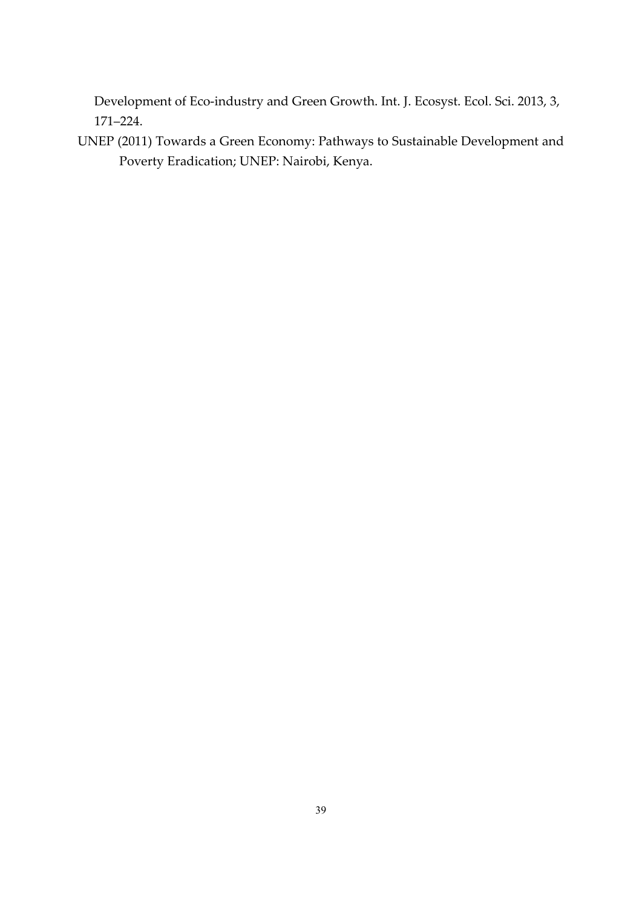Development of Eco-industry and Green Growth. Int. J. Ecosyst. Ecol. Sci. 2013, 3, 171–224.

UNEP (2011) Towards a Green Economy: Pathways to Sustainable Development and Poverty Eradication; UNEP: Nairobi, Kenya.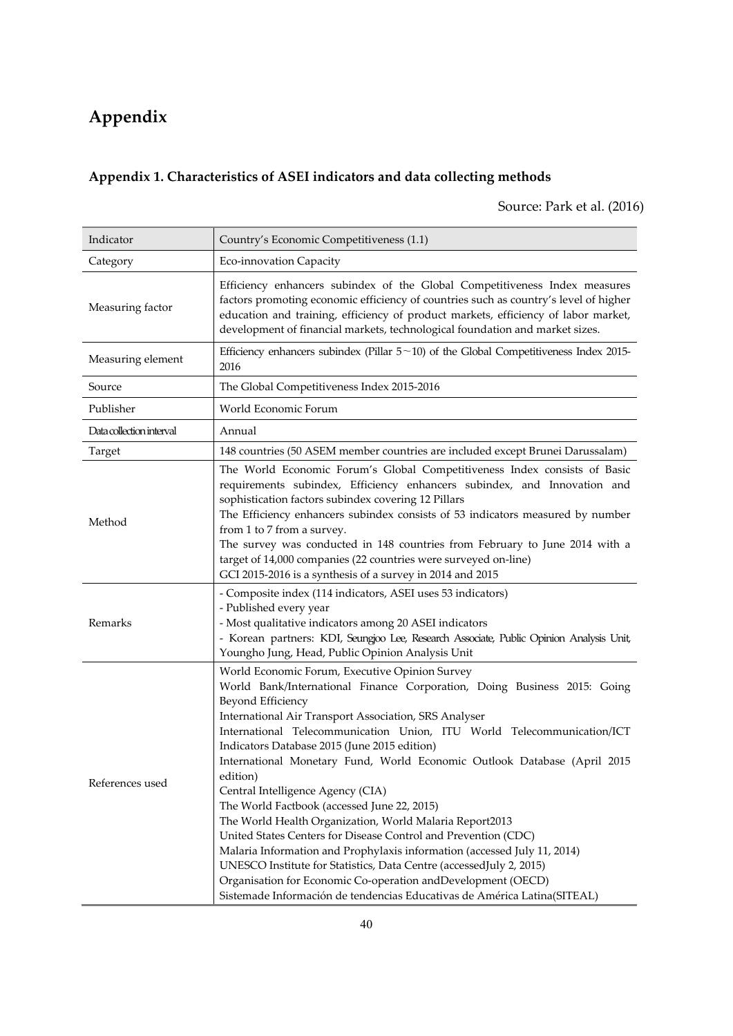# Appendix

## Appendix 1. Characteristics of ASEI indicators and data collecting methods

Source: Park et al. (2016)

| Indicator | Country's Economic Competitiveness (1.1) |
|---|---|
| Category | Eco-innovation Capacity |
| Measuring factor | Efficiency enhancers subindex of the Global Competitiveness Index measures factors promoting economic efficiency of countries such as country's level of higher education and training, efficiency of product markets, efficiency of labor market, development of financial markets, technological foundation and market sizes. |
| Measuring element | Efficiency enhancers subindex (Pillar 5～10) of the Global Competitiveness Index 2015-2016 |
| Source | The Global Competitiveness Index 2015-2016 |
| Publisher | World Economic Forum |
| Data collection interval | Annual |
| Target | 148 countries (50 ASEM member countries are included except Brunei Darussalam) |
| Method | The World Economic Forum's Global Competitiveness Index consists of Basic requirements subindex, Efficiency enhancers subindex, and Innovation and sophistication factors subindex covering 12 Pillars<br>The Efficiency enhancers subindex consists of 53 indicators measured by number from 1 to 7 from a survey.<br>The survey was conducted in 148 countries from February to June 2014 with a target of 14,000 companies (22 countries were surveyed on-line)<br>GCI 2015-2016 is a synthesis of a survey in 2014 and 2015 |
| Remarks | - Composite index (114 indicators, ASEI uses 53 indicators)<br>- Published every year<br>- Most qualitative indicators among 20 ASEI indicators<br>- Korean partners: KDI, Seungjoo Lee, Research Associate, Public Opinion Analysis Unit, Youngho Jung, Head, Public Opinion Analysis Unit |
| References used | World Economic Forum, Executive Opinion Survey<br>World Bank/International Finance Corporation, Doing Business 2015: Going Beyond Efficiency<br>International Air Transport Association, SRS Analyser<br>International Telecommunication Union, ITU World Telecommunication/ICT Indicators Database 2015 (June 2015 edition)<br>International Monetary Fund, World Economic Outlook Database (April 2015 edition)<br>Central Intelligence Agency (CIA)<br>The World Factbook (accessed June 22, 2015)<br>The World Health Organization, World Malaria Report2013<br>United States Centers for Disease Control and Prevention (CDC)<br>Malaria Information and Prophylaxis information (accessed July 11, 2014)<br>UNESCO Institute for Statistics, Data Centre (accessedJuly 2, 2015)<br>Organisation for Economic Co-operation andDevelopment (OECD)<br>Sistemade Información de tendencias Educativas de América Latina(SITEAL) |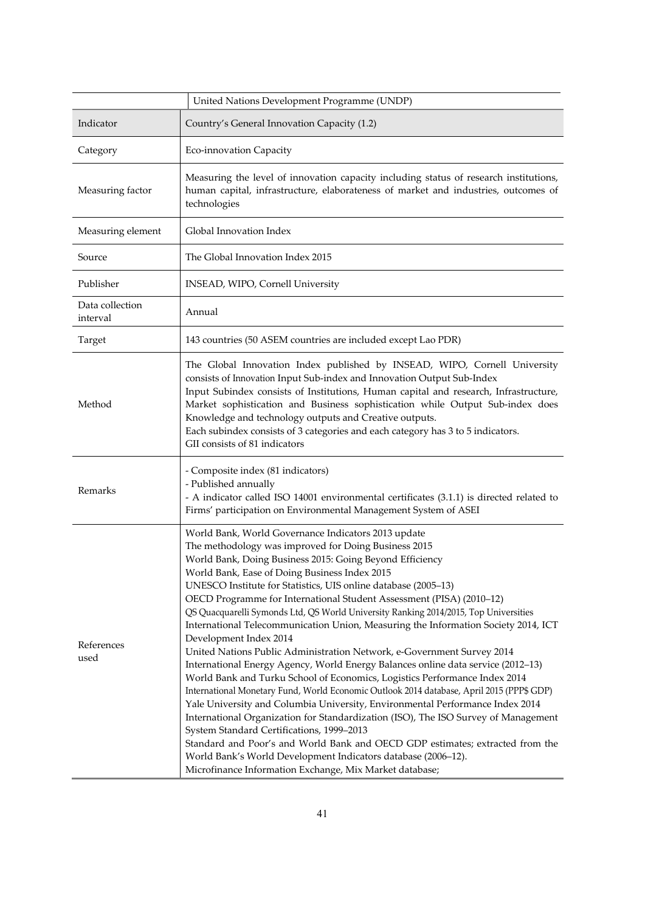| | United Nations Development Programme (UNDP) |
|---|---|
| Indicator | Country's General Innovation Capacity (1.2) |
| Category | Eco-innovation Capacity |
| Measuring factor | Measuring the level of innovation capacity including status of research institutions, human capital, infrastructure, elaborateness of market and industries, outcomes of technologies |
| Measuring element | Global Innovation Index |
| Source | The Global Innovation Index 2015 |
| Publisher | INSEAD, WIPO, Cornell University |
| Data collection interval | Annual |
| Target | 143 countries (50 ASEM countries are included except Lao PDR) |
| Method | The Global Innovation Index published by INSEAD, WIPO, Cornell University consists of Innovation Input Sub-index and Innovation Output Sub-Index<br>Input Subindex consists of Institutions, Human capital and research, Infrastructure, Market sophistication and Business sophistication while Output Sub-index does Knowledge and technology outputs and Creative outputs.<br>Each subindex consists of 3 categories and each category has 3 to 5 indicators.<br>GII consists of 81 indicators |
| Remarks | - Composite index (81 indicators)<br>- Published annually<br>- A indicator called ISO 14001 environmental certificates (3.1.1) is directed related to Firms' participation on Environmental Management System of ASEI |
| References used | World Bank, World Governance Indicators 2013 update<br>The methodology was improved for Doing Business 2015<br>World Bank, Doing Business 2015: Going Beyond Efficiency<br>World Bank, Ease of Doing Business Index 2015<br>UNESCO Institute for Statistics, UIS online database (2005–13)<br>OECD Programme for International Student Assessment (PISA) (2010–12)<br>QS Quacquarelli Symonds Ltd, QS World University Ranking 2014/2015, Top Universities<br>International Telecommunication Union, Measuring the Information Society 2014, ICT Development Index 2014<br>United Nations Public Administration Network, e-Government Survey 2014<br>International Energy Agency, World Energy Balances online data service (2012–13)<br>World Bank and Turku School of Economics, Logistics Performance Index 2014<br>International Monetary Fund, World Economic Outlook 2014 database, April 2015 (PPP$ GDP)<br>Yale University and Columbia University, Environmental Performance Index 2014<br>International Organization for Standardization (ISO), The ISO Survey of Management System Standard Certifications, 1999–2013<br>Standard and Poor's and World Bank and OECD GDP estimates; extracted from the World Bank's World Development Indicators database (2006–12).<br>Microfinance Information Exchange, Mix Market database; |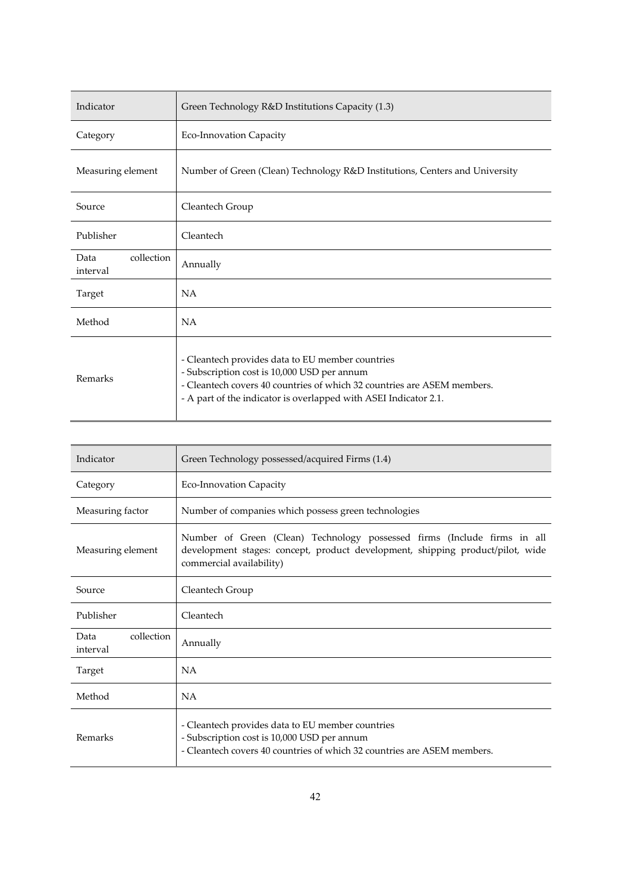| Indicator | Green Technology R&D Institutions Capacity (1.3) |
|---|---|
| Category | Eco-Innovation Capacity |
| Measuring element | Number of Green (Clean) Technology R&D Institutions, Centers and University |
| Source | Cleantech Group |
| Publisher | Cleantech |
| Data collection interval | Annually |
| Target | NA |
| Method | NA |
| Remarks | - Cleantech provides data to EU member countries<br>- Subscription cost is 10,000 USD per annum<br>- Cleantech covers 40 countries of which 32 countries are ASEM members.<br>- A part of the indicator is overlapped with ASEI Indicator 2.1. |

| Indicator | Green Technology possessed/acquired Firms (1.4) |
|---|---|
| Category | Eco-Innovation Capacity |
| Measuring factor | Number of companies which possess green technologies |
| Measuring element | Number of Green (Clean) Technology possessed firms (Include firms in all development stages: concept, product development, shipping product/pilot, wide commercial availability) |
| Source | Cleantech Group |
| Publisher | Cleantech |
| Data collection interval | Annually |
| Target | NA |
| Method | NA |
| Remarks | - Cleantech provides data to EU member countries<br>- Subscription cost is 10,000 USD per annum<br>- Cleantech covers 40 countries of which 32 countries are ASEM members. |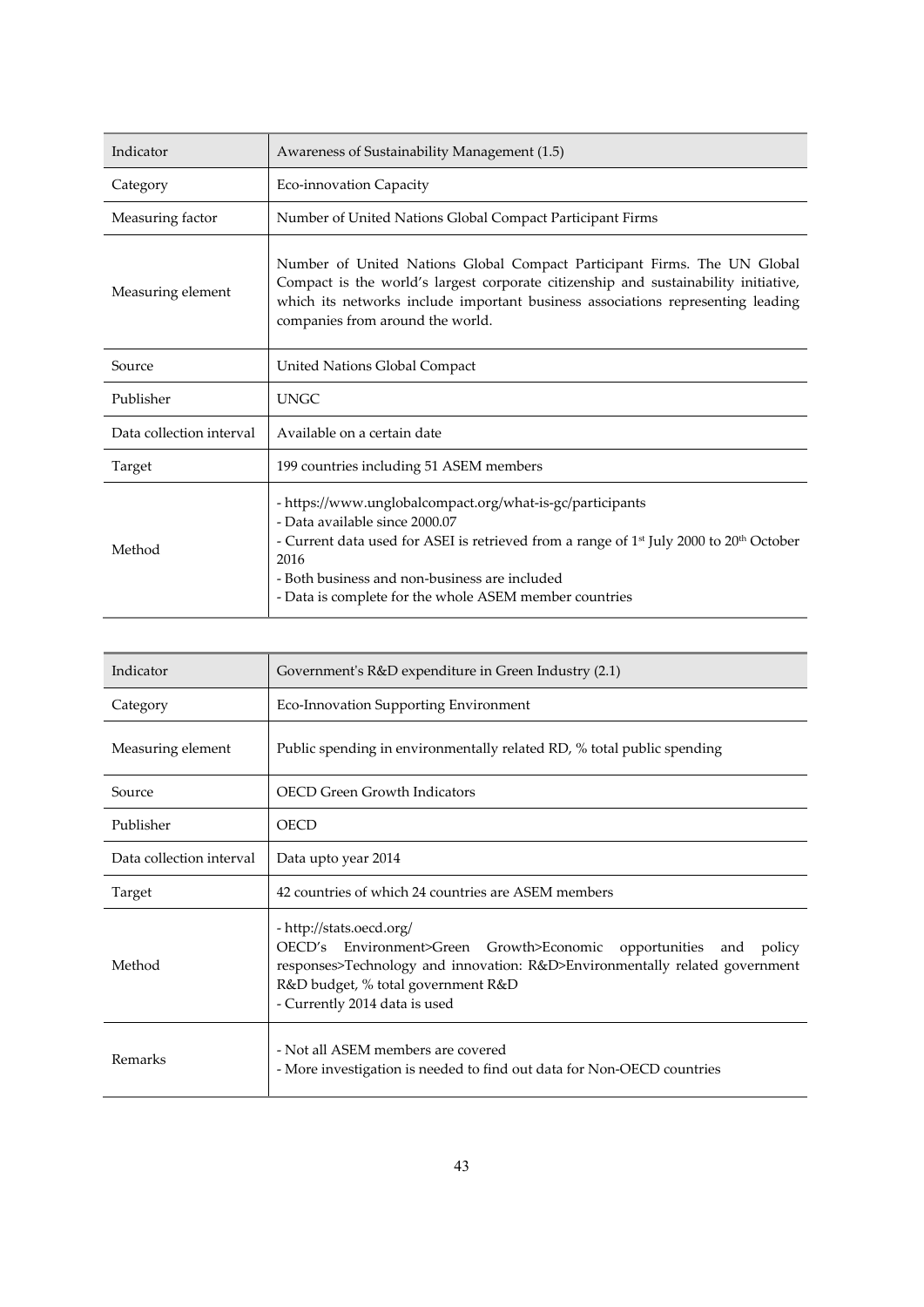| Indicator | Awareness of Sustainability Management (1.5) |
| --- | --- |
| Category | Eco-innovation Capacity |
| Measuring factor | Number of United Nations Global Compact Participant Firms |
| Measuring element | Number of United Nations Global Compact Participant Firms. The UN Global Compact is the world's largest corporate citizenship and sustainability initiative, which its networks include important business associations representing leading companies from around the world. |
| Source | United Nations Global Compact |
| Publisher | UNGC |
| Data collection interval | Available on a certain date |
| Target | 199 countries including 51 ASEM members |
| Method | - https://www.unglobalcompact.org/what-is-gc/participants<br>- Data available since 2000.07<br>- Current data used for ASEI is retrieved from a range of 1st July 2000 to 20th October 2016<br>- Both business and non-business are included<br>- Data is complete for the whole ASEM member countries |

| Indicator | Government's R&D expenditure in Green Industry (2.1) |
| --- | --- |
| Category | Eco-Innovation Supporting Environment |
| Measuring element | Public spending in environmentally related RD, % total public spending |
| Source | OECD Green Growth Indicators |
| Publisher | OECD |
| Data collection interval | Data upto year 2014 |
| Target | 42 countries of which 24 countries are ASEM members |
| Method | - http://stats.oecd.org/<br>OECD's Environment>Green Growth>Economic opportunities and policy responses>Technology and innovation: R&D>Environmentally related government R&D budget, % total government R&D<br>- Currently 2014 data is used |
| Remarks | - Not all ASEM members are covered<br>- More investigation is needed to find out data for Non-OECD countries |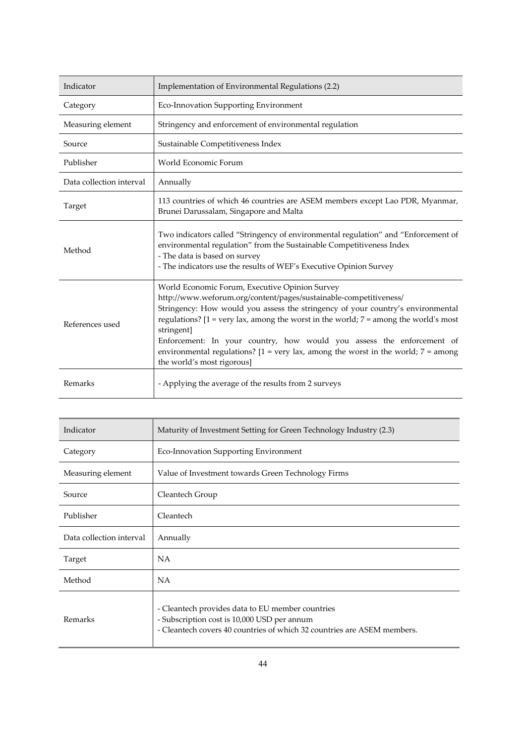| Indicator | Implementation of Environmental Regulations (2.2) |
|---|---|
| Category | Eco-Innovation Supporting Environment |
| Measuring element | Stringency and enforcement of environmental regulation |
| Source | Sustainable Competitiveness Index |
| Publisher | World Economic Forum |
| Data collection interval | Annually |
| Target | 113 countries of which 46 countries are ASEM members except Lao PDR, Myanmar, Brunei Darussalam, Singapore and Malta |
| Method | Two indicators called "Stringency of environmental regulation" and "Enforcement of environmental regulation" from the Sustainable Competitiveness Index<br>- The data is based on survey<br>- The indicators use the results of WEF's Executive Opinion Survey |
| References used | World Economic Forum, Executive Opinion Survey<br>http://www.weforum.org/content/pages/sustainable-competitiveness/<br>Stringency: How would you assess the stringency of your country's environmental regulations? [1 = very lax, among the worst in the world; 7 = among the world's most stringent]<br>Enforcement: In your country, how would you assess the enforcement of environmental regulations? [1 = very lax, among the worst in the world; 7 = among the world's most rigorous] |
| Remarks | - Applying the average of the results from 2 surveys |

| Indicator | Maturity of Investment Setting for Green Technology Industry (2.3) |
|---|---|
| Category | Eco-Innovation Supporting Environment |
| Measuring element | Value of Investment towards Green Technology Firms |
| Source | Cleantech Group |
| Publisher | Cleantech |
| Data collection interval | Annually |
| Target | NA |
| Method | NA |
| Remarks | - Cleantech provides data to EU member countries<br>- Subscription cost is 10,000 USD per annum<br>- Cleantech covers 40 countries of which 32 countries are ASEM members. |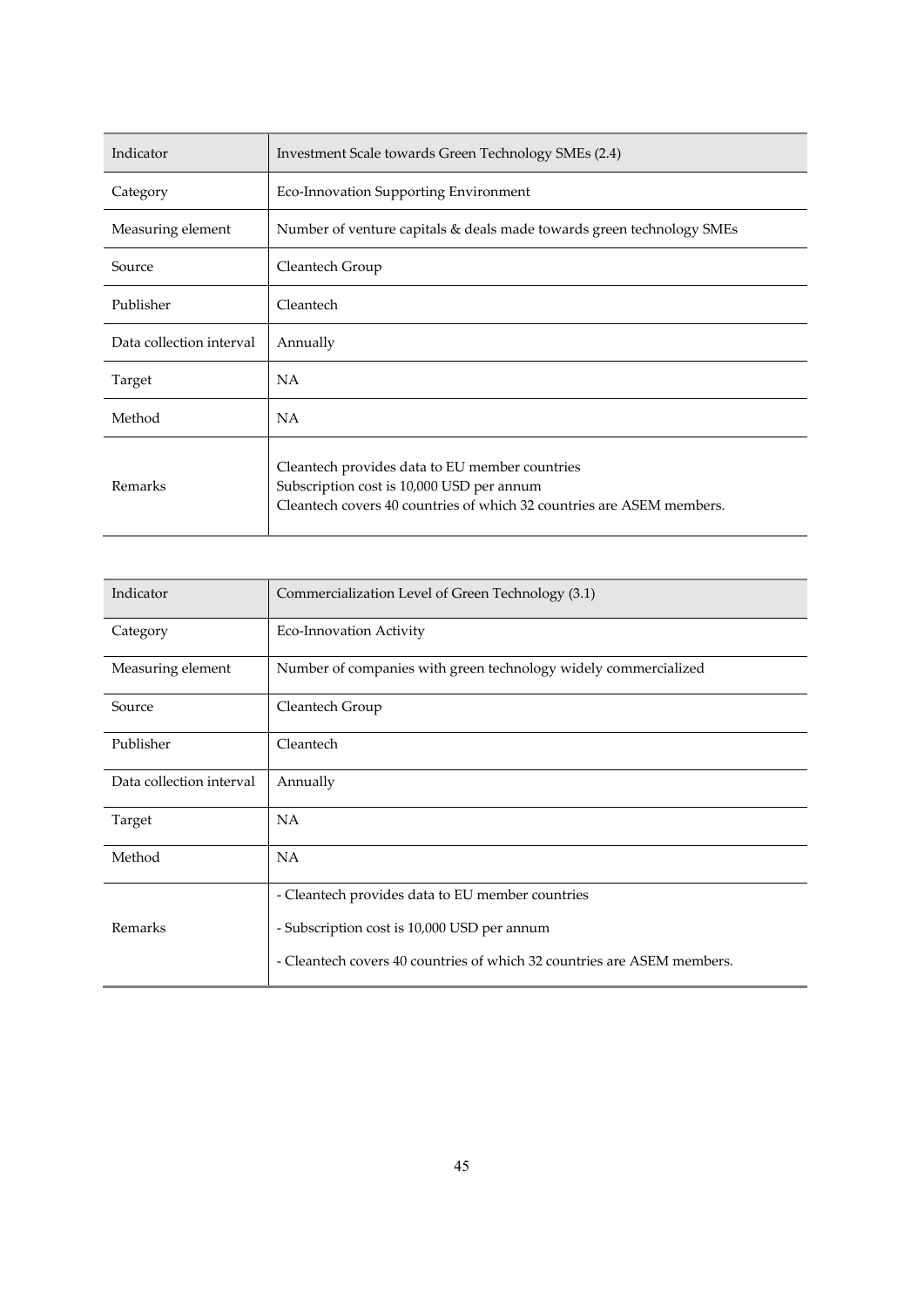| Indicator | Investment Scale towards Green Technology SMEs (2.4) |
|---|---|
| Category | Eco-Innovation Supporting Environment |
| Measuring element | Number of venture capitals & deals made towards green technology SMEs |
| Source | Cleantech Group |
| Publisher | Cleantech |
| Data collection interval | Annually |
| Target | NA |
| Method | NA |
| Remarks | Cleantech provides data to EU member countries<br>Subscription cost is 10,000 USD per annum<br>Cleantech covers 40 countries of which 32 countries are ASEM members. |

| Indicator | Commercialization Level of Green Technology (3.1) |
|---|---|
| Category | Eco-Innovation Activity |
| Measuring element | Number of companies with green technology widely commercialized |
| Source | Cleantech Group |
| Publisher | Cleantech |
| Data collection interval | Annually |
| Target | NA |
| Method | NA |
| Remarks | - Cleantech provides data to EU member countries<br>- Subscription cost is 10,000 USD per annum<br>- Cleantech covers 40 countries of which 32 countries are ASEM members. |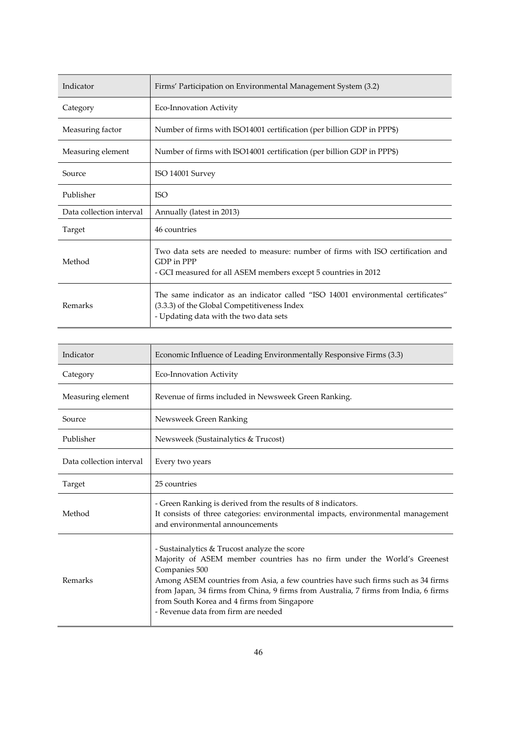| Indicator | Firms' Participation on Environmental Management System (3.2) |
|---|---|
| Category | Eco-Innovation Activity |
| Measuring factor | Number of firms with ISO14001 certification (per billion GDP in PPP$) |
| Measuring element | Number of firms with ISO14001 certification (per billion GDP in PPP$) |
| Source | ISO 14001 Survey |
| Publisher | ISO |
| Data collection interval | Annually (latest in 2013) |
| Target | 46 countries |
| Method | Two data sets are needed to measure: number of firms with ISO certification and GDP in PPP<br>- GCI measured for all ASEM members except 5 countries in 2012 |
| Remarks | The same indicator as an indicator called "ISO 14001 environmental certificates" (3.3.3) of the Global Competitiveness Index<br>- Updating data with the two data sets |

| Indicator | Economic Influence of Leading Environmentally Responsive Firms (3.3) |
|---|---|
| Category | Eco-Innovation Activity |
| Measuring element | Revenue of firms included in Newsweek Green Ranking. |
| Source | Newsweek Green Ranking |
| Publisher | Newsweek (Sustainalytics & Trucost) |
| Data collection interval | Every two years |
| Target | 25 countries |
| Method | - Green Ranking is derived from the results of 8 indicators.<br>It consists of three categories: environmental impacts, environmental management and environmental announcements |
| Remarks | - Sustainalytics & Trucost analyze the score<br>Majority of ASEM member countries has no firm under the World's Greenest Companies 500<br>Among ASEM countries from Asia, a few countries have such firms such as 34 firms from Japan, 34 firms from China, 9 firms from Australia, 7 firms from India, 6 firms from South Korea and 4 firms from Singapore<br>- Revenue data from firm are needed |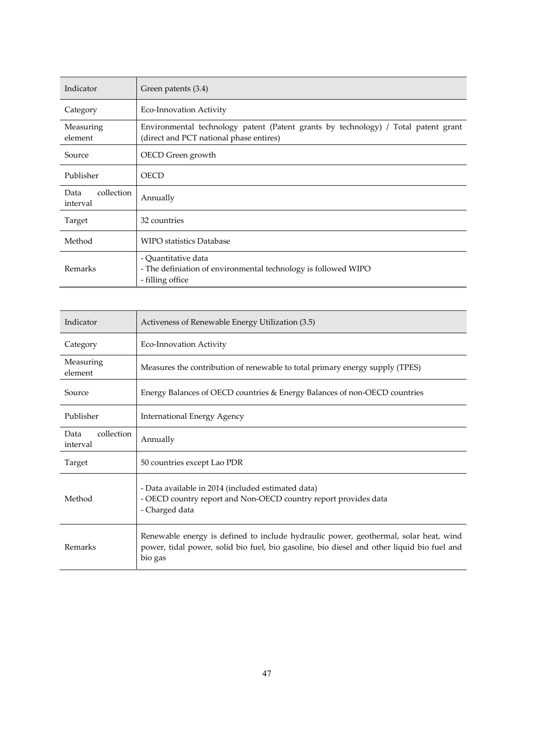| Indicator | Green patents (3.4) |
|---|---|
| Category | Eco-Innovation Activity |
| Measuring element | Environmental technology patent (Patent grants by technology) / Total patent grant (direct and PCT national phase entires) |
| Source | OECD Green growth |
| Publisher | OECD |
| Data collection interval | Annually |
| Target | 32 countries |
| Method | WIPO statistics Database |
| Remarks | - Quantitative data<br>- The definiation of environmental technology is followed WIPO<br>- filling office |

| Indicator | Activeness of Renewable Energy Utilization (3.5) |
|---|---|
| Category | Eco-Innovation Activity |
| Measuring element | Measures the contribution of renewable to total primary energy supply (TPES) |
| Source | Energy Balances of OECD countries & Energy Balances of non-OECD countries |
| Publisher | International Energy Agency |
| Data collection interval | Annually |
| Target | 50 countries except Lao PDR |
| Method | - Data available in 2014 (included estimated data)<br>- OECD country report and Non-OECD country report provides data<br>- Charged data |
| Remarks | Renewable energy is defined to include hydraulic power, geothermal, solar heat, wind power, tidal power, solid bio fuel, bio gasoline, bio diesel and other liquid bio fuel and bio gas |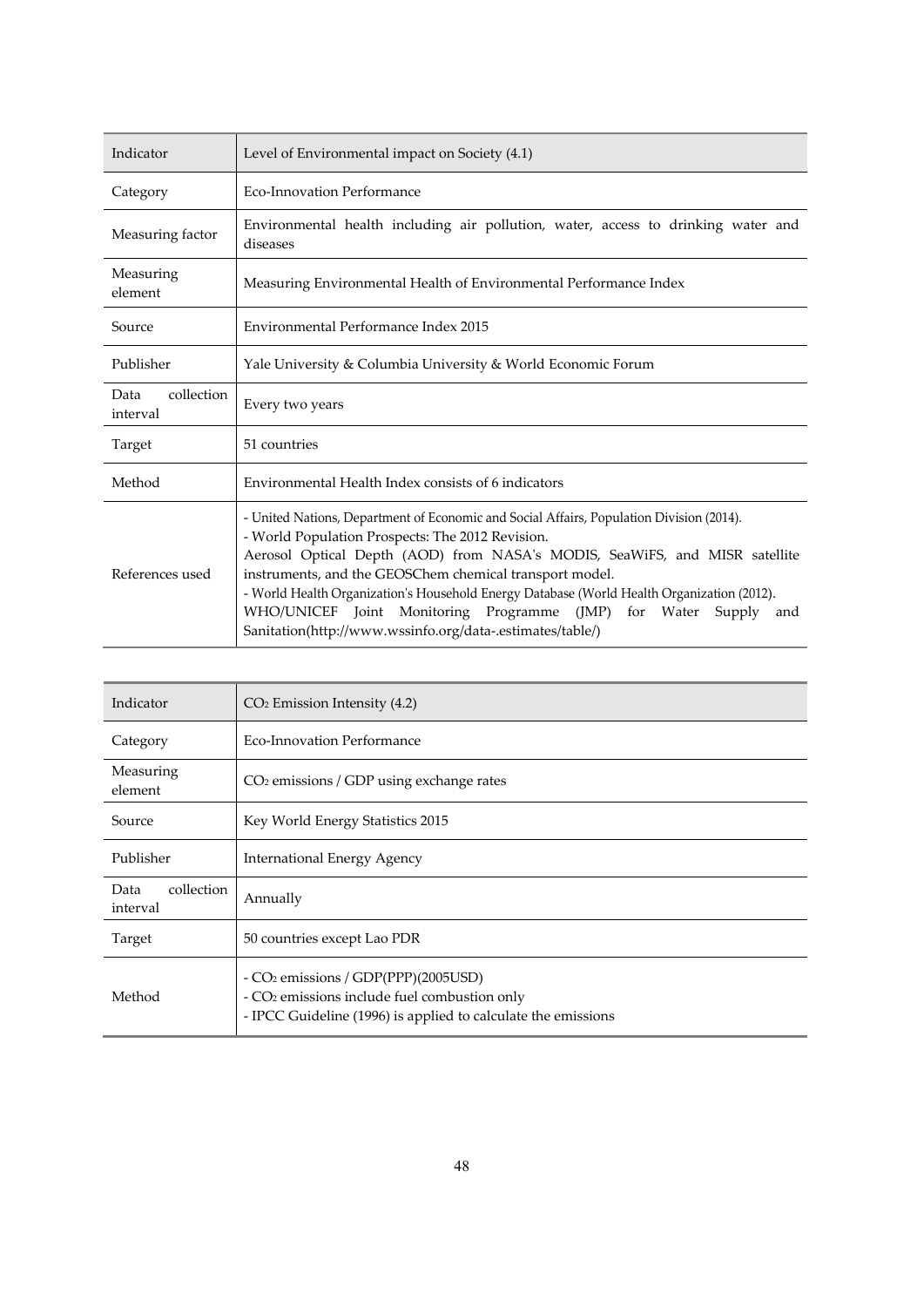| Indicator | Level of Environmental impact on Society (4.1) |
| --- | --- |
| Category | Eco-Innovation Performance |
| Measuring factor | Environmental health including air pollution, water, access to drinking water and diseases |
| Measuring element | Measuring Environmental Health of Environmental Performance Index |
| Source | Environmental Performance Index 2015 |
| Publisher | Yale University & Columbia University & World Economic Forum |
| Data collection interval | Every two years |
| Target | 51 countries |
| Method | Environmental Health Index consists of 6 indicators |
| References used | - United Nations, Department of Economic and Social Affairs, Population Division (2014).<br>- World Population Prospects: The 2012 Revision.<br>Aerosol Optical Depth (AOD) from NASA's MODIS, SeaWiFS, and MISR satellite instruments, and the GEOSChem chemical transport model.<br>- World Health Organization's Household Energy Database (World Health Organization (2012).<br>WHO/UNICEF Joint Monitoring Programme (JMP) for Water Supply and Sanitation(http://www.wssinfo.org/data-.estimates/table/) |

| Indicator | $CO_2$ Emission Intensity (4.2) |
| --- | --- |
| Category | Eco-Innovation Performance |
| Measuring element | $CO_2$ emissions / GDP using exchange rates |
| Source | Key World Energy Statistics 2015 |
| Publisher | International Energy Agency |
| Data collection interval | Annually |
| Target | 50 countries except Lao PDR |
| Method | - $CO_2$ emissions / GDP(PPP)(2005USD)<br>- $CO_2$ emissions include fuel combustion only<br>- IPCC Guideline (1996) is applied to calculate the emissions |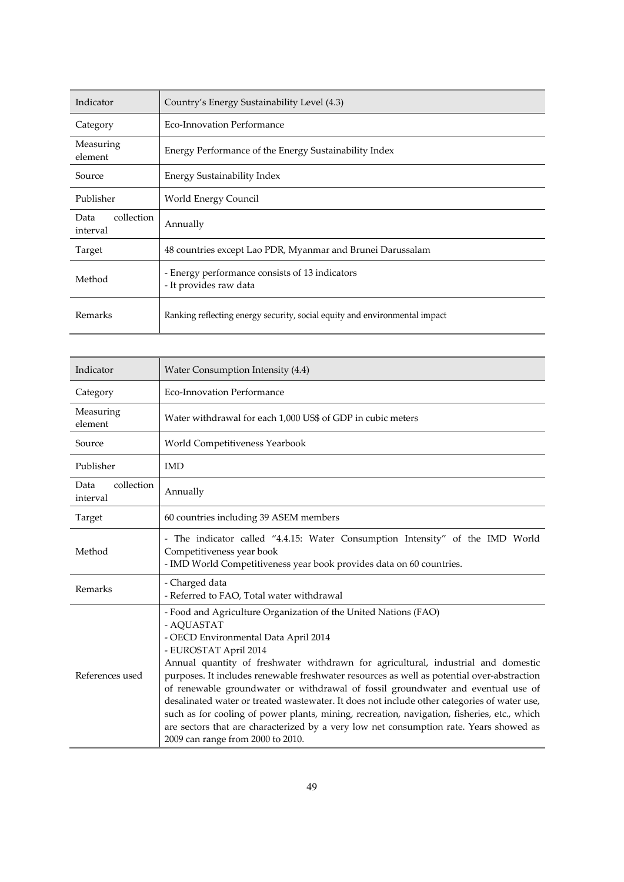| Indicator | Country's Energy Sustainability Level (4.3) |
| --- | --- |
| Category | Eco-Innovation Performance |
| Measuring element | Energy Performance of the Energy Sustainability Index |
| Source | Energy Sustainability Index |
| Publisher | World Energy Council |
| Data collection interval | Annually |
| Target | 48 countries except Lao PDR, Myanmar and Brunei Darussalam |
| Method | - Energy performance consists of 13 indicators<br>- It provides raw data |
| Remarks | Ranking reflecting energy security, social equity and environmental impact |

| Indicator | Water Consumption Intensity (4.4) |
| --- | --- |
| Category | Eco-Innovation Performance |
| Measuring element | Water withdrawal for each 1,000 US$ of GDP in cubic meters |
| Source | World Competitiveness Yearbook |
| Publisher | IMD |
| Data collection interval | Annually |
| Target | 60 countries including 39 ASEM members |
| Method | - The indicator called "4.4.15: Water Consumption Intensity" of the IMD World Competitiveness year book<br>- IMD World Competitiveness year book provides data on 60 countries. |
| Remarks | - Charged data<br>- Referred to FAO, Total water withdrawal |
| References used | - Food and Agriculture Organization of the United Nations (FAO)<br>- AQUASTAT<br>- OECD Environmental Data April 2014<br>- EUROSTAT April 2014<br>Annual quantity of freshwater withdrawn for agricultural, industrial and domestic purposes. It includes renewable freshwater resources as well as potential over-abstraction of renewable groundwater or withdrawal of fossil groundwater and eventual use of desalinated water or treated wastewater. It does not include other categories of water use, such as for cooling of power plants, mining, recreation, navigation, fisheries, etc., which are sectors that are characterized by a very low net consumption rate. Years showed as 2009 can range from 2000 to 2010. |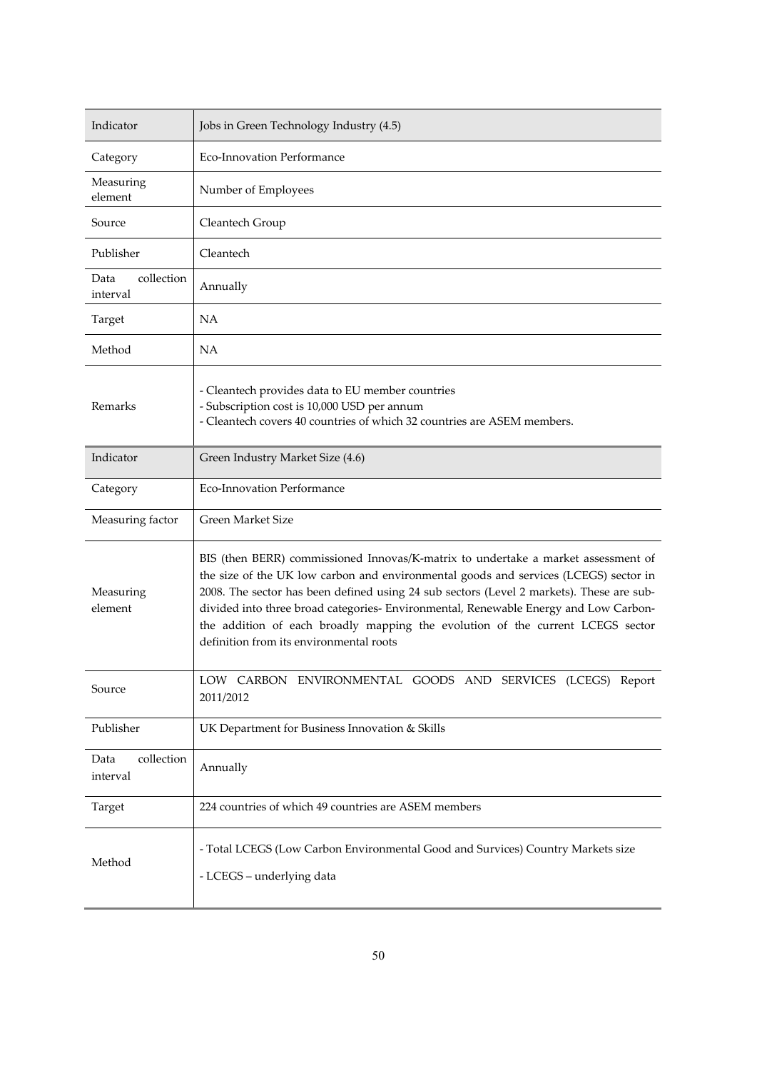| Indicator | Jobs in Green Technology Industry (4.5) |
|---|---|
| Category | Eco-Innovation Performance |
| Measuring element | Number of Employees |
| Source | Cleantech Group |
| Publisher | Cleantech |
| Data collection interval | Annually |
| Target | NA |
| Method | NA |
| Remarks | - Cleantech provides data to EU member countries<br>- Subscription cost is 10,000 USD per annum<br>- Cleantech covers 40 countries of which 32 countries are ASEM members. |

| Indicator | Green Industry Market Size (4.6) |
|---|---|
| Category | Eco-Innovation Performance |
| Measuring factor | Green Market Size |
| Measuring element | BIS (then BERR) commissioned Innovas/K-matrix to undertake a market assessment of the size of the UK low carbon and environmental goods and services (LCEGS) sector in 2008. The sector has been defined using 24 sub sectors (Level 2 markets). These are sub-divided into three broad categories- Environmental, Renewable Energy and Low Carbon- the addition of each broadly mapping the evolution of the current LCEGS sector definition from its environmental roots |
| Source | LOW CARBON ENVIRONMENTAL GOODS AND SERVICES (LCEGS) Report 2011/2012 |
| Publisher | UK Department for Business Innovation & Skills |
| Data collection interval | Annually |
| Target | 224 countries of which 49 countries are ASEM members |
| Method | - Total LCEGS (Low Carbon Environmental Good and Survices) Country Markets size<br>- LCEGS – underlying data |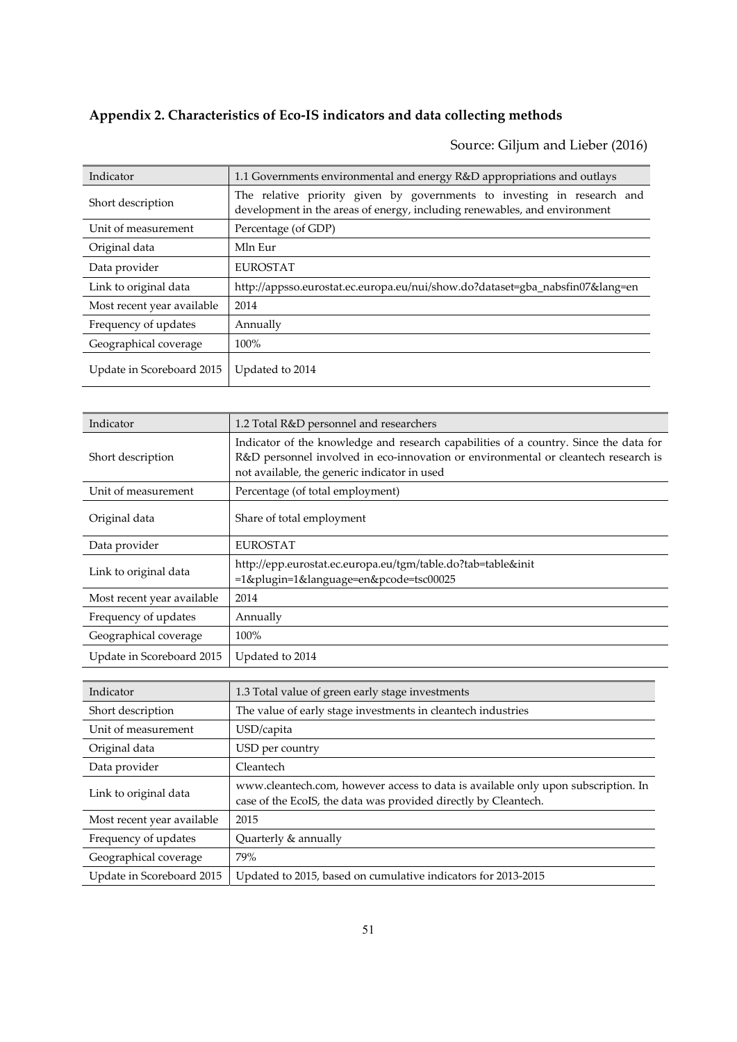## Appendix 2. Characteristics of Eco-IS indicators and data collecting methods

Source: Giljum and Lieber (2016)

| Indicator | 1.1 Governments environmental and energy R&D appropriations and outlays |
|---|---|
| Short description | The relative priority given by governments to investing in research and development in the areas of energy, including renewables, and environment |
| Unit of measurement | Percentage (of GDP) |
| Original data | Mln Eur |
| Data provider | EUROSTAT |
| Link to original data | http://appsso.eurostat.ec.europa.eu/nui/show.do?dataset=gba_nabsfin07&lang=en |
| Most recent year available | 2014 |
| Frequency of updates | Annually |
| Geographical coverage | 100% |
| Update in Scoreboard 2015 | Updated to 2014 |

| Indicator | 1.2 Total R&D personnel and researchers |
|---|---|
| Short description | Indicator of the knowledge and research capabilities of a country. Since the data for R&D personnel involved in eco-innovation or environmental or cleantech research is not available, the generic indicator in used |
| Unit of measurement | Percentage (of total employment) |
| Original data | Share of total employment |
| Data provider | EUROSTAT |
| Link to original data | http://epp.eurostat.ec.europa.eu/tgm/table.do?tab=table&init =1&plugin=1&language=en&pcode=tsc00025 |
| Most recent year available | 2014 |
| Frequency of updates | Annually |
| Geographical coverage | 100% |
| Update in Scoreboard 2015 | Updated to 2014 |

| Indicator | 1.3 Total value of green early stage investments |
|---|---|
| Short description | The value of early stage investments in cleantech industries |
| Unit of measurement | USD/capita |
| Original data | USD per country |
| Data provider | Cleantech |
| Link to original data | www.cleantech.com, however access to data is available only upon subscription. In case of the EcoIS, the data was provided directly by Cleantech. |
| Most recent year available | 2015 |
| Frequency of updates | Quarterly & annually |
| Geographical coverage | 79% |
| Update in Scoreboard 2015 | Updated to 2015, based on cumulative indicators for 2013-2015 |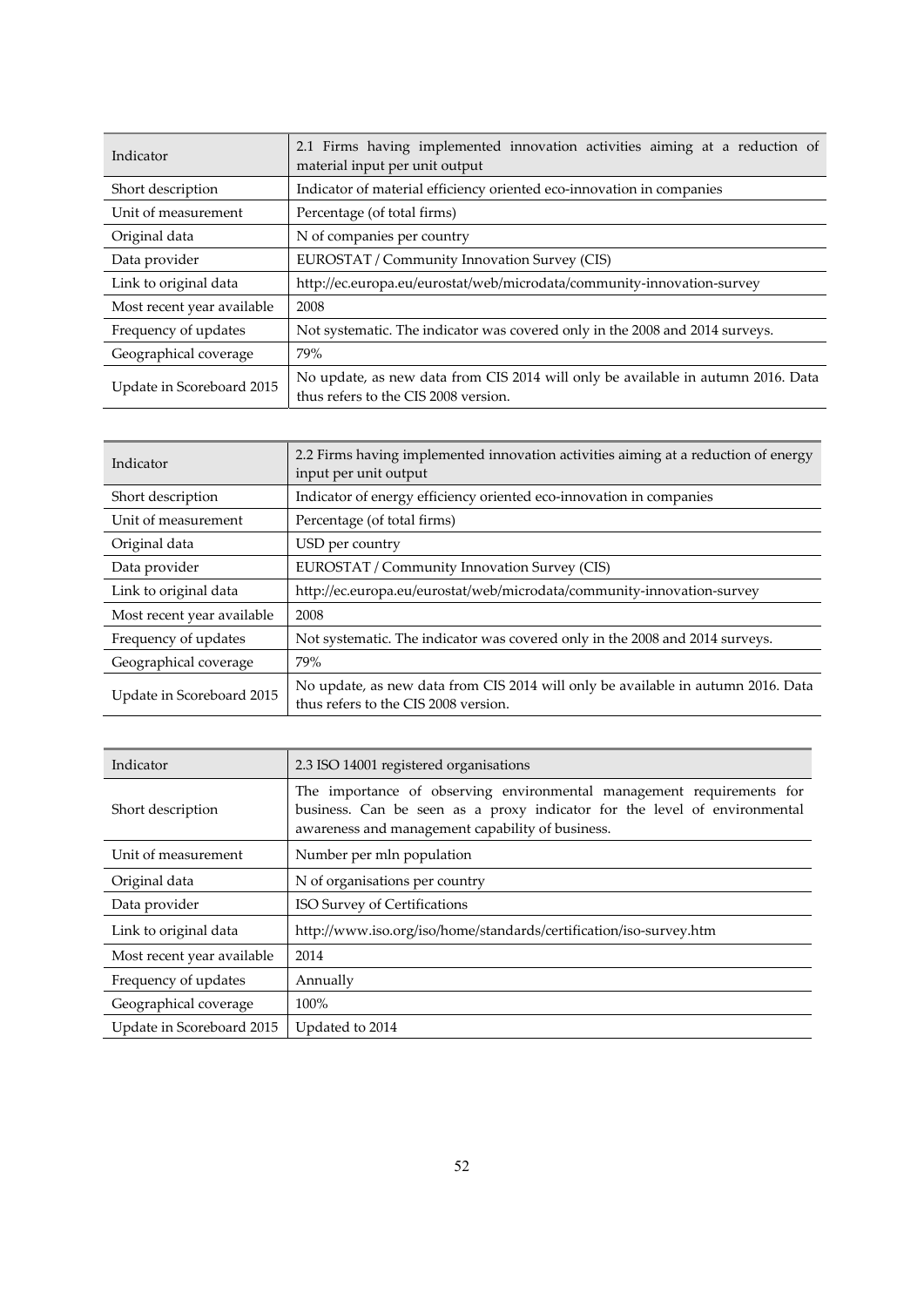| Indicator | 2.1 Firms having implemented innovation activities aiming at a reduction of material input per unit output |
|---|---|
| Short description | Indicator of material efficiency oriented eco-innovation in companies |
| Unit of measurement | Percentage (of total firms) |
| Original data | N of companies per country |
| Data provider | EUROSTAT / Community Innovation Survey (CIS) |
| Link to original data | http://ec.europa.eu/eurostat/web/microdata/community-innovation-survey |
| Most recent year available | 2008 |
| Frequency of updates | Not systematic. The indicator was covered only in the 2008 and 2014 surveys. |
| Geographical coverage | 79% |
| Update in Scoreboard 2015 | No update, as new data from CIS 2014 will only be available in autumn 2016. Data thus refers to the CIS 2008 version. |

| Indicator | 2.2 Firms having implemented innovation activities aiming at a reduction of energy input per unit output |
|---|---|
| Short description | Indicator of energy efficiency oriented eco-innovation in companies |
| Unit of measurement | Percentage (of total firms) |
| Original data | USD per country |
| Data provider | EUROSTAT / Community Innovation Survey (CIS) |
| Link to original data | http://ec.europa.eu/eurostat/web/microdata/community-innovation-survey |
| Most recent year available | 2008 |
| Frequency of updates | Not systematic. The indicator was covered only in the 2008 and 2014 surveys. |
| Geographical coverage | 79% |
| Update in Scoreboard 2015 | No update, as new data from CIS 2014 will only be available in autumn 2016. Data thus refers to the CIS 2008 version. |

| Indicator | 2.3 ISO 14001 registered organisations |
|---|---|
| Short description | The importance of observing environmental management requirements for business. Can be seen as a proxy indicator for the level of environmental awareness and management capability of business. |
| Unit of measurement | Number per mln population |
| Original data | N of organisations per country |
| Data provider | ISO Survey of Certifications |
| Link to original data | http://www.iso.org/iso/home/standards/certification/iso-survey.htm |
| Most recent year available | 2014 |
| Frequency of updates | Annually |
| Geographical coverage | 100% |
| Update in Scoreboard 2015 | Updated to 2014 |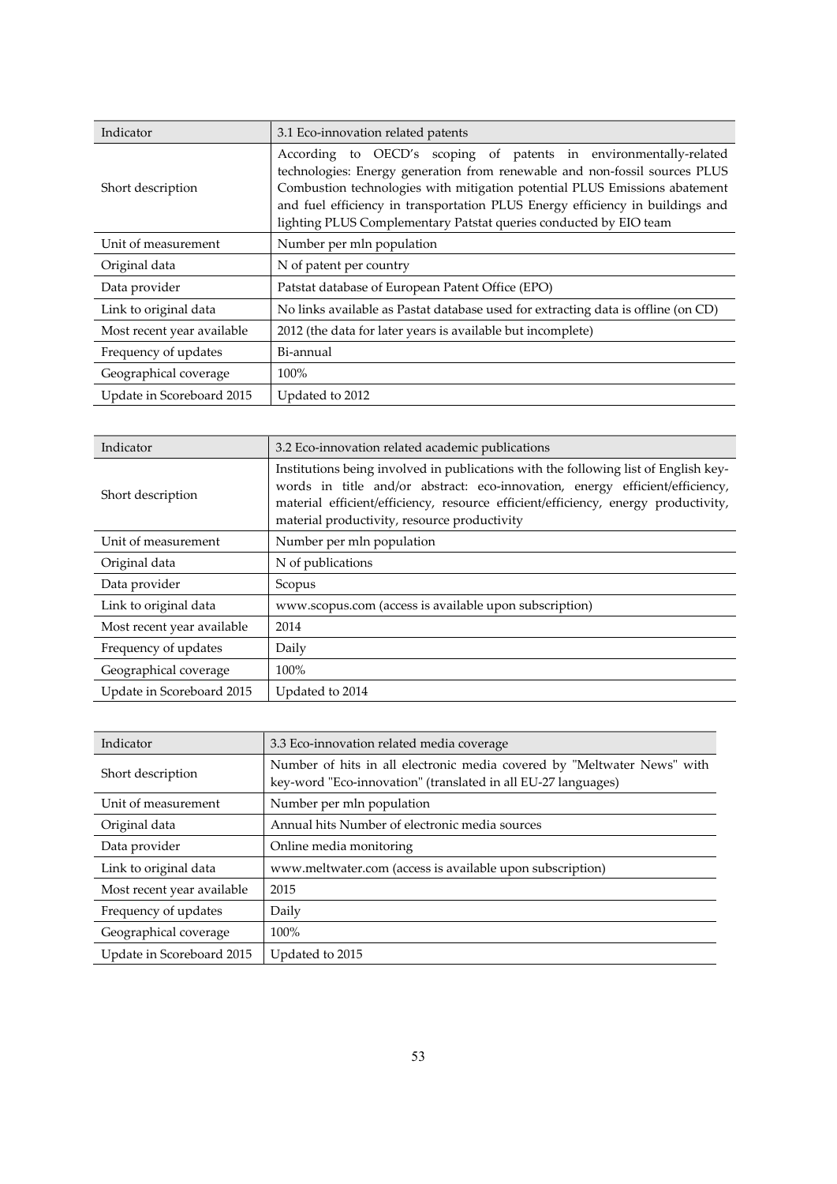| Indicator | 3.1 Eco-innovation related patents |
|---|---|
| Short description | According to OECD's scoping of patents in environmentally-related technologies: Energy generation from renewable and non-fossil sources PLUS Combustion technologies with mitigation potential PLUS Emissions abatement and fuel efficiency in transportation PLUS Energy efficiency in buildings and lighting PLUS Complementary Patstat queries conducted by EIO team |
| Unit of measurement | Number per mln population |
| Original data | N of patent per country |
| Data provider | Patstat database of European Patent Office (EPO) |
| Link to original data | No links available as Pastat database used for extracting data is offline (on CD) |
| Most recent year available | 2012 (the data for later years is available but incomplete) |
| Frequency of updates | Bi-annual |
| Geographical coverage | 100% |
| Update in Scoreboard 2015 | Updated to 2012 |

| Indicator | 3.2 Eco-innovation related academic publications |
|---|---|
| Short description | Institutions being involved in publications with the following list of English key-words in title and/or abstract: eco-innovation, energy efficient/efficiency, material efficient/efficiency, resource efficient/efficiency, energy productivity, material productivity, resource productivity |
| Unit of measurement | Number per mln population |
| Original data | N of publications |
| Data provider | Scopus |
| Link to original data | www.scopus.com (access is available upon subscription) |
| Most recent year available | 2014 |
| Frequency of updates | Daily |
| Geographical coverage | 100% |
| Update in Scoreboard 2015 | Updated to 2014 |

| Indicator | 3.3 Eco-innovation related media coverage |
|---|---|
| Short description | Number of hits in all electronic media covered by "Meltwater News" with key-word "Eco-innovation" (translated in all EU-27 languages) |
| Unit of measurement | Number per mln population |
| Original data | Annual hits Number of electronic media sources |
| Data provider | Online media monitoring |
| Link to original data | www.meltwater.com (access is available upon subscription) |
| Most recent year available | 2015 |
| Frequency of updates | Daily |
| Geographical coverage | 100% |
| Update in Scoreboard 2015 | Updated to 2015 |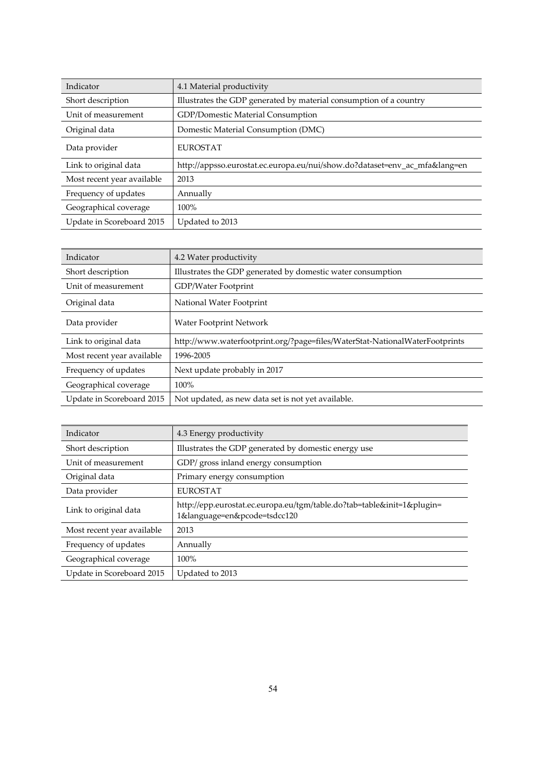| Indicator | 4.1 Material productivity |
|---|---|
| Short description | Illustrates the GDP generated by material consumption of a country |
| Unit of measurement | GDP/Domestic Material Consumption |
| Original data | Domestic Material Consumption (DMC) |
| Data provider | EUROSTAT |
| Link to original data | http://appsso.eurostat.ec.europa.eu/nui/show.do?dataset=env_ac_mfa&lang=en |
| Most recent year available | 2013 |
| Frequency of updates | Annually |
| Geographical coverage | 100% |
| Update in Scoreboard 2015 | Updated to 2013 |

| Indicator | 4.2 Water productivity |
|---|---|
| Short description | Illustrates the GDP generated by domestic water consumption |
| Unit of measurement | GDP/Water Footprint |
| Original data | National Water Footprint |
| Data provider | Water Footprint Network |
| Link to original data | http://www.waterfootprint.org/?page=files/WaterStat-NationalWaterFootprints |
| Most recent year available | 1996-2005 |
| Frequency of updates | Next update probably in 2017 |
| Geographical coverage | 100% |
| Update in Scoreboard 2015 | Not updated, as new data set is not yet available. |

| Indicator | 4.3 Energy productivity |
|---|---|
| Short description | Illustrates the GDP generated by domestic energy use |
| Unit of measurement | GDP/ gross inland energy consumption |
| Original data | Primary energy consumption |
| Data provider | EUROSTAT |
| Link to original data | http://epp.eurostat.ec.europa.eu/tgm/table.do?tab=table&init=1&plugin=1&language=en&pcode=tsdcc120 |
| Most recent year available | 2013 |
| Frequency of updates | Annually |
| Geographical coverage | 100% |
| Update in Scoreboard 2015 | Updated to 2013 |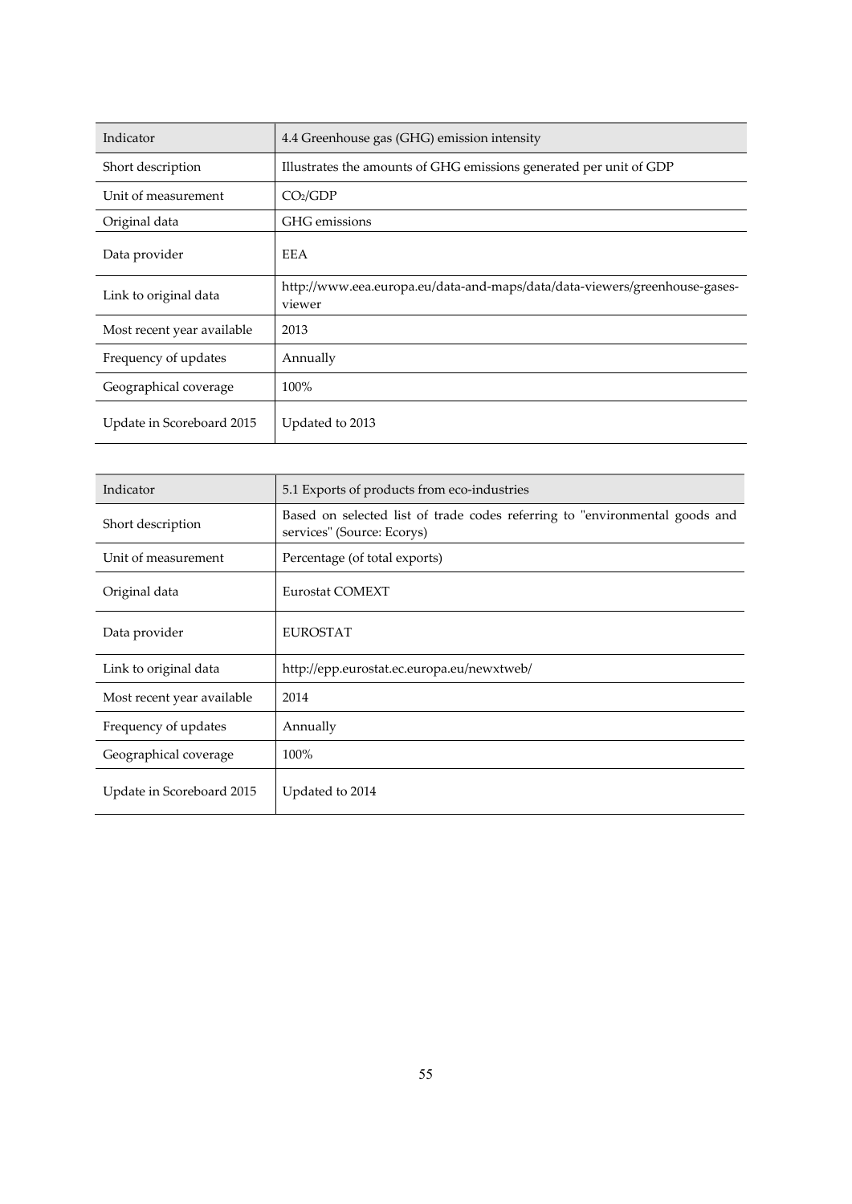| Indicator | 4.4 Greenhouse gas (GHG) emission intensity |
|---|---|
| Short description | Illustrates the amounts of GHG emissions generated per unit of GDP |
| Unit of measurement | $CO_2$/GDP |
| Original data | GHG emissions |
| Data provider | EEA |
| Link to original data | http://www.eea.europa.eu/data-and-maps/data/data-viewers/greenhouse-gases-viewer |
| Most recent year available | 2013 |
| Frequency of updates | Annually |
| Geographical coverage | 100% |
| Update in Scoreboard 2015 | Updated to 2013 |

| Indicator | 5.1 Exports of products from eco-industries |
|---|---|
| Short description | Based on selected list of trade codes referring to "environmental goods and services" (Source: Ecorys) |
| Unit of measurement | Percentage (of total exports) |
| Original data | Eurostat COMEXT |
| Data provider | EUROSTAT |
| Link to original data | http://epp.eurostat.ec.europa.eu/newxtweb/ |
| Most recent year available | 2014 |
| Frequency of updates | Annually |
| Geographical coverage | 100% |
| Update in Scoreboard 2015 | Updated to 2014 |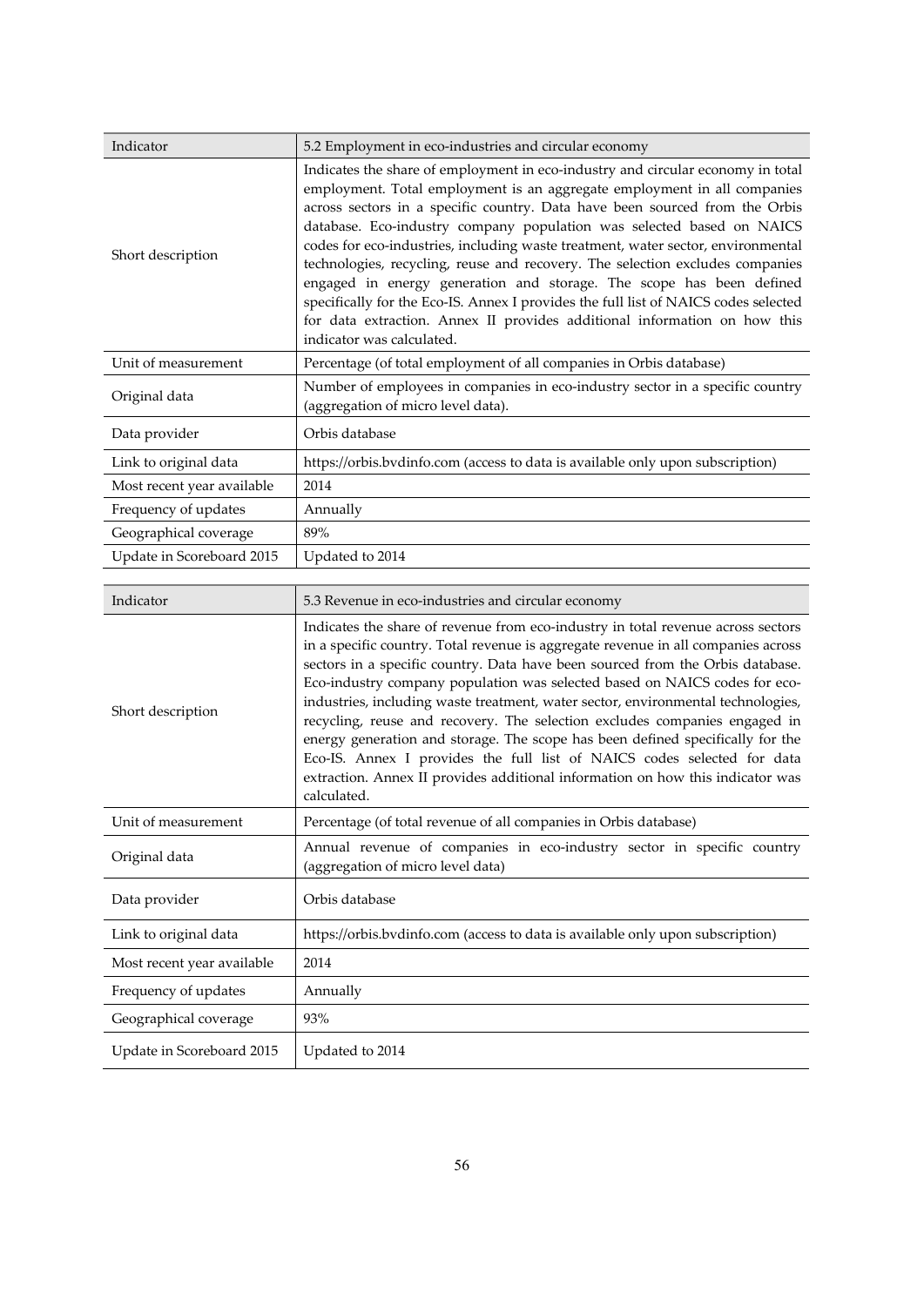| Indicator | 5.2 Employment in eco-industries and circular economy |
| --- | --- |
| Short description | Indicates the share of employment in eco-industry and circular economy in total employment. Total employment is an aggregate employment in all companies across sectors in a specific country. Data have been sourced from the Orbis database. Eco-industry company population was selected based on NAICS codes for eco-industries, including waste treatment, water sector, environmental technologies, recycling, reuse and recovery. The selection excludes companies engaged in energy generation and storage. The scope has been defined specifically for the Eco-IS. Annex I provides the full list of NAICS codes selected for data extraction. Annex II provides additional information on how this indicator was calculated. |
| Unit of measurement | Percentage (of total employment of all companies in Orbis database) |
| Original data | Number of employees in companies in eco-industry sector in a specific country (aggregation of micro level data). |
| Data provider | Orbis database |
| Link to original data | https://orbis.bvdinfo.com (access to data is available only upon subscription) |
| Most recent year available | 2014 |
| Frequency of updates | Annually |
| Geographical coverage | 89% |
| Update in Scoreboard 2015 | Updated to 2014 |

| Indicator | 5.3 Revenue in eco-industries and circular economy |
| --- | --- |
| Short description | Indicates the share of revenue from eco-industry in total revenue across sectors in a specific country. Total revenue is aggregate revenue in all companies across sectors in a specific country. Data have been sourced from the Orbis database. Eco-industry company population was selected based on NAICS codes for eco-industries, including waste treatment, water sector, environmental technologies, recycling, reuse and recovery. The selection excludes companies engaged in energy generation and storage. The scope has been defined specifically for the Eco-IS. Annex I provides the full list of NAICS codes selected for data extraction. Annex II provides additional information on how this indicator was calculated. |
| Unit of measurement | Percentage (of total revenue of all companies in Orbis database) |
| Original data | Annual revenue of companies in eco-industry sector in specific country (aggregation of micro level data) |
| Data provider | Orbis database |
| Link to original data | https://orbis.bvdinfo.com (access to data is available only upon subscription) |
| Most recent year available | 2014 |
| Frequency of updates | Annually |
| Geographical coverage | 93% |
| Update in Scoreboard 2015 | Updated to 2014 |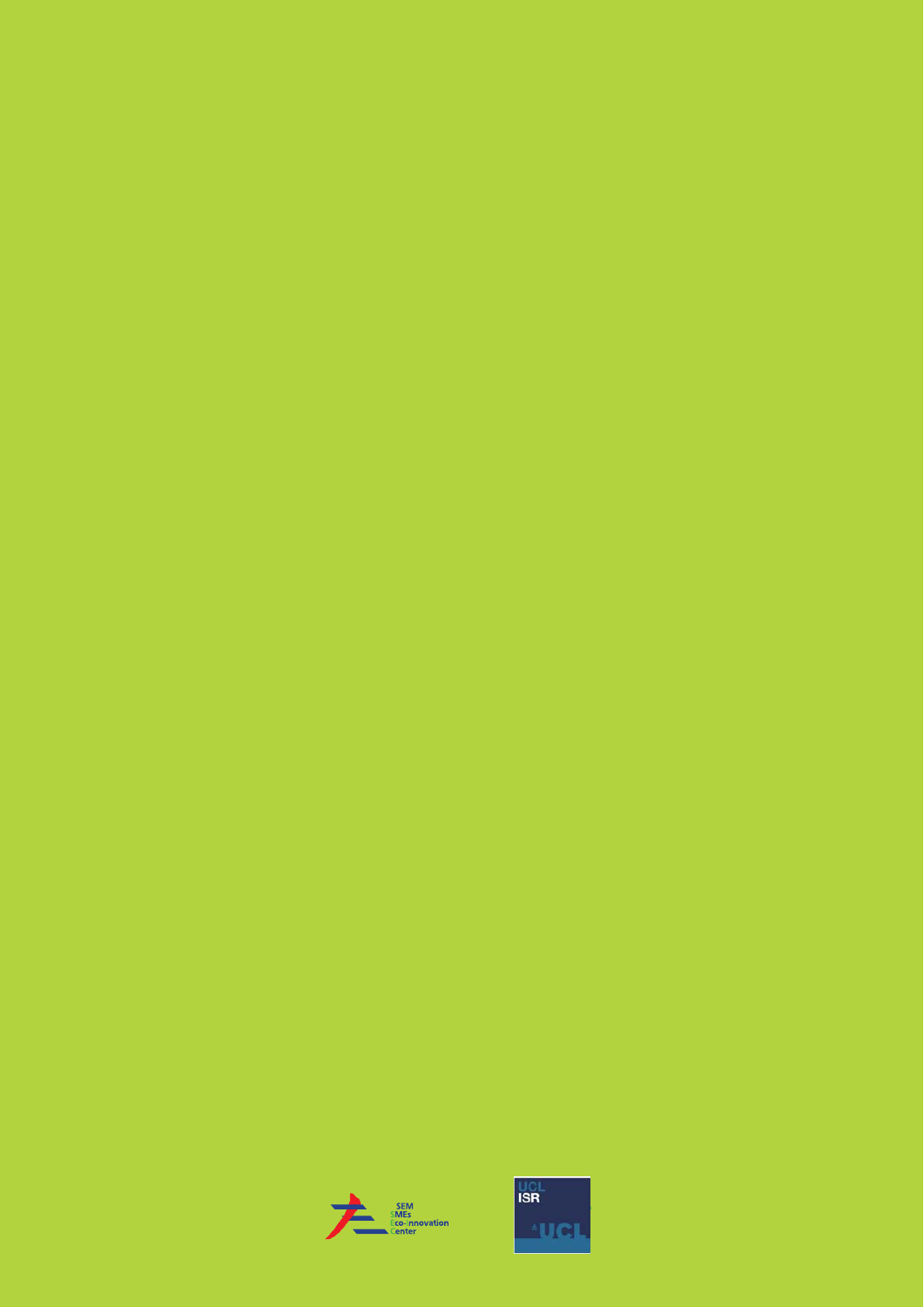SEM
SMEs
Eco-Innovation
Center

UCL
ISR

UCL